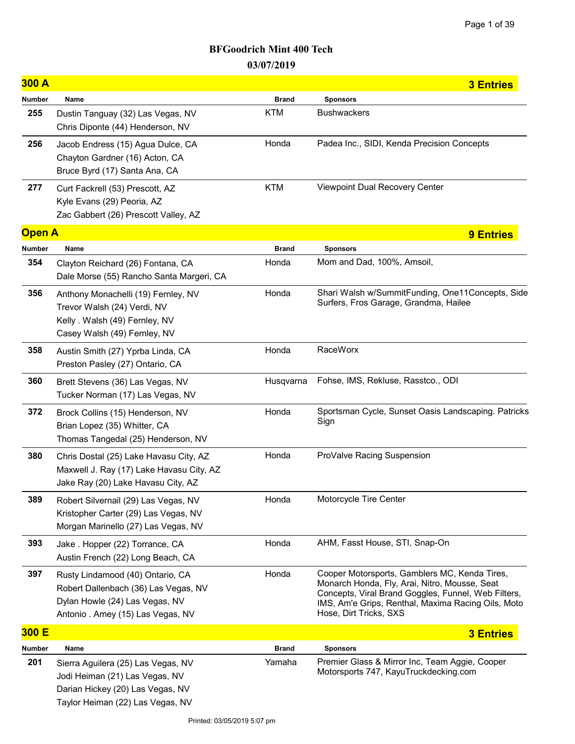# BFGoodrich Mint 400 Tech

03/07/2019

## 300 A — 3 Entries

| Number | Name | Brand | Sponsors |
|---|---|---|---|
| 255 | Dustin Tanguay (32) Las Vegas, NV<br>Chris Diponte (44) Henderson, NV | KTM | Bushwackers |
| 256 | Jacob Endress (15) Agua Dulce, CA<br>Chayton Gardner (16) Acton, CA<br>Bruce Byrd (17) Santa Ana, CA | Honda | Padea Inc., SIDI, Kenda Precision Concepts |
| 277 | Curt Fackrell (53) Prescott, AZ<br>Kyle Evans (29) Peoria, AZ<br>Zac Gabbert (26) Prescott Valley, AZ | KTM | Viewpoint Dual Recovery Center |

## Open A — 9 Entries

| Number | Name | Brand | Sponsors |
|---|---|---|---|
| 354 | Clayton Reichard (26) Fontana, CA<br>Dale Morse (55) Rancho Santa Margeri, CA | Honda | Mom and Dad, 100%, Amsoil, |
| 356 | Anthony Monachelli (19) Fernley, NV<br>Trevor Walsh (24) Verdi, NV<br>Kelly . Walsh (49) Fernley, NV<br>Casey Walsh (49) Fernley, NV | Honda | Shari Walsh w/SummitFunding, One11Concepts, Side Surfers, Fros Garage, Grandma, Hailee |
| 358 | Austin Smith (27) Yprba Linda, CA<br>Preston Pasley (27) Ontario, CA | Honda | RaceWorx |
| 360 | Brett Stevens (36) Las Vegas, NV<br>Tucker Norman (17) Las Vegas, NV | Husqvarna | Fohse, IMS, Rekluse, Rasstco., ODI |
| 372 | Brock Collins (15) Henderson, NV<br>Brian Lopez (35) Whitter, CA<br>Thomas Tangedal (25) Henderson, NV | Honda | Sportsman Cycle, Sunset Oasis Landscaping. Patricks Sign |
| 380 | Chris Dostal (25) Lake Havasu City, AZ<br>Maxwell J. Ray (17) Lake Havasu City, AZ<br>Jake Ray (20) Lake Havasu City, AZ | Honda | ProValve Racing Suspension |
| 389 | Robert Silvernail (29) Las Vegas, NV<br>Kristopher Carter (29) Las Vegas, NV<br>Morgan Marinello (27) Las Vegas, NV | Honda | Motorcycle Tire Center |
| 393 | Jake . Hopper (22) Torrance, CA<br>Austin French (22) Long Beach, CA | Honda | AHM, Fasst House, STI, Snap-On |
| 397 | Rusty Lindamood (40) Ontario, CA<br>Robert Dallenbach (36) Las Vegas, NV<br>Dylan Howle (24) Las Vegas, NV<br>Antonio . Amey (15) Las Vegas, NV | Honda | Cooper Motorsports, Gamblers MC, Kenda Tires, Monarch Honda, Fly, Arai, Nitro, Mousse, Seat Concepts, Viral Brand Goggles, Funnel, Web Filters, IMS, Am'e Grips, Renthal, Maxima Racing Oils, Moto Hose, Dirt Tricks, SXS |

## 300 E — 3 Entries

| Number | Name | Brand | Sponsors |
|---|---|---|---|
| 201 | Sierra Aguilera (25) Las Vegas, NV<br>Jodi Heiman (21) Las Vegas, NV<br>Darian Hickey (20) Las Vegas, NV<br>Taylor Heiman (22) Las Vegas, NV | Yamaha | Premier Glass & Mirror Inc, Team Aggie, Cooper Motorsports 747, KayuTruckdecking.com |

Printed: 03/05/2019 5:07 pm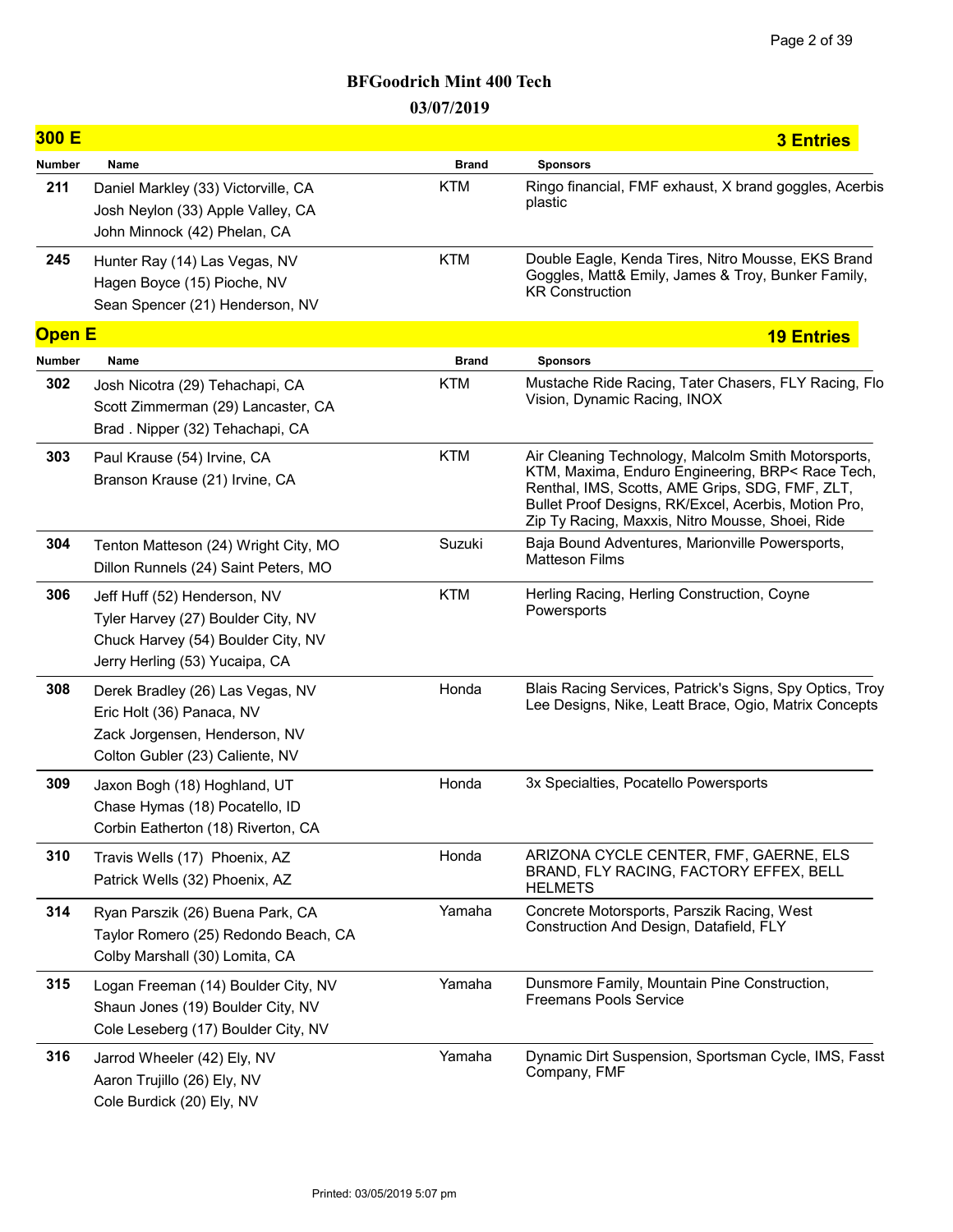# BFGoodrich Mint 400 Tech

## 03/07/2019

## 300 E — 3 Entries

| Number | Name | Brand | Sponsors |
|---|---|---|---|
| 211 | Daniel Markley (33) Victorville, CA<br>Josh Neylon (33) Apple Valley, CA<br>John Minnock (42) Phelan, CA | KTM | Ringo financial, FMF exhaust, X brand goggles, Acerbis plastic |
| 245 | Hunter Ray (14) Las Vegas, NV<br>Hagen Boyce (15) Pioche, NV<br>Sean Spencer (21) Henderson, NV | KTM | Double Eagle, Kenda Tires, Nitro Mousse, EKS Brand Goggles, Matt& Emily, James & Troy, Bunker Family, KR Construction |

## Open E — 19 Entries

| Number | Name | Brand | Sponsors |
|---|---|---|---|
| 302 | Josh Nicotra (29) Tehachapi, CA<br>Scott Zimmerman (29) Lancaster, CA<br>Brad . Nipper (32) Tehachapi, CA | KTM | Mustache Ride Racing, Tater Chasers, FLY Racing, Flo Vision, Dynamic Racing, INOX |
| 303 | Paul Krause (54) Irvine, CA<br>Branson Krause (21) Irvine, CA | KTM | Air Cleaning Technology, Malcolm Smith Motorsports, KTM, Maxima, Enduro Engineering, BRP< Race Tech, Renthal, IMS, Scotts, AME Grips, SDG, FMF, ZLT, Bullet Proof Designs, RK/Excel, Acerbis, Motion Pro, Zip Ty Racing, Maxxis, Nitro Mousse, Shoei, Ride |
| 304 | Tenton Matteson (24) Wright City, MO<br>Dillon Runnels (24) Saint Peters, MO | Suzuki | Baja Bound Adventures, Marionville Powersports, Matteson Films |
| 306 | Jeff Huff (52) Henderson, NV<br>Tyler Harvey (27) Boulder City, NV<br>Chuck Harvey (54) Boulder City, NV<br>Jerry Herling (53) Yucaipa, CA | KTM | Herling Racing, Herling Construction, Coyne Powersports |
| 308 | Derek Bradley (26) Las Vegas, NV<br>Eric Holt (36) Panaca, NV<br>Zack Jorgensen, Henderson, NV<br>Colton Gubler (23) Caliente, NV | Honda | Blais Racing Services, Patrick's Signs, Spy Optics, Troy Lee Designs, Nike, Leatt Brace, Ogio, Matrix Concepts |
| 309 | Jaxon Bogh (18) Hoghland, UT<br>Chase Hymas (18) Pocatello, ID<br>Corbin Eatherton (18) Riverton, CA | Honda | 3x Specialties, Pocatello Powersports |
| 310 | Travis Wells (17) Phoenix, AZ<br>Patrick Wells (32) Phoenix, AZ | Honda | ARIZONA CYCLE CENTER, FMF, GAERNE, ELS BRAND, FLY RACING, FACTORY EFFEX, BELL HELMETS |
| 314 | Ryan Parszik (26) Buena Park, CA<br>Taylor Romero (25) Redondo Beach, CA<br>Colby Marshall (30) Lomita, CA | Yamaha | Concrete Motorsports, Parszik Racing, West Construction And Design, Datafield, FLY |
| 315 | Logan Freeman (14) Boulder City, NV<br>Shaun Jones (19) Boulder City, NV<br>Cole Leseberg (17) Boulder City, NV | Yamaha | Dunsmore Family, Mountain Pine Construction, Freemans Pools Service |
| 316 | Jarrod Wheeler (42) Ely, NV<br>Aaron Trujillo (26) Ely, NV<br>Cole Burdick (20) Ely, NV | Yamaha | Dynamic Dirt Suspension, Sportsman Cycle, IMS, Fasst Company, FMF |

Printed: 03/05/2019 5:07 pm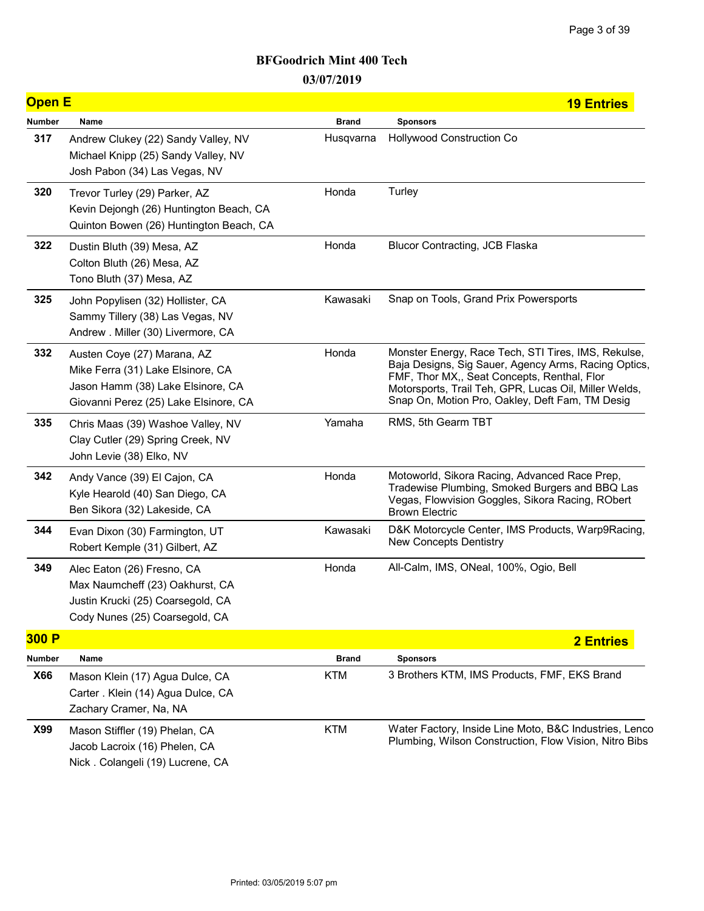# BFGoodrich Mint 400 Tech

## 03/07/2019

## Open E — 19 Entries

| Number | Name | Brand | Sponsors |
|---|---|---|---|
| 317 | Andrew Clukey (22) Sandy Valley, NV<br>Michael Knipp (25) Sandy Valley, NV<br>Josh Pabon (34) Las Vegas, NV | Husqvarna | Hollywood Construction Co |
| 320 | Trevor Turley (29) Parker, AZ<br>Kevin Dejongh (26) Huntington Beach, CA<br>Quinton Bowen (26) Huntington Beach, CA | Honda | Turley |
| 322 | Dustin Bluth (39) Mesa, AZ<br>Colton Bluth (26) Mesa, AZ<br>Tono Bluth (37) Mesa, AZ | Honda | Blucor Contracting, JCB Flaska |
| 325 | John Popylisen (32) Hollister, CA<br>Sammy Tillery (38) Las Vegas, NV<br>Andrew . Miller (30) Livermore, CA | Kawasaki | Snap on Tools, Grand Prix Powersports |
| 332 | Austen Coye (27) Marana, AZ<br>Mike Ferra (31) Lake Elsinore, CA<br>Jason Hamm (38) Lake Elsinore, CA<br>Giovanni Perez (25) Lake Elsinore, CA | Honda | Monster Energy, Race Tech, STI Tires, IMS, Rekulse, Baja Designs, Sig Sauer, Agency Arms, Racing Optics, FMF, Thor MX,, Seat Concepts, Renthal, Flor Motorsports, Trail Teh, GPR, Lucas Oil, Miller Welds, Snap On, Motion Pro, Oakley, Deft Fam, TM Desig |
| 335 | Chris Maas (39) Washoe Valley, NV<br>Clay Cutler (29) Spring Creek, NV<br>John Levie (38) Elko, NV | Yamaha | RMS, 5th Gearm TBT |
| 342 | Andy Vance (39) El Cajon, CA<br>Kyle Hearold (40) San Diego, CA<br>Ben Sikora (32) Lakeside, CA | Honda | Motoworld, Sikora Racing, Advanced Race Prep, Tradewise Plumbing, Smoked Burgers and BBQ Las Vegas, Flowvision Goggles, Sikora Racing, RObert Brown Electric |
| 344 | Evan Dixon (30) Farmington, UT<br>Robert Kemple (31) Gilbert, AZ | Kawasaki | D&K Motorcycle Center, IMS Products, Warp9Racing, New Concepts Dentistry |
| 349 | Alec Eaton (26) Fresno, CA<br>Max Naumcheff (23) Oakhurst, CA<br>Justin Krucki (25) Coarsegold, CA<br>Cody Nunes (25) Coarsegold, CA | Honda | All-Calm, IMS, ONeal, 100%, Ogio, Bell |

## 300 P — 2 Entries

| Number | Name | Brand | Sponsors |
|---|---|---|---|
| X66 | Mason Klein (17) Agua Dulce, CA<br>Carter . Klein (14) Agua Dulce, CA<br>Zachary Cramer, Na, NA | KTM | 3 Brothers KTM, IMS Products, FMF, EKS Brand |
| X99 | Mason Stiffler (19) Phelan, CA<br>Jacob Lacroix (16) Phelen, CA<br>Nick . Colangeli (19) Lucrene, CA | KTM | Water Factory, Inside Line Moto, B&C Industries, Lenco Plumbing, Wilson Construction, Flow Vision, Nitro Bibs |

Printed: 03/05/2019 5:07 pm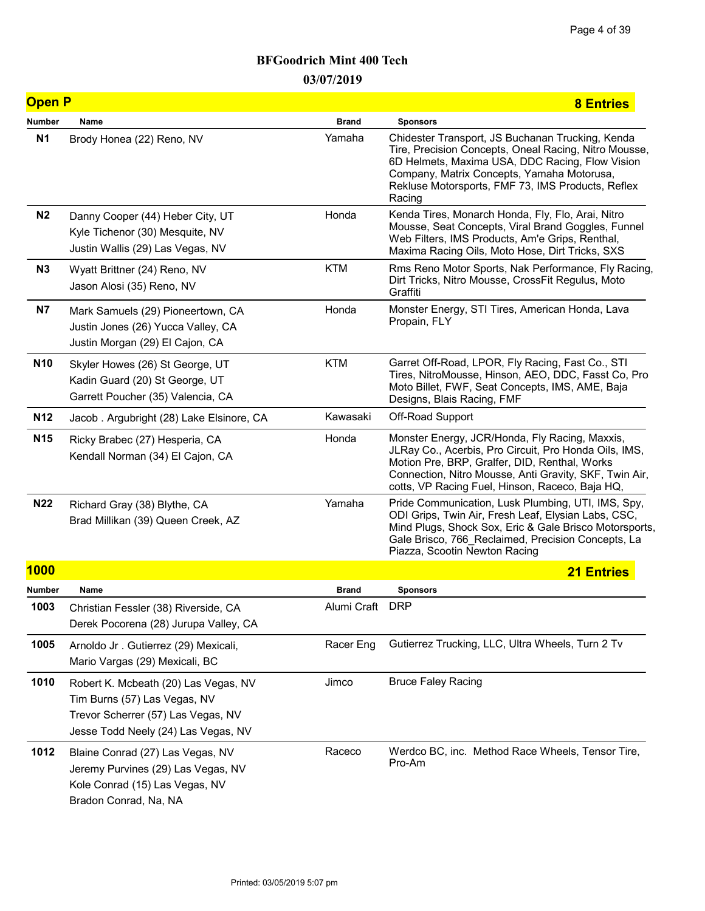# BFGoodrich Mint 400 Tech

## 03/07/2019

## Open P — 8 Entries

| Number | Name | Brand | Sponsors |
|---|---|---|---|
| N1 | Brody Honea (22) Reno, NV | Yamaha | Chidester Transport, JS Buchanan Trucking, Kenda Tire, Precision Concepts, Oneal Racing, Nitro Mousse, 6D Helmets, Maxima USA, DDC Racing, Flow Vision Company, Matrix Concepts, Yamaha Motorusa, Rekluse Motorsports, FMF 73, IMS Products, Reflex Racing |
| N2 | Danny Cooper (44) Heber City, UT<br>Kyle Tichenor (30) Mesquite, NV<br>Justin Wallis (29) Las Vegas, NV | Honda | Kenda Tires, Monarch Honda, Fly, Flo, Arai, Nitro Mousse, Seat Concepts, Viral Brand Goggles, Funnel Web Filters, IMS Products, Am'e Grips, Renthal, Maxima Racing Oils, Moto Hose, Dirt Tricks, SXS |
| N3 | Wyatt Brittner (24) Reno, NV<br>Jason Alosi (35) Reno, NV | KTM | Rms Reno Motor Sports, Nak Performance, Fly Racing, Dirt Tricks, Nitro Mousse, CrossFit Regulus, Moto Graffiti |
| N7 | Mark Samuels (29) Pioneertown, CA<br>Justin Jones (26) Yucca Valley, CA<br>Justin Morgan (29) El Cajon, CA | Honda | Monster Energy, STI Tires, American Honda, Lava Propain, FLY |
| N10 | Skyler Howes (26) St George, UT<br>Kadin Guard (20) St George, UT<br>Garrett Poucher (35) Valencia, CA | KTM | Garret Off-Road, LPOR, Fly Racing, Fast Co., STI Tires, NitroMousse, Hinson, AEO, DDC, Fasst Co, Pro Moto Billet, FWF, Seat Concepts, IMS, AME, Baja Designs, Blais Racing, FMF |
| N12 | Jacob . Argubright (28) Lake Elsinore, CA | Kawasaki | Off-Road Support |
| N15 | Ricky Brabec (27) Hesperia, CA<br>Kendall Norman (34) El Cajon, CA | Honda | Monster Energy, JCR/Honda, Fly Racing, Maxxis, JLRay Co., Acerbis, Pro Circuit, Pro Honda Oils, IMS, Motion Pre, BRP, Gralfer, DID, Renthal, Works Connection, Nitro Mousse, Anti Gravity, SKF, Twin Air, cotts, VP Racing Fuel, Hinson, Raceco, Baja HQ, |
| N22 | Richard Gray (38) Blythe, CA<br>Brad Millikan (39) Queen Creek, AZ | Yamaha | Pride Communication, Lusk Plumbing, UTI, IMS, Spy, ODI Grips, Twin Air, Fresh Leaf, Elysian Labs, CSC, Mind Plugs, Shock Sox, Eric & Gale Brisco Motorsports, Gale Brisco, 766_Reclaimed, Precision Concepts, La Piazza, Scootin Newton Racing |

## 1000 — 21 Entries

| Number | Name | Brand | Sponsors |
|---|---|---|---|
| 1003 | Christian Fessler (38) Riverside, CA<br>Derek Pocorena (28) Jurupa Valley, CA | Alumi Craft | DRP |
| 1005 | Arnoldo Jr . Gutierrez (29) Mexicali,<br>Mario Vargas (29) Mexicali, BC | Racer Eng | Gutierrez Trucking, LLC, Ultra Wheels, Turn 2 Tv |
| 1010 | Robert K. Mcbeath (20) Las Vegas, NV<br>Tim Burns (57) Las Vegas, NV<br>Trevor Scherrer (57) Las Vegas, NV<br>Jesse Todd Neely (24) Las Vegas, NV | Jimco | Bruce Faley Racing |
| 1012 | Blaine Conrad (27) Las Vegas, NV<br>Jeremy Purvines (29) Las Vegas, NV<br>Kole Conrad (15) Las Vegas, NV<br>Bradon Conrad, Na, NA | Raceco | Werdco BC, inc. Method Race Wheels, Tensor Tire, Pro-Am |

Printed: 03/05/2019 5:07 pm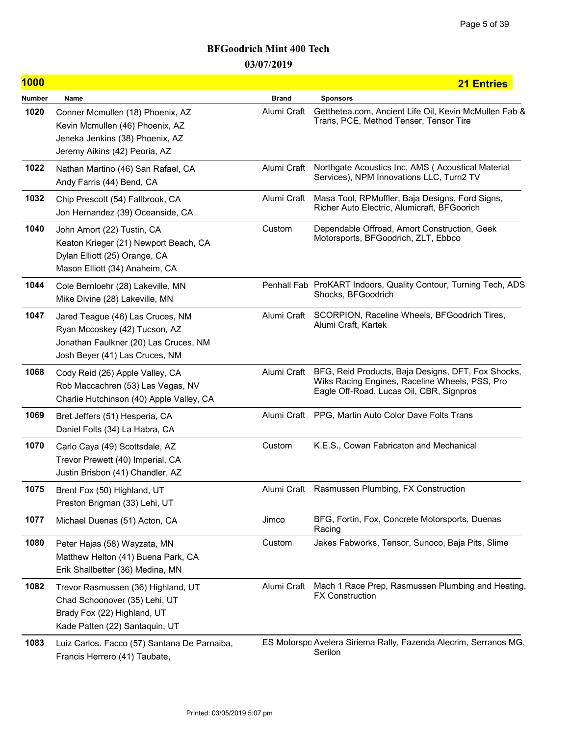# BFGoodrich Mint 400 Tech

## 03/07/2019

## 1000 — 21 Entries

| Number | Name | Brand | Sponsors |
|---|---|---|---|
| 1020 | Conner Mcmullen (18) Phoenix, AZ<br>Kevin Mcmullen (46) Phoenix, AZ<br>Jeneka Jenkins (38) Phoenix, AZ<br>Jeremy Aikins (42) Peoria, AZ | Alumi Craft | Getthetea.com, Ancient Life Oil, Kevin McMullen Fab & Trans, PCE, Method Tenser, Tensor Tire |
| 1022 | Nathan Martino (46) San Rafael, CA<br>Andy Farris (44) Bend, CA | Alumi Craft | Northgate Acoustics Inc, AMS ( Acoustical Material Services), NPM Innovations LLC, Turn2 TV |
| 1032 | Chip Prescott (54) Fallbrook, CA<br>Jon Hernandez (39) Oceanside, CA | Alumi Craft | Masa Tool, RPMuffler, Baja Designs, Ford Signs, Richer Auto Electric, Alumicraft, BFGoorich |
| 1040 | John Amort (22) Tustin, CA<br>Keaton Krieger (21) Newport Beach, CA<br>Dylan Elliott (25) Orange, CA<br>Mason Elliott (34) Anaheim, CA | Custom | Dependable Offroad, Amort Construction, Geek Motorsports, BFGoodrich, ZLT, Ebbco |
| 1044 | Cole Bernloehr (28) Lakeville, MN<br>Mike Divine (28) Lakeville, MN | Penhall Fab | ProKART Indoors, Quality Contour, Turning Tech, ADS Shocks, BFGoodrich |
| 1047 | Jared Teague (46) Las Cruces, NM<br>Ryan Mccoskey (42) Tucson, AZ<br>Jonathan Faulkner (20) Las Cruces, NM<br>Josh Beyer (41) Las Cruces, NM | Alumi Craft | SCORPION, Raceline Wheels, BFGoodrich Tires, Alumi Craft, Kartek |
| 1068 | Cody Reid (26) Apple Valley, CA<br>Rob Maccachren (53) Las Vegas, NV<br>Charlie Hutchinson (40) Apple Valley, CA | Alumi Craft | BFG, Reid Products, Baja Designs, DFT, Fox Shocks, Wiks Racing Engines, Raceline Wheels, PSS, Pro Eagle Off-Road, Lucas Oil, CBR, Signpros |
| 1069 | Bret Jeffers (51) Hesperia, CA<br>Daniel Folts (34) La Habra, CA | Alumi Craft | PPG, Martin Auto Color Dave Folts Trans |
| 1070 | Carlo Caya (49) Scottsdale, AZ<br>Trevor Prewett (40) Imperial, CA<br>Justin Brisbon (41) Chandler, AZ | Custom | K.E.S., Cowan Fabricaton and Mechanical |
| 1075 | Brent Fox (50) Highland, UT<br>Preston Brigman (33) Lehi, UT | Alumi Craft | Rasmussen Plumbing, FX Construction |
| 1077 | Michael Duenas (51) Acton, CA | Jimco | BFG, Fortin, Fox, Concrete Motorsports, Duenas Racing |
| 1080 | Peter Hajas (58) Wayzata, MN<br>Matthew Helton (41) Buena Park, CA<br>Erik Shallbetter (36) Medina, MN | Custom | Jakes Fabworks, Tensor, Sunoco, Baja Pits, Slime |
| 1082 | Trevor Rasmussen (36) Highland, UT<br>Chad Schoonover (35) Lehi, UT<br>Brady Fox (22) Highland, UT<br>Kade Patten (22) Santaquin, UT | Alumi Craft | Mach 1 Race Prep, Rasmussen Plumbing and Heating, FX Construction |
| 1083 | Luiz Carlos. Facco (57) Santana De Parnaiba,<br>Francis Herrero (41) Taubate, | ES Motorspo | Avelera Siriema Rally, Fazenda Alecrim, Serranos MG, Serilon |

Printed: 03/05/2019 5:07 pm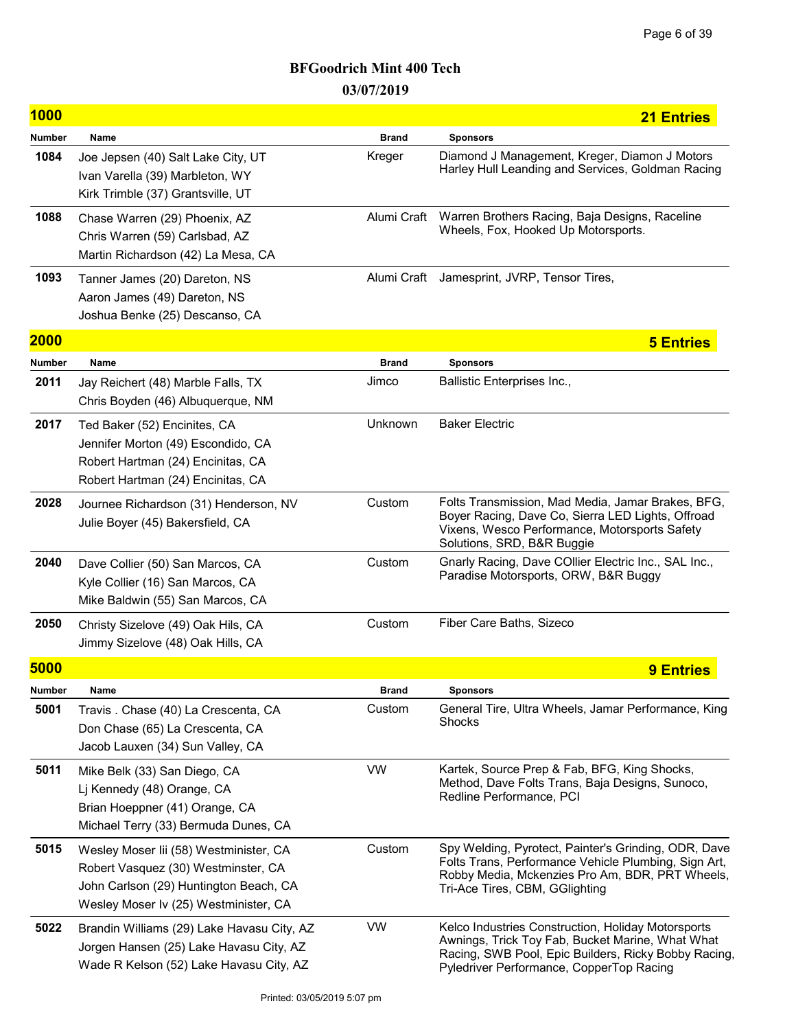# BFGoodrich Mint 400 Tech

**03/07/2019**

## 1000 — 21 Entries

| Number | Name | Brand | Sponsors |
| --- | --- | --- | --- |
| 1084 | Joe Jepsen (40) Salt Lake City, UT<br>Ivan Varella (39) Marbleton, WY<br>Kirk Trimble (37) Grantsville, UT | Kreger | Diamond J Management, Kreger, Diamon J Motors Harley Hull Leanding and Services, Goldman Racing |
| 1088 | Chase Warren (29) Phoenix, AZ<br>Chris Warren (59) Carlsbad, AZ<br>Martin Richardson (42) La Mesa, CA | Alumi Craft | Warren Brothers Racing, Baja Designs, Raceline Wheels, Fox, Hooked Up Motorsports. |
| 1093 | Tanner James (20) Dareton, NS<br>Aaron James (49) Dareton, NS<br>Joshua Benke (25) Descanso, CA | Alumi Craft | Jamesprint, JVRP, Tensor Tires, |

## 2000 — 5 Entries

| Number | Name | Brand | Sponsors |
| --- | --- | --- | --- |
| 2011 | Jay Reichert (48) Marble Falls, TX<br>Chris Boyden (46) Albuquerque, NM | Jimco | Ballistic Enterprises Inc., |
| 2017 | Ted Baker (52) Encinites, CA<br>Jennifer Morton (49) Escondido, CA<br>Robert Hartman (24) Encinitas, CA<br>Robert Hartman (24) Encinitas, CA | Unknown | Baker Electric |
| 2028 | Journee Richardson (31) Henderson, NV<br>Julie Boyer (45) Bakersfield, CA | Custom | Folts Transmission, Mad Media, Jamar Brakes, BFG, Boyer Racing, Dave Co, Sierra LED Lights, Offroad Vixens, Wesco Performance, Motorsports Safety Solutions, SRD, B&R Buggie |
| 2040 | Dave Collier (50) San Marcos, CA<br>Kyle Collier (16) San Marcos, CA<br>Mike Baldwin (55) San Marcos, CA | Custom | Gnarly Racing, Dave COllier Electric Inc., SAL Inc., Paradise Motorsports, ORW, B&R Buggy |
| 2050 | Christy Sizelove (49) Oak Hils, CA<br>Jimmy Sizelove (48) Oak Hills, CA | Custom | Fiber Care Baths, Sizeco |

## 5000 — 9 Entries

| Number | Name | Brand | Sponsors |
| --- | --- | --- | --- |
| 5001 | Travis . Chase (40) La Crescenta, CA<br>Don Chase (65) La Crescenta, CA<br>Jacob Lauxen (34) Sun Valley, CA | Custom | General Tire, Ultra Wheels, Jamar Performance, King Shocks |
| 5011 | Mike Belk (33) San Diego, CA<br>Lj Kennedy (48) Orange, CA<br>Brian Hoeppner (41) Orange, CA<br>Michael Terry (33) Bermuda Dunes, CA | VW | Kartek, Source Prep & Fab, BFG, King Shocks, Method, Dave Folts Trans, Baja Designs, Sunoco, Redline Performance, PCI |
| 5015 | Wesley Moser Iii (58) Westminister, CA<br>Robert Vasquez (30) Westminster, CA<br>John Carlson (29) Huntington Beach, CA<br>Wesley Moser Iv (25) Westminister, CA | Custom | Spy Welding, Pyrotect, Painter's Grinding, ODR, Dave Folts Trans, Performance Vehicle Plumbing, Sign Art, Robby Media, Mckenzies Pro Am, BDR, PRT Wheels, Tri-Ace Tires, CBM, GGlighting |
| 5022 | Brandin Williams (29) Lake Havasu City, AZ<br>Jorgen Hansen (25) Lake Havasu City, AZ<br>Wade R Kelson (52) Lake Havasu City, AZ | VW | Kelco Industries Construction, Holiday Motorsports Awnings, Trick Toy Fab, Bucket Marine, What What Racing, SWB Pool, Epic Builders, Ricky Bobby Racing, Pyledriver Performance, CopperTop Racing |

Printed: 03/05/2019 5:07 pm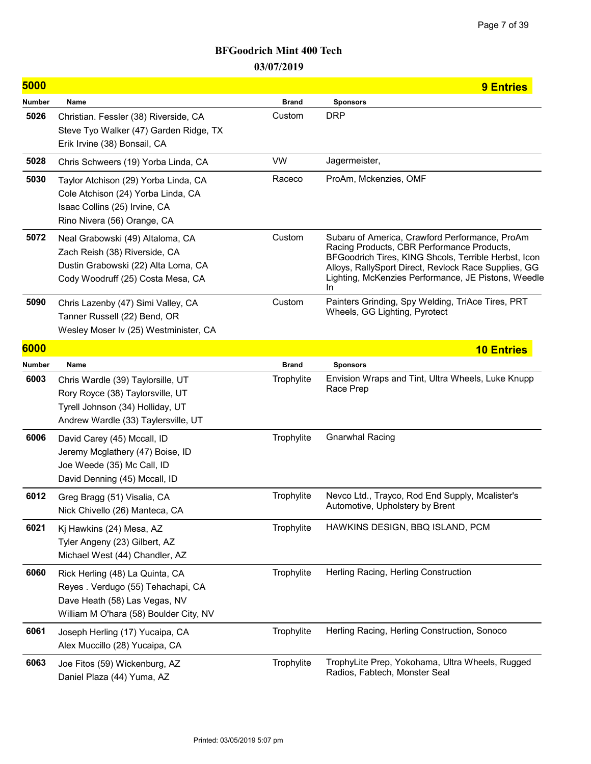# BFGoodrich Mint 400 Tech

**03/07/2019**

## 5000 — 9 Entries

| Number | Name | Brand | Sponsors |
| --- | --- | --- | --- |
| 5026 | Christian. Fessler (38) Riverside, CA<br>Steve Tyo Walker (47) Garden Ridge, TX<br>Erik Irvine (38) Bonsail, CA | Custom | DRP |
| 5028 | Chris Schweers (19) Yorba Linda, CA | VW | Jagermeister, |
| 5030 | Taylor Atchison (29) Yorba Linda, CA<br>Cole Atchison (24) Yorba Linda, CA<br>Isaac Collins (25) Irvine, CA<br>Rino Nivera (56) Orange, CA | Raceco | ProAm, Mckenzies, OMF |
| 5072 | Neal Grabowski (49) Altaloma, CA<br>Zach Reish (38) Riverside, CA<br>Dustin Grabowski (22) Alta Loma, CA<br>Cody Woodruff (25) Costa Mesa, CA | Custom | Subaru of America, Crawford Performance, ProAm Racing Products, CBR Performance Products, BFGoodrich Tires, KING Shcols, Terrible Herbst, Icon Alloys, RallySport Direct, Revlock Race Supplies, GG Lighting, McKenzies Performance, JE Pistons, Weedle In |
| 5090 | Chris Lazenby (47) Simi Valley, CA<br>Tanner Russell (22) Bend, OR<br>Wesley Moser Iv (25) Westminister, CA | Custom | Painters Grinding, Spy Welding, TriAce Tires, PRT Wheels, GG Lighting, Pyrotect |

## 6000 — 10 Entries

| Number | Name | Brand | Sponsors |
| --- | --- | --- | --- |
| 6003 | Chris Wardle (39) Taylorsille, UT<br>Rory Royce (38) Taylorsville, UT<br>Tyrell Johnson (34) Holliday, UT<br>Andrew Wardle (33) Taylersville, UT | Trophylite | Envision Wraps and Tint, Ultra Wheels, Luke Knupp Race Prep |
| 6006 | David Carey (45) Mccall, ID<br>Jeremy Mcglathery (47) Boise, ID<br>Joe Weede (35) Mc Call, ID<br>David Denning (45) Mccall, ID | Trophylite | Gnarwhal Racing |
| 6012 | Greg Bragg (51) Visalia, CA<br>Nick Chivello (26) Manteca, CA | Trophylite | Nevco Ltd., Trayco, Rod End Supply, Mcalister's Automotive, Upholstery by Brent |
| 6021 | Kj Hawkins (24) Mesa, AZ<br>Tyler Angeny (23) Gilbert, AZ<br>Michael West (44) Chandler, AZ | Trophylite | HAWKINS DESIGN, BBQ ISLAND, PCM |
| 6060 | Rick Herling (48) La Quinta, CA<br>Reyes . Verdugo (55) Tehachapi, CA<br>Dave Heath (58) Las Vegas, NV<br>William M O'hara (58) Boulder City, NV | Trophylite | Herling Racing, Herling Construction |
| 6061 | Joseph Herling (17) Yucaipa, CA<br>Alex Muccillo (28) Yucaipa, CA | Trophylite | Herling Racing, Herling Construction, Sonoco |
| 6063 | Joe Fitos (59) Wickenburg, AZ<br>Daniel Plaza (44) Yuma, AZ | Trophylite | TrophyLite Prep, Yokohama, Ultra Wheels, Rugged Radios, Fabtech, Monster Seal |

Printed: 03/05/2019 5:07 pm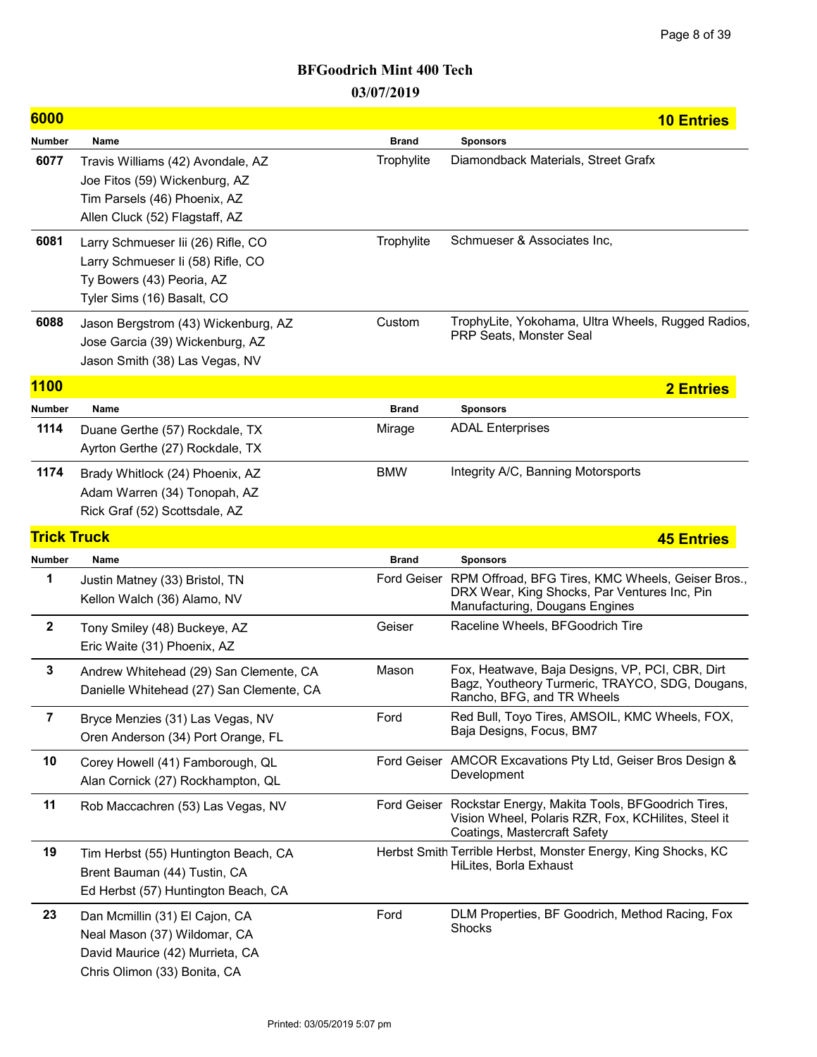**BFGoodrich Mint 400 Tech**

**03/07/2019**

## 6000 — 10 Entries

| Number | Name | Brand | Sponsors |
|---|---|---|---|
| 6077 | Travis Williams (42) Avondale, AZ<br>Joe Fitos (59) Wickenburg, AZ<br>Tim Parsels (46) Phoenix, AZ<br>Allen Cluck (52) Flagstaff, AZ | Trophylite | Diamondback Materials, Street Grafx |
| 6081 | Larry Schmueser Iii (26) Rifle, CO<br>Larry Schmueser Ii (58) Rifle, CO<br>Ty Bowers (43) Peoria, AZ<br>Tyler Sims (16) Basalt, CO | Trophylite | Schmueser & Associates Inc, |
| 6088 | Jason Bergstrom (43) Wickenburg, AZ<br>Jose Garcia (39) Wickenburg, AZ<br>Jason Smith (38) Las Vegas, NV | Custom | TrophyLite, Yokohama, Ultra Wheels, Rugged Radios, PRP Seats, Monster Seal |

## 1100 — 2 Entries

| Number | Name | Brand | Sponsors |
|---|---|---|---|
| 1114 | Duane Gerthe (57) Rockdale, TX<br>Ayrton Gerthe (27) Rockdale, TX | Mirage | ADAL Enterprises |
| 1174 | Brady Whitlock (24) Phoenix, AZ<br>Adam Warren (34) Tonopah, AZ<br>Rick Graf (52) Scottsdale, AZ | BMW | Integrity A/C, Banning Motorsports |

## Trick Truck — 45 Entries

| Number | Name | Brand | Sponsors |
|---|---|---|---|
| 1 | Justin Matney (33) Bristol, TN<br>Kellon Walch (36) Alamo, NV | Ford Geiser | RPM Offroad, BFG Tires, KMC Wheels, Geiser Bros., DRX Wear, King Shocks, Par Ventures Inc, Pin Manufacturing, Dougans Engines |
| 2 | Tony Smiley (48) Buckeye, AZ<br>Eric Waite (31) Phoenix, AZ | Geiser | Raceline Wheels, BFGoodrich Tire |
| 3 | Andrew Whitehead (29) San Clemente, CA<br>Danielle Whitehead (27) San Clemente, CA | Mason | Fox, Heatwave, Baja Designs, VP, PCI, CBR, Dirt Bagz, Youtheory Turmeric, TRAYCO, SDG, Dougans, Rancho, BFG, and TR Wheels |
| 7 | Bryce Menzies (31) Las Vegas, NV<br>Oren Anderson (34) Port Orange, FL | Ford | Red Bull, Toyo Tires, AMSOIL, KMC Wheels, FOX, Baja Designs, Focus, BM7 |
| 10 | Corey Howell (41) Famborough, QL<br>Alan Cornick (27) Rockhampton, QL | Ford Geiser | AMCOR Excavations Pty Ltd, Geiser Bros Design & Development |
| 11 | Rob Maccachren (53) Las Vegas, NV | Ford Geiser | Rockstar Energy, Makita Tools, BFGoodrich Tires, Vision Wheel, Polaris RZR, Fox, KCHilites, Steel it Coatings, Mastercraft Safety |
| 19 | Tim Herbst (55) Huntington Beach, CA<br>Brent Bauman (44) Tustin, CA<br>Ed Herbst (57) Huntington Beach, CA | Herbst Smith | Terrible Herbst, Monster Energy, King Shocks, KC HiLites, Borla Exhaust |
| 23 | Dan Mcmillin (31) El Cajon, CA<br>Neal Mason (37) Wildomar, CA<br>David Maurice (42) Murrieta, CA<br>Chris Olimon (33) Bonita, CA | Ford | DLM Properties, BF Goodrich, Method Racing, Fox Shocks |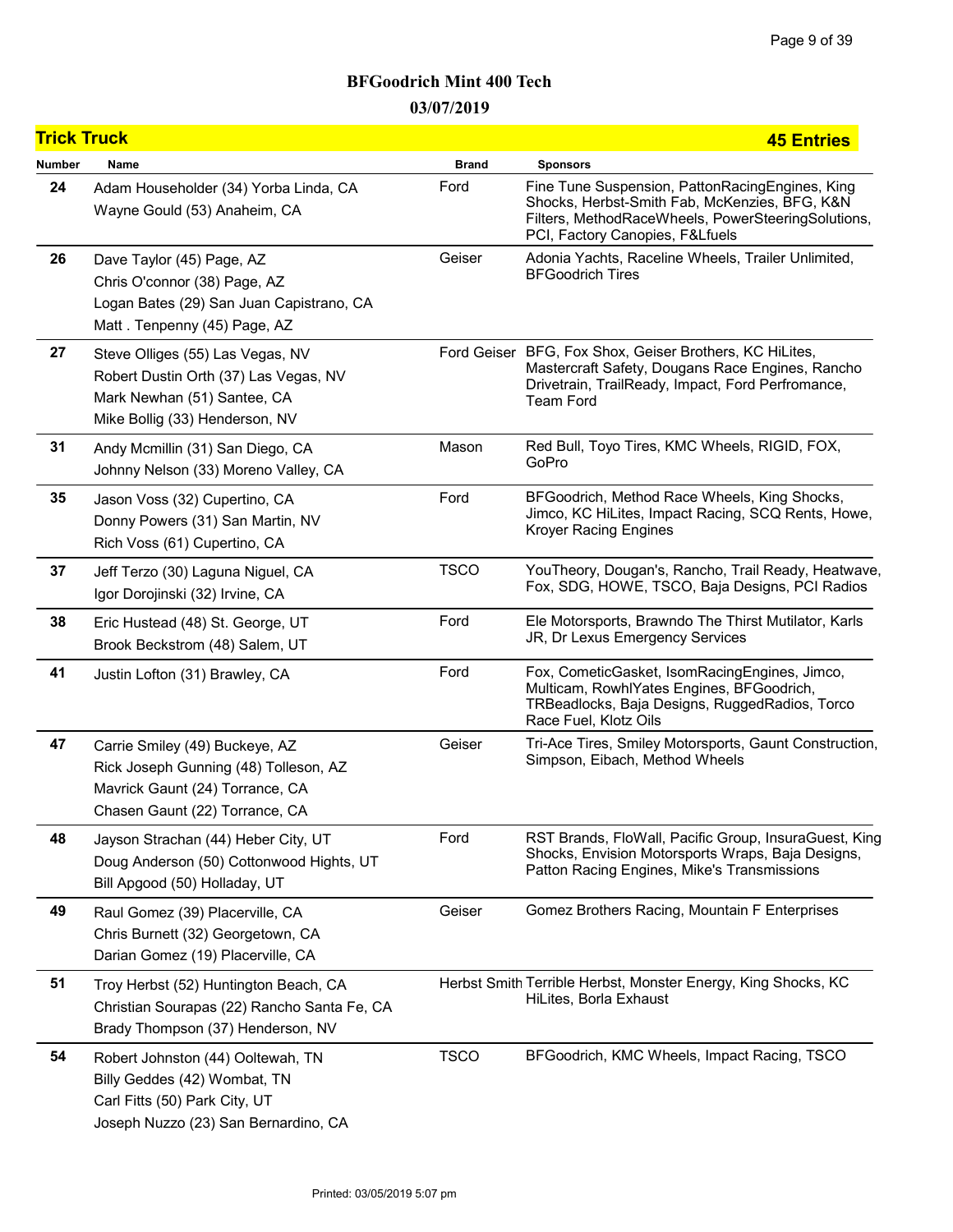# BFGoodrich Mint 400 Tech

## 03/07/2019

### Trick Truck — 45 Entries

| Number | Name | Brand | Sponsors |
| --- | --- | --- | --- |
| 24 | Adam Householder (34) Yorba Linda, CA<br>Wayne Gould (53) Anaheim, CA | Ford | Fine Tune Suspension, PattonRacingEngines, King Shocks, Herbst-Smith Fab, McKenzies, BFG, K&N Filters, MethodRaceWheels, PowerSteeringSolutions, PCI, Factory Canopies, F&Lfuels |
| 26 | Dave Taylor (45) Page, AZ<br>Chris O'connor (38) Page, AZ<br>Logan Bates (29) San Juan Capistrano, CA<br>Matt . Tenpenny (45) Page, AZ | Geiser | Adonia Yachts, Raceline Wheels, Trailer Unlimited, BFGoodrich Tires |
| 27 | Steve Olliges (55) Las Vegas, NV<br>Robert Dustin Orth (37) Las Vegas, NV<br>Mark Newhan (51) Santee, CA<br>Mike Bollig (33) Henderson, NV | Ford Geiser | BFG, Fox Shox, Geiser Brothers, KC HiLites, Mastercraft Safety, Dougans Race Engines, Rancho Drivetrain, TrailReady, Impact, Ford Perfromance, Team Ford |
| 31 | Andy Mcmillin (31) San Diego, CA<br>Johnny Nelson (33) Moreno Valley, CA | Mason | Red Bull, Toyo Tires, KMC Wheels, RIGID, FOX, GoPro |
| 35 | Jason Voss (32) Cupertino, CA<br>Donny Powers (31) San Martin, NV<br>Rich Voss (61) Cupertino, CA | Ford | BFGoodrich, Method Race Wheels, King Shocks, Jimco, KC HiLites, Impact Racing, SCQ Rents, Howe, Kroyer Racing Engines |
| 37 | Jeff Terzo (30) Laguna Niguel, CA<br>Igor Dorojinski (32) Irvine, CA | TSCO | YouTheory, Dougan's, Rancho, Trail Ready, Heatwave, Fox, SDG, HOWE, TSCO, Baja Designs, PCI Radios |
| 38 | Eric Hustead (48) St. George, UT<br>Brook Beckstrom (48) Salem, UT | Ford | Ele Motorsports, Brawndo The Thirst Mutilator, Karls JR, Dr Lexus Emergency Services |
| 41 | Justin Lofton (31) Brawley, CA | Ford | Fox, CometicGasket, IsomRacingEngines, Jimco, Multicam, RowhlYates Engines, BFGoodrich, TRBeadlocks, Baja Designs, RuggedRadios, Torco Race Fuel, Klotz Oils |
| 47 | Carrie Smiley (49) Buckeye, AZ<br>Rick Joseph Gunning (48) Tolleson, AZ<br>Mavrick Gaunt (24) Torrance, CA<br>Chasen Gaunt (22) Torrance, CA | Geiser | Tri-Ace Tires, Smiley Motorsports, Gaunt Construction, Simpson, Eibach, Method Wheels |
| 48 | Jayson Strachan (44) Heber City, UT<br>Doug Anderson (50) Cottonwood Hights, UT<br>Bill Apgood (50) Holladay, UT | Ford | RST Brands, FloWall, Pacific Group, InsuraGuest, King Shocks, Envision Motorsports Wraps, Baja Designs, Patton Racing Engines, Mike's Transmissions |
| 49 | Raul Gomez (39) Placerville, CA<br>Chris Burnett (32) Georgetown, CA<br>Darian Gomez (19) Placerville, CA | Geiser | Gomez Brothers Racing, Mountain F Enterprises |
| 51 | Troy Herbst (52) Huntington Beach, CA<br>Christian Sourapas (22) Rancho Santa Fe, CA<br>Brady Thompson (37) Henderson, NV | Herbst Smith | Terrible Herbst, Monster Energy, King Shocks, KC HiLites, Borla Exhaust |
| 54 | Robert Johnston (44) Ooltewah, TN<br>Billy Geddes (42) Wombat, TN<br>Carl Fitts (50) Park City, UT<br>Joseph Nuzzo (23) San Bernardino, CA | TSCO | BFGoodrich, KMC Wheels, Impact Racing, TSCO |

Printed: 03/05/2019 5:07 pm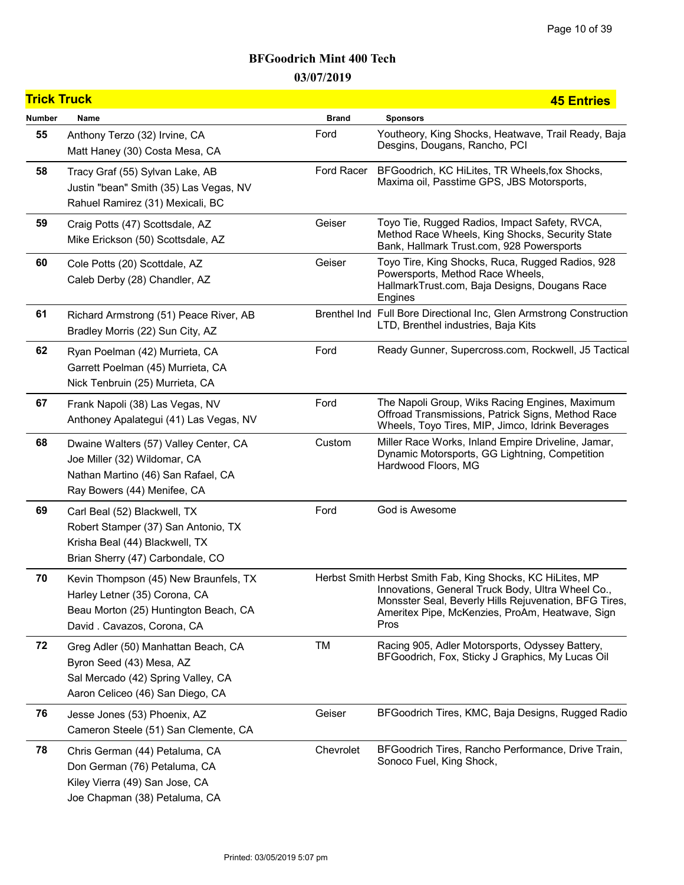# BFGoodrich Mint 400 Tech

## 03/07/2019

**Trick Truck** — **45 Entries**

| Number | Name | Brand | Sponsors |
|---|---|---|---|
| 55 | Anthony Terzo (32) Irvine, CA<br>Matt Haney (30) Costa Mesa, CA | Ford | Youtheory, King Shocks, Heatwave, Trail Ready, Baja Desgins, Dougans, Rancho, PCI |
| 58 | Tracy Graf (55) Sylvan Lake, AB<br>Justin "bean" Smith (35) Las Vegas, NV<br>Rahuel Ramirez (31) Mexicali, BC | Ford Racer | BFGoodrich, KC HiLites, TR Wheels,fox Shocks, Maxima oil, Passtime GPS, JBS Motorsports, |
| 59 | Craig Potts (47) Scottsdale, AZ<br>Mike Erickson (50) Scottsdale, AZ | Geiser | Toyo Tie, Rugged Radios, Impact Safety, RVCA, Method Race Wheels, King Shocks, Security State Bank, Hallmark Trust.com, 928 Powersports |
| 60 | Cole Potts (20) Scottdale, AZ<br>Caleb Derby (28) Chandler, AZ | Geiser | Toyo Tire, King Shocks, Ruca, Rugged Radios, 928 Powersports, Method Race Wheels, HallmarkTrust.com, Baja Designs, Dougans Race Engines |
| 61 | Richard Armstrong (51) Peace River, AB<br>Bradley Morris (22) Sun City, AZ | Brenthel Ind | Full Bore Directional Inc, Glen Armstrong Construction LTD, Brenthel industries, Baja Kits |
| 62 | Ryan Poelman (42) Murrieta, CA<br>Garrett Poelman (45) Murrieta, CA<br>Nick Tenbruin (25) Murrieta, CA | Ford | Ready Gunner, Supercross.com, Rockwell, J5 Tactical |
| 67 | Frank Napoli (38) Las Vegas, NV<br>Anthoney Apalategui (41) Las Vegas, NV | Ford | The Napoli Group, Wiks Racing Engines, Maximum Offroad Transmissions, Patrick Signs, Method Race Wheels, Toyo Tires, MIP, Jimco, Idrink Beverages |
| 68 | Dwaine Walters (57) Valley Center, CA<br>Joe Miller (32) Wildomar, CA<br>Nathan Martino (46) San Rafael, CA<br>Ray Bowers (44) Menifee, CA | Custom | Miller Race Works, Inland Empire Driveline, Jamar, Dynamic Motorsports, GG Lightning, Competition Hardwood Floors, MG |
| 69 | Carl Beal (52) Blackwell, TX<br>Robert Stamper (37) San Antonio, TX<br>Krisha Beal (44) Blackwell, TX<br>Brian Sherry (47) Carbondale, CO | Ford | God is Awesome |
| 70 | Kevin Thompson (45) New Braunfels, TX<br>Harley Letner (35) Corona, CA<br>Beau Morton (25) Huntington Beach, CA<br>David . Cavazos, Corona, CA | Herbst Smith | Herbst Smith Fab, King Shocks, KC HiLites, MP Innovations, General Truck Body, Ultra Wheel Co., Monsster Seal, Beverly Hills Rejuvenation, BFG Tires, Ameritex Pipe, McKenzies, ProAm, Heatwave, Sign Pros |
| 72 | Greg Adler (50) Manhattan Beach, CA<br>Byron Seed (43) Mesa, AZ<br>Sal Mercado (42) Spring Valley, CA<br>Aaron Celiceo (46) San Diego, CA | TM | Racing 905, Adler Motorsports, Odyssey Battery, BFGoodrich, Fox, Sticky J Graphics, My Lucas Oil |
| 76 | Jesse Jones (53) Phoenix, AZ<br>Cameron Steele (51) San Clemente, CA | Geiser | BFGoodrich Tires, KMC, Baja Designs, Rugged Radio |
| 78 | Chris German (44) Petaluma, CA<br>Don German (76) Petaluma, CA<br>Kiley Vierra (49) San Jose, CA<br>Joe Chapman (38) Petaluma, CA | Chevrolet | BFGoodrich Tires, Rancho Performance, Drive Train, Sonoco Fuel, King Shock, |

Printed: 03/05/2019 5:07 pm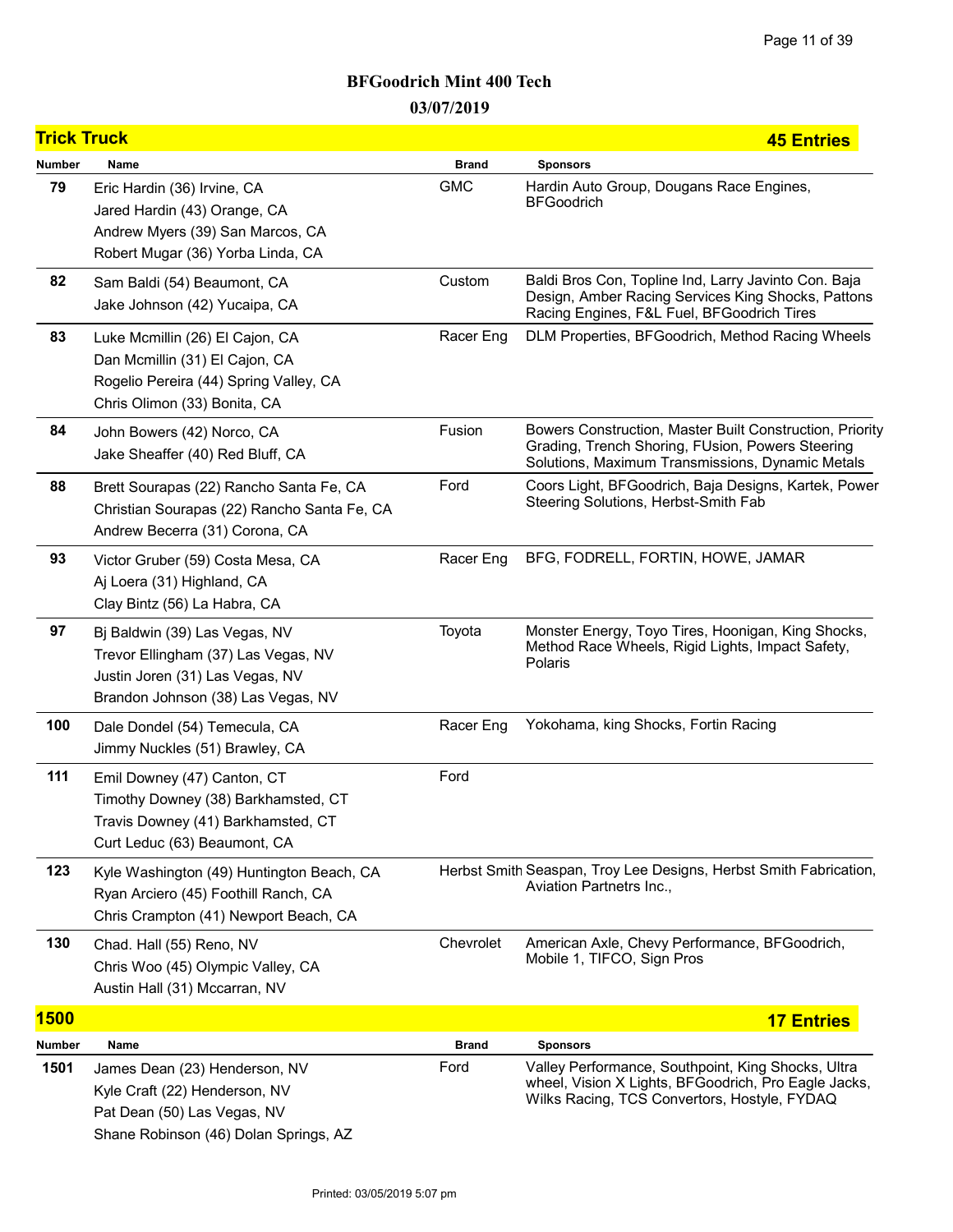# BFGoodrich Mint 400 Tech

## 03/07/2019

## Trick Truck — 45 Entries

| Number | Name | Brand | Sponsors |
|---|---|---|---|
| 79 | Eric Hardin (36) Irvine, CA<br>Jared Hardin (43) Orange, CA<br>Andrew Myers (39) San Marcos, CA<br>Robert Mugar (36) Yorba Linda, CA | GMC | Hardin Auto Group, Dougans Race Engines, BFGoodrich |
| 82 | Sam Baldi (54) Beaumont, CA<br>Jake Johnson (42) Yucaipa, CA | Custom | Baldi Bros Con, Topline Ind, Larry Javinto Con. Baja Design, Amber Racing Services King Shocks, Pattons Racing Engines, F&L Fuel, BFGoodrich Tires |
| 83 | Luke Mcmillin (26) El Cajon, CA<br>Dan Mcmillin (31) El Cajon, CA<br>Rogelio Pereira (44) Spring Valley, CA<br>Chris Olimon (33) Bonita, CA | Racer Eng | DLM Properties, BFGoodrich, Method Racing Wheels |
| 84 | John Bowers (42) Norco, CA<br>Jake Sheaffer (40) Red Bluff, CA | Fusion | Bowers Construction, Master Built Construction, Priority Grading, Trench Shoring, FUsion, Powers Steering Solutions, Maximum Transmissions, Dynamic Metals |
| 88 | Brett Sourapas (22) Rancho Santa Fe, CA<br>Christian Sourapas (22) Rancho Santa Fe, CA<br>Andrew Becerra (31) Corona, CA | Ford | Coors Light, BFGoodrich, Baja Designs, Kartek, Power Steering Solutions, Herbst-Smith Fab |
| 93 | Victor Gruber (59) Costa Mesa, CA<br>Aj Loera (31) Highland, CA<br>Clay Bintz (56) La Habra, CA | Racer Eng | BFG, FODRELL, FORTIN, HOWE, JAMAR |
| 97 | Bj Baldwin (39) Las Vegas, NV<br>Trevor Ellingham (37) Las Vegas, NV<br>Justin Joren (31) Las Vegas, NV<br>Brandon Johnson (38) Las Vegas, NV | Toyota | Monster Energy, Toyo Tires, Hoonigan, King Shocks, Method Race Wheels, Rigid Lights, Impact Safety, Polaris |
| 100 | Dale Dondel (54) Temecula, CA<br>Jimmy Nuckles (51) Brawley, CA | Racer Eng | Yokohama, king Shocks, Fortin Racing |
| 111 | Emil Downey (47) Canton, CT<br>Timothy Downey (38) Barkhamsted, CT<br>Travis Downey (41) Barkhamsted, CT<br>Curt Leduc (63) Beaumont, CA | Ford | |
| 123 | Kyle Washington (49) Huntington Beach, CA<br>Ryan Arciero (45) Foothill Ranch, CA<br>Chris Crampton (41) Newport Beach, CA | Herbst Smith | Seaspan, Troy Lee Designs, Herbst Smith Fabrication, Aviation Partnetrs Inc., |
| 130 | Chad. Hall (55) Reno, NV<br>Chris Woo (45) Olympic Valley, CA<br>Austin Hall (31) Mccarran, NV | Chevrolet | American Axle, Chevy Performance, BFGoodrich, Mobile 1, TIFCO, Sign Pros |

## 1500 — 17 Entries

| Number | Name | Brand | Sponsors |
|---|---|---|---|
| 1501 | James Dean (23) Henderson, NV<br>Kyle Craft (22) Henderson, NV<br>Pat Dean (50) Las Vegas, NV<br>Shane Robinson (46) Dolan Springs, AZ | Ford | Valley Performance, Southpoint, King Shocks, Ultra wheel, Vision X Lights, BFGoodrich, Pro Eagle Jacks, Wilks Racing, TCS Convertors, Hostyle, FYDAQ |

Printed: 03/05/2019 5:07 pm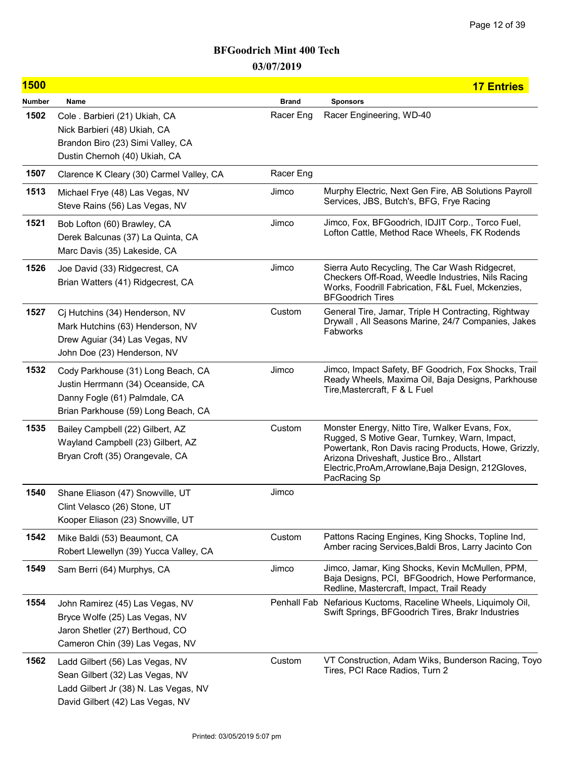# BFGoodrich Mint 400 Tech

## 03/07/2019

**1500** — **17 Entries**

| Number | Name | Brand | Sponsors |
|---|---|---|---|
| 1502 | Cole . Barbieri (21) Ukiah, CA<br>Nick Barbieri (48) Ukiah, CA<br>Brandon Biro (23) Simi Valley, CA<br>Dustin Chernoh (40) Ukiah, CA | Racer Eng | Racer Engineering, WD-40 |
| 1507 | Clarence K Cleary (30) Carmel Valley, CA | Racer Eng | |
| 1513 | Michael Frye (48) Las Vegas, NV<br>Steve Rains (56) Las Vegas, NV | Jimco | Murphy Electric, Next Gen Fire, AB Solutions Payroll Services, JBS, Butch's, BFG, Frye Racing |
| 1521 | Bob Lofton (60) Brawley, CA<br>Derek Balcunas (37) La Quinta, CA<br>Marc Davis (35) Lakeside, CA | Jimco | Jimco, Fox, BFGoodrich, IDJIT Corp., Torco Fuel, Lofton Cattle, Method Race Wheels, FK Rodends |
| 1526 | Joe David (33) Ridgecrest, CA<br>Brian Watters (41) Ridgecrest, CA | Jimco | Sierra Auto Recycling, The Car Wash Ridgecret, Checkers Off-Road, Weedle Industries, Nils Racing Works, Foodrill Fabrication, F&L Fuel, Mckenzies, BFGoodrich Tires |
| 1527 | Cj Hutchins (34) Henderson, NV<br>Mark Hutchins (63) Henderson, NV<br>Drew Aguiar (34) Las Vegas, NV<br>John Doe (23) Henderson, NV | Custom | General Tire, Jamar, Triple H Contracting, Rightway Drywall , All Seasons Marine, 24/7 Companies, Jakes Fabworks |
| 1532 | Cody Parkhouse (31) Long Beach, CA<br>Justin Herrmann (34) Oceanside, CA<br>Danny Fogle (61) Palmdale, CA<br>Brian Parkhouse (59) Long Beach, CA | Jimco | Jimco, Impact Safety, BF Goodrich, Fox Shocks, Trail Ready Wheels, Maxima Oil, Baja Designs, Parkhouse Tire,Mastercraft, F & L Fuel |
| 1535 | Bailey Campbell (22) Gilbert, AZ<br>Wayland Campbell (23) Gilbert, AZ<br>Bryan Croft (35) Orangevale, CA | Custom | Monster Energy, Nitto Tire, Walker Evans, Fox, Rugged, S Motive Gear, Turnkey, Warn, Impact, Powertank, Ron Davis racing Products, Howe, Grizzly, Arizona Driveshaft, Justice Bro., Allstart Electric,ProAm,Arrowlane,Baja Design, 212Gloves, PacRacing Sp |
| 1540 | Shane Eliason (47) Snowville, UT<br>Clint Velasco (26) Stone, UT<br>Kooper Eliason (23) Snowville, UT | Jimco | |
| 1542 | Mike Baldi (53) Beaumont, CA<br>Robert Llewellyn (39) Yucca Valley, CA | Custom | Pattons Racing Engines, King Shocks, Topline Ind, Amber racing Services,Baldi Bros, Larry Jacinto Con |
| 1549 | Sam Berri (64) Murphys, CA | Jimco | Jimco, Jamar, King Shocks, Kevin McMullen, PPM, Baja Designs, PCI, BFGoodrich, Howe Performance, Redline, Mastercraft, Impact, Trail Ready |
| 1554 | John Ramirez (45) Las Vegas, NV<br>Bryce Wolfe (25) Las Vegas, NV<br>Jaron Shetler (27) Berthoud, CO<br>Cameron Chin (39) Las Vegas, NV | Penhall Fab | Nefarious Kuctoms, Raceline Wheels, Liquimoly Oil, Swift Springs, BFGoodrich Tires, Brakr Industries |
| 1562 | Ladd Gilbert (56) Las Vegas, NV<br>Sean Gilbert (32) Las Vegas, NV<br>Ladd Gilbert Jr (38) N. Las Vegas, NV<br>David Gilbert (42) Las Vegas, NV | Custom | VT Construction, Adam Wiks, Bunderson Racing, Toyo Tires, PCI Race Radios, Turn 2 |

Printed: 03/05/2019 5:07 pm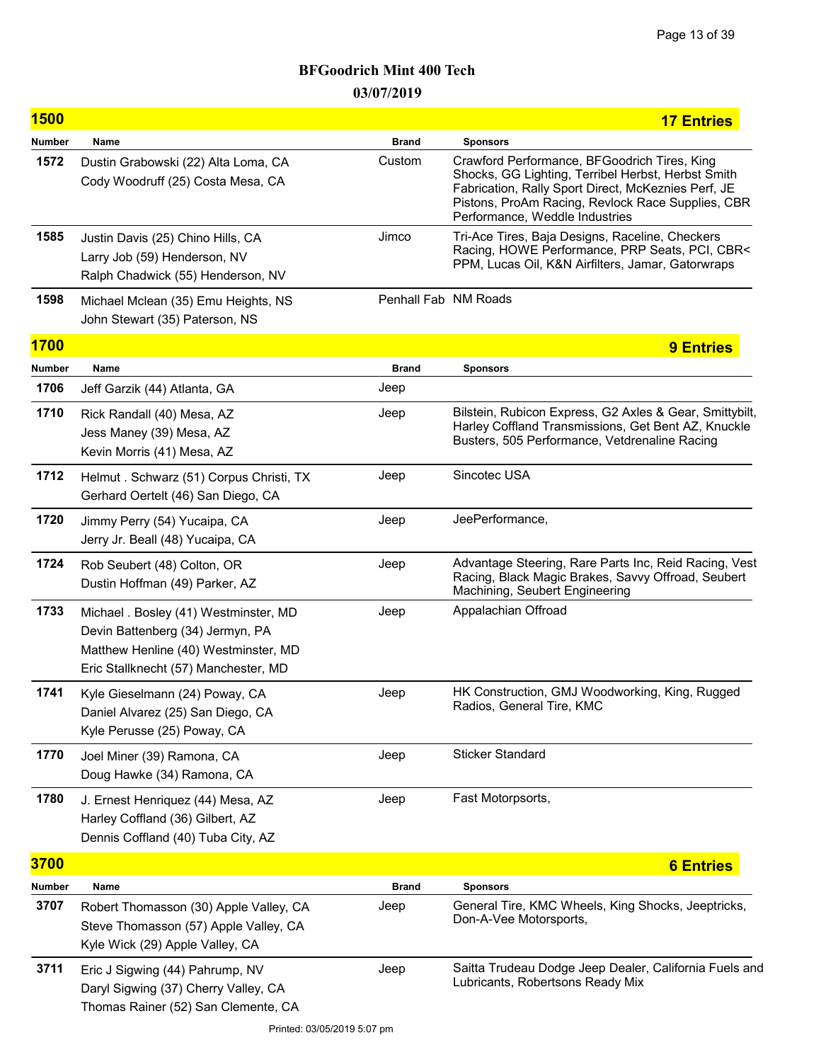# BFGoodrich Mint 400 Tech

## 03/07/2019

## 1500 — 17 Entries

| Number | Name | Brand | Sponsors |
|---|---|---|---|
| 1572 | Dustin Grabowski (22) Alta Loma, CA<br>Cody Woodruff (25) Costa Mesa, CA | Custom | Crawford Performance, BFGoodrich Tires, King Shocks, GG Lighting, Terribel Herbst, Herbst Smith Fabrication, Rally Sport Direct, McKeznies Perf, JE Pistons, ProAm Racing, Revlock Race Supplies, CBR Performance, Weddle Industries |
| 1585 | Justin Davis (25) Chino Hills, CA<br>Larry Job (59) Henderson, NV<br>Ralph Chadwick (55) Henderson, NV | Jimco | Tri-Ace Tires, Baja Designs, Raceline, Checkers Racing, HOWE Performance, PRP Seats, PCI, CBR< PPM, Lucas Oil, K&N Airfilters, Jamar, Gatorwraps |
| 1598 | Michael Mclean (35) Emu Heights, NS<br>John Stewart (35) Paterson, NS | Penhall Fab | NM Roads |

## 1700 — 9 Entries

| Number | Name | Brand | Sponsors |
|---|---|---|---|
| 1706 | Jeff Garzik (44) Atlanta, GA | Jeep | |
| 1710 | Rick Randall (40) Mesa, AZ<br>Jess Maney (39) Mesa, AZ<br>Kevin Morris (41) Mesa, AZ | Jeep | Bilstein, Rubicon Express, G2 Axles & Gear, Smittybilt, Harley Coffland Transmissions, Get Bent AZ, Knuckle Busters, 505 Performance, Vetdrenaline Racing |
| 1712 | Helmut . Schwarz (51) Corpus Christi, TX<br>Gerhard Oertelt (46) San Diego, CA | Jeep | Sincotec USA |
| 1720 | Jimmy Perry (54) Yucaipa, CA<br>Jerry Jr. Beall (48) Yucaipa, CA | Jeep | JeePerformance, |
| 1724 | Rob Seubert (48) Colton, OR<br>Dustin Hoffman (49) Parker, AZ | Jeep | Advantage Steering, Rare Parts Inc, Reid Racing, Vest Racing, Black Magic Brakes, Savvy Offroad, Seubert Machining, Seubert Engineering |
| 1733 | Michael . Bosley (41) Westminster, MD<br>Devin Battenberg (34) Jermyn, PA<br>Matthew Henline (40) Westminster, MD<br>Eric Stallknecht (57) Manchester, MD | Jeep | Appalachian Offroad |
| 1741 | Kyle Gieselmann (24) Poway, CA<br>Daniel Alvarez (25) San Diego, CA<br>Kyle Perusse (25) Poway, CA | Jeep | HK Construction, GMJ Woodworking, King, Rugged Radios, General Tire, KMC |
| 1770 | Joel Miner (39) Ramona, CA<br>Doug Hawke (34) Ramona, CA | Jeep | Sticker Standard |
| 1780 | J. Ernest Henriquez (44) Mesa, AZ<br>Harley Coffland (36) Gilbert, AZ<br>Dennis Coffland (40) Tuba City, AZ | Jeep | Fast Motorpsorts, |

## 3700 — 6 Entries

| Number | Name | Brand | Sponsors |
|---|---|---|---|
| 3707 | Robert Thomasson (30) Apple Valley, CA<br>Steve Thomasson (57) Apple Valley, CA<br>Kyle Wick (29) Apple Valley, CA | Jeep | General Tire, KMC Wheels, King Shocks, Jeeptricks, Don-A-Vee Motorsports, |
| 3711 | Eric J Sigwing (44) Pahrump, NV<br>Daryl Sigwing (37) Cherry Valley, CA<br>Thomas Rainer (52) San Clemente, CA | Jeep | Saitta Trudeau Dodge Jeep Dealer, California Fuels and Lubricants, Robertsons Ready Mix |

Printed: 03/05/2019 5:07 pm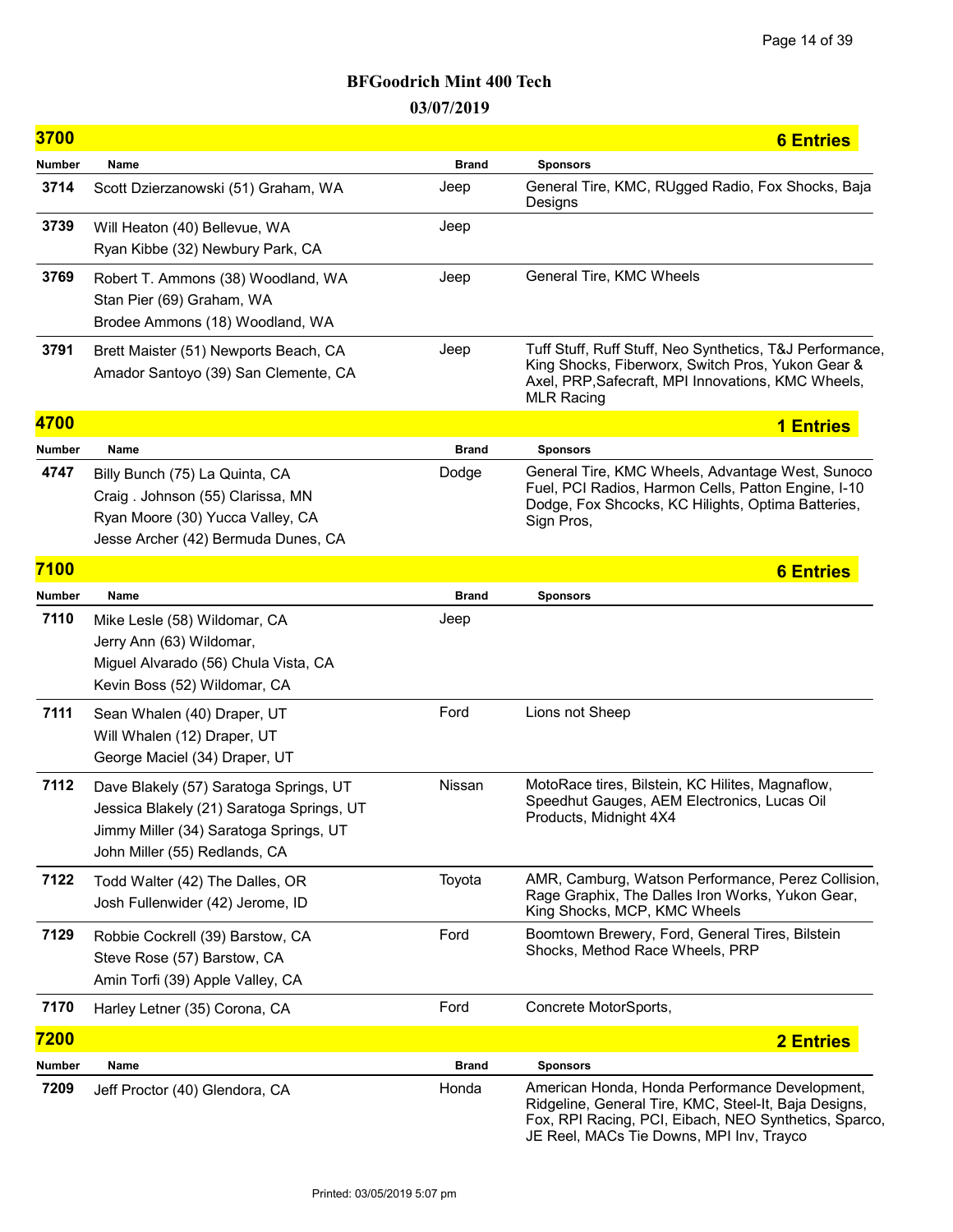# BFGoodrich Mint 400 Tech

## 03/07/2019

## 3700 — 6 Entries

| Number | Name | Brand | Sponsors |
|---|---|---|---|
| 3714 | Scott Dzierzanowski (51) Graham, WA | Jeep | General Tire, KMC, RUgged Radio, Fox Shocks, Baja Designs |
| 3739 | Will Heaton (40) Bellevue, WA<br>Ryan Kibbe (32) Newbury Park, CA | Jeep | |
| 3769 | Robert T. Ammons (38) Woodland, WA<br>Stan Pier (69) Graham, WA<br>Brodee Ammons (18) Woodland, WA | Jeep | General Tire, KMC Wheels |
| 3791 | Brett Maister (51) Newports Beach, CA<br>Amador Santoyo (39) San Clemente, CA | Jeep | Tuff Stuff, Ruff Stuff, Neo Synthetics, T&J Performance, King Shocks, Fiberworx, Switch Pros, Yukon Gear & Axel, PRP,Safecraft, MPI Innovations, KMC Wheels, MLR Racing |

## 4700 — 1 Entries

| Number | Name | Brand | Sponsors |
|---|---|---|---|
| 4747 | Billy Bunch (75) La Quinta, CA<br>Craig . Johnson (55) Clarissa, MN<br>Ryan Moore (30) Yucca Valley, CA<br>Jesse Archer (42) Bermuda Dunes, CA | Dodge | General Tire, KMC Wheels, Advantage West, Sunoco Fuel, PCI Radios, Harmon Cells, Patton Engine, I-10 Dodge, Fox Shcocks, KC Hilights, Optima Batteries, Sign Pros, |

## 7100 — 6 Entries

| Number | Name | Brand | Sponsors |
|---|---|---|---|
| 7110 | Mike Lesle (58) Wildomar, CA<br>Jerry Ann (63) Wildomar,<br>Miguel Alvarado (56) Chula Vista, CA<br>Kevin Boss (52) Wildomar, CA | Jeep | |
| 7111 | Sean Whalen (40) Draper, UT<br>Will Whalen (12) Draper, UT<br>George Maciel (34) Draper, UT | Ford | Lions not Sheep |
| 7112 | Dave Blakely (57) Saratoga Springs, UT<br>Jessica Blakely (21) Saratoga Springs, UT<br>Jimmy Miller (34) Saratoga Springs, UT<br>John Miller (55) Redlands, CA | Nissan | MotoRace tires, Bilstein, KC Hilites, Magnaflow, Speedhut Gauges, AEM Electronics, Lucas Oil Products, Midnight 4X4 |
| 7122 | Todd Walter (42) The Dalles, OR<br>Josh Fullenwider (42) Jerome, ID | Toyota | AMR, Camburg, Watson Performance, Perez Collision, Rage Graphix, The Dalles Iron Works, Yukon Gear, King Shocks, MCP, KMC Wheels |
| 7129 | Robbie Cockrell (39) Barstow, CA<br>Steve Rose (57) Barstow, CA<br>Amin Torfi (39) Apple Valley, CA | Ford | Boomtown Brewery, Ford, General Tires, Bilstein Shocks, Method Race Wheels, PRP |
| 7170 | Harley Letner (35) Corona, CA | Ford | Concrete MotorSports, |

## 7200 — 2 Entries

| Number | Name | Brand | Sponsors |
|---|---|---|---|
| 7209 | Jeff Proctor (40) Glendora, CA | Honda | American Honda, Honda Performance Development, Ridgeline, General Tire, KMC, Steel-It, Baja Designs, Fox, RPI Racing, PCI, Eibach, NEO Synthetics, Sparco, JE Reel, MACs Tie Downs, MPI Inv, Trayco |

Printed: 03/05/2019 5:07 pm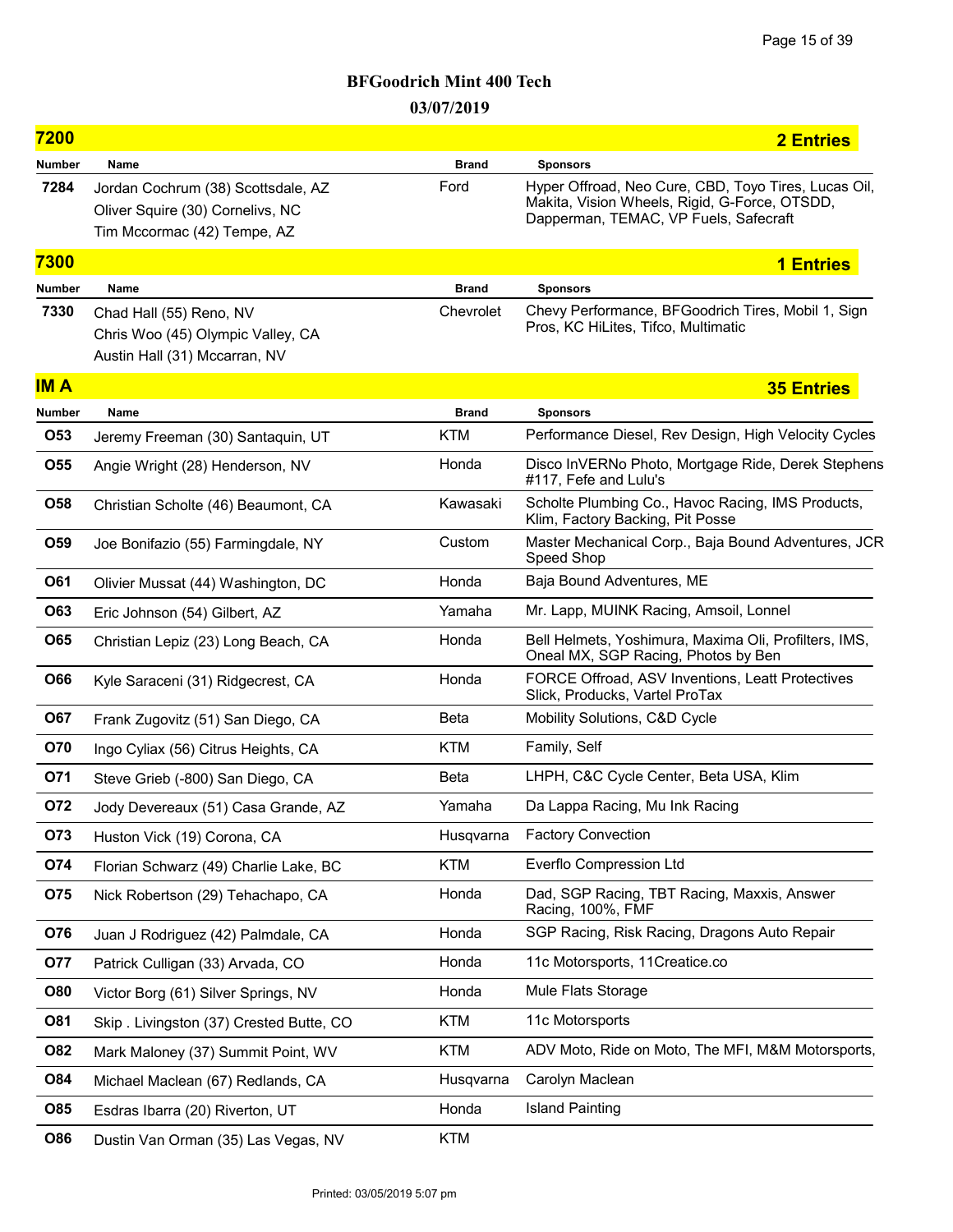## BFGoodrich Mint 400 Tech

### 03/07/2019

## 7200 — 2 Entries

| Number | Name | Brand | Sponsors |
|---|---|---|---|
| 7284 | Jordan Cochrum (38) Scottsdale, AZ<br>Oliver Squire (30) Cornelivs, NC<br>Tim Mccormac (42) Tempe, AZ | Ford | Hyper Offroad, Neo Cure, CBD, Toyo Tires, Lucas Oil, Makita, Vision Wheels, Rigid, G-Force, OTSDD, Dapperman, TEMAC, VP Fuels, Safecraft |

## 7300 — 1 Entries

| Number | Name | Brand | Sponsors |
|---|---|---|---|
| 7330 | Chad Hall (55) Reno, NV<br>Chris Woo (45) Olympic Valley, CA<br>Austin Hall (31) Mccarran, NV | Chevrolet | Chevy Performance, BFGoodrich Tires, Mobil 1, Sign Pros, KC HiLites, Tifco, Multimatic |

## IM A — 35 Entries

| Number | Name | Brand | Sponsors |
|---|---|---|---|
| O53 | Jeremy Freeman (30) Santaquin, UT | KTM | Performance Diesel, Rev Design, High Velocity Cycles |
| O55 | Angie Wright (28) Henderson, NV | Honda | Disco InVERNo Photo, Mortgage Ride, Derek Stephens #117, Fefe and Lulu's |
| O58 | Christian Scholte (46) Beaumont, CA | Kawasaki | Scholte Plumbing Co., Havoc Racing, IMS Products, Klim, Factory Backing, Pit Posse |
| O59 | Joe Bonifazio (55) Farmingdale, NY | Custom | Master Mechanical Corp., Baja Bound Adventures, JCR Speed Shop |
| O61 | Olivier Mussat (44) Washington, DC | Honda | Baja Bound Adventures, ME |
| O63 | Eric Johnson (54) Gilbert, AZ | Yamaha | Mr. Lapp, MUINK Racing, Amsoil, Lonnel |
| O65 | Christian Lepiz (23) Long Beach, CA | Honda | Bell Helmets, Yoshimura, Maxima Oli, Profilters, IMS, Oneal MX, SGP Racing, Photos by Ben |
| O66 | Kyle Saraceni (31) Ridgecrest, CA | Honda | FORCE Offroad, ASV Inventions, Leatt Protectives Slick, Producks, Vartel ProTax |
| O67 | Frank Zugovitz (51) San Diego, CA | Beta | Mobility Solutions, C&D Cycle |
| O70 | Ingo Cyliax (56) Citrus Heights, CA | KTM | Family, Self |
| O71 | Steve Grieb (-800) San Diego, CA | Beta | LHPH, C&C Cycle Center, Beta USA, Klim |
| O72 | Jody Devereaux (51) Casa Grande, AZ | Yamaha | Da Lappa Racing, Mu Ink Racing |
| O73 | Huston Vick (19) Corona, CA | Husqvarna | Factory Convection |
| O74 | Florian Schwarz (49) Charlie Lake, BC | KTM | Everflo Compression Ltd |
| O75 | Nick Robertson (29) Tehachapo, CA | Honda | Dad, SGP Racing, TBT Racing, Maxxis, Answer Racing, 100%, FMF |
| O76 | Juan J Rodriguez (42) Palmdale, CA | Honda | SGP Racing, Risk Racing, Dragons Auto Repair |
| O77 | Patrick Culligan (33) Arvada, CO | Honda | 11c Motorsports, 11Creatice.co |
| O80 | Victor Borg (61) Silver Springs, NV | Honda | Mule Flats Storage |
| O81 | Skip . Livingston (37) Crested Butte, CO | KTM | 11c Motorsports |
| O82 | Mark Maloney (37) Summit Point, WV | KTM | ADV Moto, Ride on Moto, The MFI, M&M Motorsports, |
| O84 | Michael Maclean (67) Redlands, CA | Husqvarna | Carolyn Maclean |
| O85 | Esdras Ibarra (20) Riverton, UT | Honda | Island Painting |
| O86 | Dustin Van Orman (35) Las Vegas, NV | KTM | |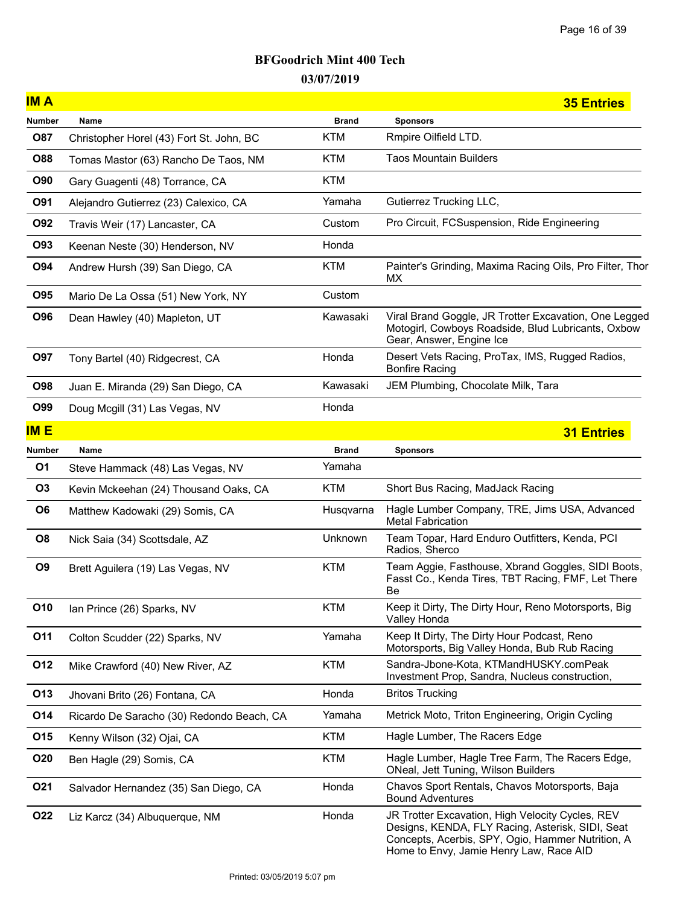# BFGoodrich Mint 400 Tech

## 03/07/2019

### IM A — 35 Entries

| Number | Name | Brand | Sponsors |
|---|---|---|---|
| O87 | Christopher Horel (43) Fort St. John, BC | KTM | Rmpire Oilfield LTD. |
| O88 | Tomas Mastor (63) Rancho De Taos, NM | KTM | Taos Mountain Builders |
| O90 | Gary Guagenti (48) Torrance, CA | KTM | |
| O91 | Alejandro Gutierrez (23) Calexico, CA | Yamaha | Gutierrez Trucking LLC, |
| O92 | Travis Weir (17) Lancaster, CA | Custom | Pro Circuit, FCSuspension, Ride Engineering |
| O93 | Keenan Neste (30) Henderson, NV | Honda | |
| O94 | Andrew Hursh (39) San Diego, CA | KTM | Painter's Grinding, Maxima Racing Oils, Pro Filter, Thor MX |
| O95 | Mario De La Ossa (51) New York, NY | Custom | |
| O96 | Dean Hawley (40) Mapleton, UT | Kawasaki | Viral Brand Goggle, JR Trotter Excavation, One Legged Motogirl, Cowboys Roadside, Blud Lubricants, Oxbow Gear, Answer, Engine Ice |
| O97 | Tony Bartel (40) Ridgecrest, CA | Honda | Desert Vets Racing, ProTax, IMS, Rugged Radios, Bonfire Racing |
| O98 | Juan E. Miranda (29) San Diego, CA | Kawasaki | JEM Plumbing, Chocolate Milk, Tara |
| O99 | Doug Mcgill (31) Las Vegas, NV | Honda | |

### IM E — 31 Entries

| Number | Name | Brand | Sponsors |
|---|---|---|---|
| O1 | Steve Hammack (48) Las Vegas, NV | Yamaha | |
| O3 | Kevin Mckeehan (24) Thousand Oaks, CA | KTM | Short Bus Racing, MadJack Racing |
| O6 | Matthew Kadowaki (29) Somis, CA | Husqvarna | Hagle Lumber Company, TRE, Jims USA, Advanced Metal Fabrication |
| O8 | Nick Saia (34) Scottsdale, AZ | Unknown | Team Topar, Hard Enduro Outfitters, Kenda, PCI Radios, Sherco |
| O9 | Brett Aguilera (19) Las Vegas, NV | KTM | Team Aggie, Fasthouse, Xbrand Goggles, SIDI Boots, Fasst Co., Kenda Tires, TBT Racing, FMF, Let There Be |
| O10 | Ian Prince (26) Sparks, NV | KTM | Keep it Dirty, The Dirty Hour, Reno Motorsports, Big Valley Honda |
| O11 | Colton Scudder (22) Sparks, NV | Yamaha | Keep It Dirty, The Dirty Hour Podcast, Reno Motorsports, Big Valley Honda, Bub Rub Racing |
| O12 | Mike Crawford (40) New River, AZ | KTM | Sandra-Jbone-Kota, KTMandHUSKY.comPeak Investment Prop, Sandra, Nucleus construction, |
| O13 | Jhovani Brito (26) Fontana, CA | Honda | Britos Trucking |
| O14 | Ricardo De Saracho (30) Redondo Beach, CA | Yamaha | Metrick Moto, Triton Engineering, Origin Cycling |
| O15 | Kenny Wilson (32) Ojai, CA | KTM | Hagle Lumber, The Racers Edge |
| O20 | Ben Hagle (29) Somis, CA | KTM | Hagle Lumber, Hagle Tree Farm, The Racers Edge, ONeal, Jett Tuning, Wilson Builders |
| O21 | Salvador Hernandez (35) San Diego, CA | Honda | Chavos Sport Rentals, Chavos Motorsports, Baja Bound Adventures |
| O22 | Liz Karcz (34) Albuquerque, NM | Honda | JR Trotter Excavation, High Velocity Cycles, REV Designs, KENDA, FLY Racing, Asterisk, SIDI, Seat Concepts, Acerbis, SPY, Ogio, Hammer Nutrition, A Home to Envy, Jamie Henry Law, Race AID |

Printed: 03/05/2019 5:07 pm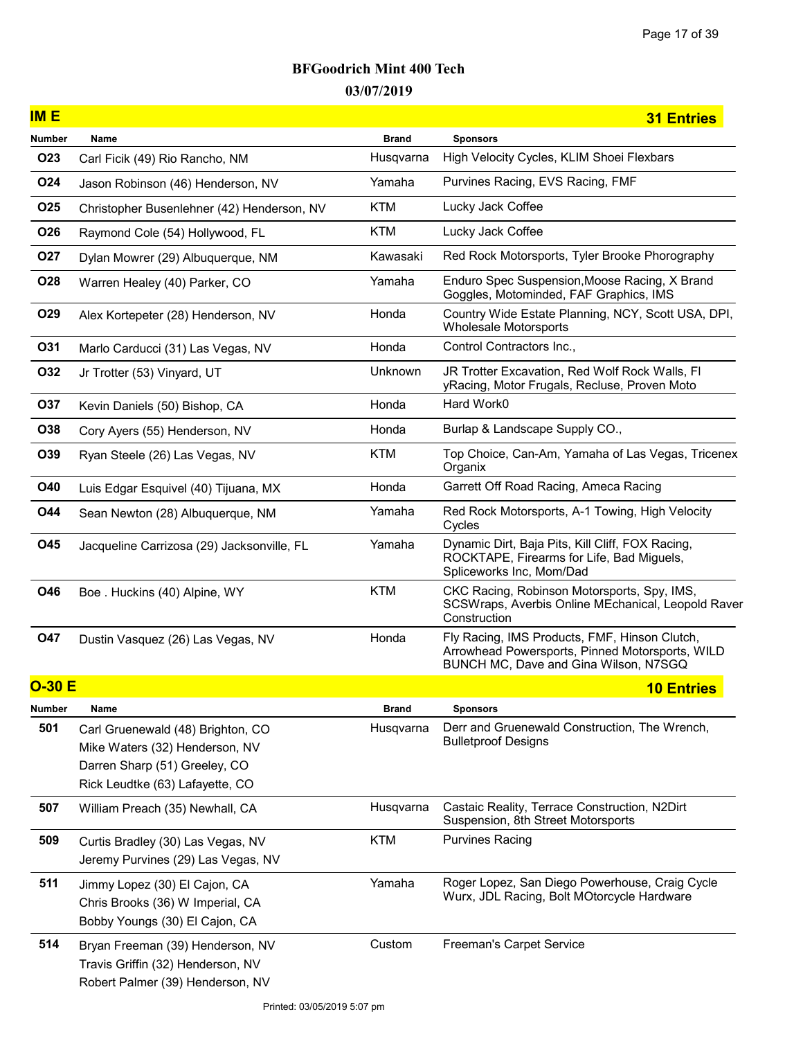# BFGoodrich Mint 400 Tech

## 03/07/2019

## IM E — 31 Entries

| Number | Name | Brand | Sponsors |
|---|---|---|---|
| O23 | Carl Ficik (49) Rio Rancho, NM | Husqvarna | High Velocity Cycles, KLIM Shoei Flexbars |
| O24 | Jason Robinson (46) Henderson, NV | Yamaha | Purvines Racing, EVS Racing, FMF |
| O25 | Christopher Busenlehner (42) Henderson, NV | KTM | Lucky Jack Coffee |
| O26 | Raymond Cole (54) Hollywood, FL | KTM | Lucky Jack Coffee |
| O27 | Dylan Mowrer (29) Albuquerque, NM | Kawasaki | Red Rock Motorsports, Tyler Brooke Phorography |
| O28 | Warren Healey (40) Parker, CO | Yamaha | Enduro Spec Suspension,Moose Racing, X Brand Goggles, Motominded, FAF Graphics, IMS |
| O29 | Alex Kortepeter (28) Henderson, NV | Honda | Country Wide Estate Planning, NCY, Scott USA, DPI, Wholesale Motorsports |
| O31 | Marlo Carducci (31) Las Vegas, NV | Honda | Control Contractors Inc., |
| O32 | Jr Trotter (53) Vinyard, UT | Unknown | JR Trotter Excavation, Red Wolf Rock Walls, Fl yRacing, Motor Frugals, Recluse, Proven Moto |
| O37 | Kevin Daniels (50) Bishop, CA | Honda | Hard Work0 |
| O38 | Cory Ayers (55) Henderson, NV | Honda | Burlap & Landscape Supply CO., |
| O39 | Ryan Steele (26) Las Vegas, NV | KTM | Top Choice, Can-Am, Yamaha of Las Vegas, Tricenex Organix |
| O40 | Luis Edgar Esquivel (40) Tijuana, MX | Honda | Garrett Off Road Racing, Ameca Racing |
| O44 | Sean Newton (28) Albuquerque, NM | Yamaha | Red Rock Motorsports, A-1 Towing, High Velocity Cycles |
| O45 | Jacqueline Carrizosa (29) Jacksonville, FL | Yamaha | Dynamic Dirt, Baja Pits, Kill Cliff, FOX Racing, ROCKTAPE, Firearms for Life, Bad Miguels, Spliceworks Inc, Mom/Dad |
| O46 | Boe . Huckins (40) Alpine, WY | KTM | CKC Racing, Robinson Motorsports, Spy, IMS, SCSWraps, Averbis Online MEchanical, Leopold Raver Construction |
| O47 | Dustin Vasquez (26) Las Vegas, NV | Honda | Fly Racing, IMS Products, FMF, Hinson Clutch, Arrowhead Powersports, Pinned Motorsports, WILD BUNCH MC, Dave and Gina Wilson, N7SGQ |

## O-30 E — 10 Entries

| Number | Name | Brand | Sponsors |
|---|---|---|---|
| 501 | Carl Gruenewald (48) Brighton, CO<br>Mike Waters (32) Henderson, NV<br>Darren Sharp (51) Greeley, CO<br>Rick Leudtke (63) Lafayette, CO | Husqvarna | Derr and Gruenewald Construction, The Wrench, Bulletproof Designs |
| 507 | William Preach (35) Newhall, CA | Husqvarna | Castaic Reality, Terrace Construction, N2Dirt Suspension, 8th Street Motorsports |
| 509 | Curtis Bradley (30) Las Vegas, NV<br>Jeremy Purvines (29) Las Vegas, NV | KTM | Purvines Racing |
| 511 | Jimmy Lopez (30) El Cajon, CA<br>Chris Brooks (36) W Imperial, CA<br>Bobby Youngs (30) El Cajon, CA | Yamaha | Roger Lopez, San Diego Powerhouse, Craig Cycle Wurx, JDL Racing, Bolt MOtorcycle Hardware |
| 514 | Bryan Freeman (39) Henderson, NV<br>Travis Griffin (32) Henderson, NV<br>Robert Palmer (39) Henderson, NV | Custom | Freeman's Carpet Service |

Printed: 03/05/2019 5:07 pm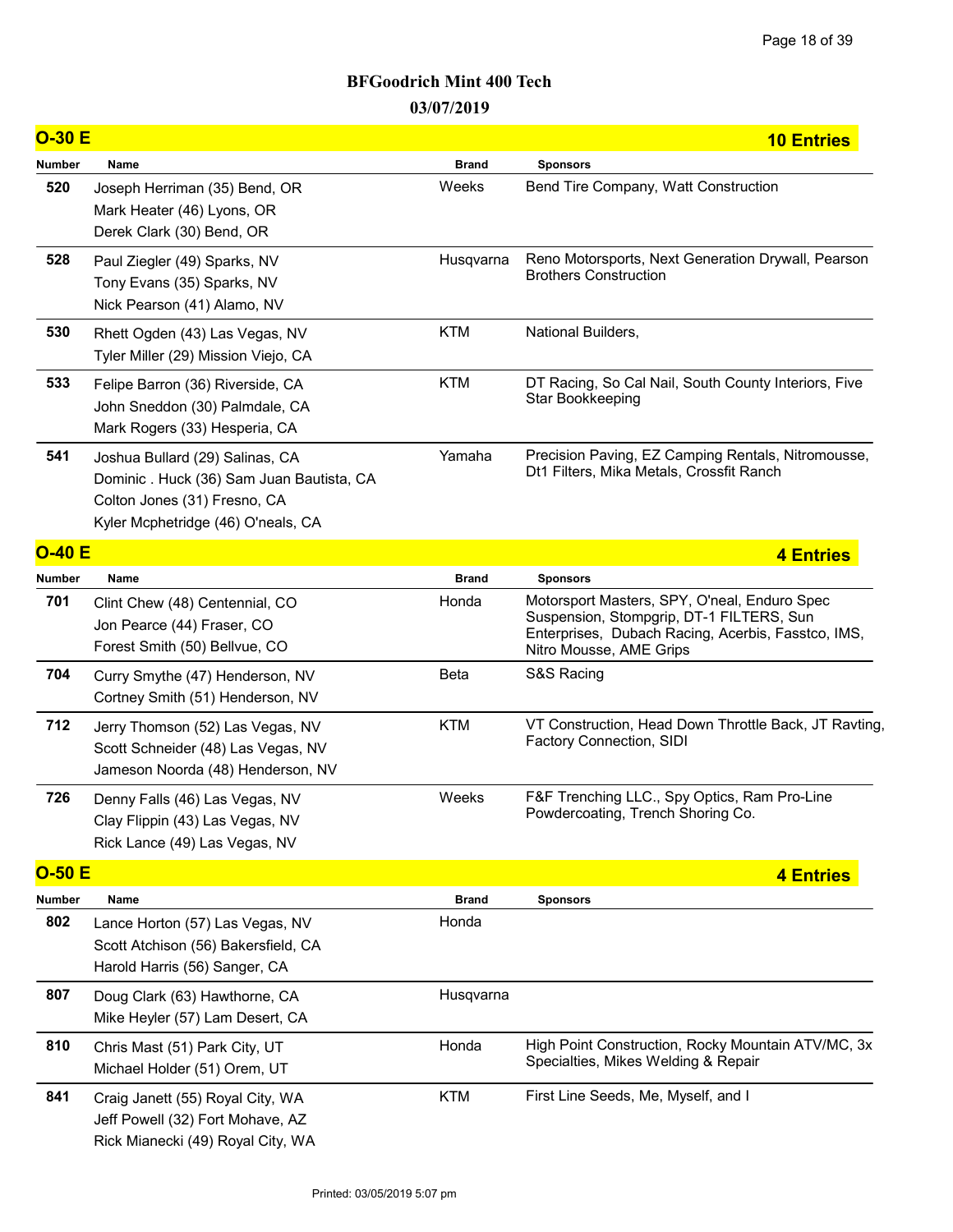# BFGoodrich Mint 400 Tech

**03/07/2019**

## O-30 E

**10 Entries**

| Number | Name | Brand | Sponsors |
|---|---|---|---|
| 520 | Joseph Herriman (35) Bend, OR<br>Mark Heater (46) Lyons, OR<br>Derek Clark (30) Bend, OR | Weeks | Bend Tire Company, Watt Construction |
| 528 | Paul Ziegler (49) Sparks, NV<br>Tony Evans (35) Sparks, NV<br>Nick Pearson (41) Alamo, NV | Husqvarna | Reno Motorsports, Next Generation Drywall, Pearson Brothers Construction |
| 530 | Rhett Ogden (43) Las Vegas, NV<br>Tyler Miller (29) Mission Viejo, CA | KTM | National Builders, |
| 533 | Felipe Barron (36) Riverside, CA<br>John Sneddon (30) Palmdale, CA<br>Mark Rogers (33) Hesperia, CA | KTM | DT Racing, So Cal Nail, South County Interiors, Five Star Bookkeeping |
| 541 | Joshua Bullard (29) Salinas, CA<br>Dominic . Huck (36) Sam Juan Bautista, CA<br>Colton Jones (31) Fresno, CA<br>Kyler Mcphetridge (46) O'neals, CA | Yamaha | Precision Paving, EZ Camping Rentals, Nitromousse, Dt1 Filters, Mika Metals, Crossfit Ranch |

## O-40 E

**4 Entries**

| Number | Name | Brand | Sponsors |
|---|---|---|---|
| 701 | Clint Chew (48) Centennial, CO<br>Jon Pearce (44) Fraser, CO<br>Forest Smith (50) Bellvue, CO | Honda | Motorsport Masters, SPY, O'neal, Enduro Spec Suspension, Stompgrip, DT-1 FILTERS, Sun Enterprises, Dubach Racing, Acerbis, Fasstco, IMS, Nitro Mousse, AME Grips |
| 704 | Curry Smythe (47) Henderson, NV<br>Cortney Smith (51) Henderson, NV | Beta | S&S Racing |
| 712 | Jerry Thomson (52) Las Vegas, NV<br>Scott Schneider (48) Las Vegas, NV<br>Jameson Noorda (48) Henderson, NV | KTM | VT Construction, Head Down Throttle Back, JT Ravting, Factory Connection, SIDI |
| 726 | Denny Falls (46) Las Vegas, NV<br>Clay Flippin (43) Las Vegas, NV<br>Rick Lance (49) Las Vegas, NV | Weeks | F&F Trenching LLC., Spy Optics, Ram Pro-Line Powdercoating, Trench Shoring Co. |

## O-50 E

**4 Entries**

| Number | Name | Brand | Sponsors |
|---|---|---|---|
| 802 | Lance Horton (57) Las Vegas, NV<br>Scott Atchison (56) Bakersfield, CA<br>Harold Harris (56) Sanger, CA | Honda | |
| 807 | Doug Clark (63) Hawthorne, CA<br>Mike Heyler (57) Lam Desert, CA | Husqvarna | |
| 810 | Chris Mast (51) Park City, UT<br>Michael Holder (51) Orem, UT | Honda | High Point Construction, Rocky Mountain ATV/MC, 3x Specialties, Mikes Welding & Repair |
| 841 | Craig Janett (55) Royal City, WA<br>Jeff Powell (32) Fort Mohave, AZ<br>Rick Mianecki (49) Royal City, WA | KTM | First Line Seeds, Me, Myself, and I |

Printed: 03/05/2019 5:07 pm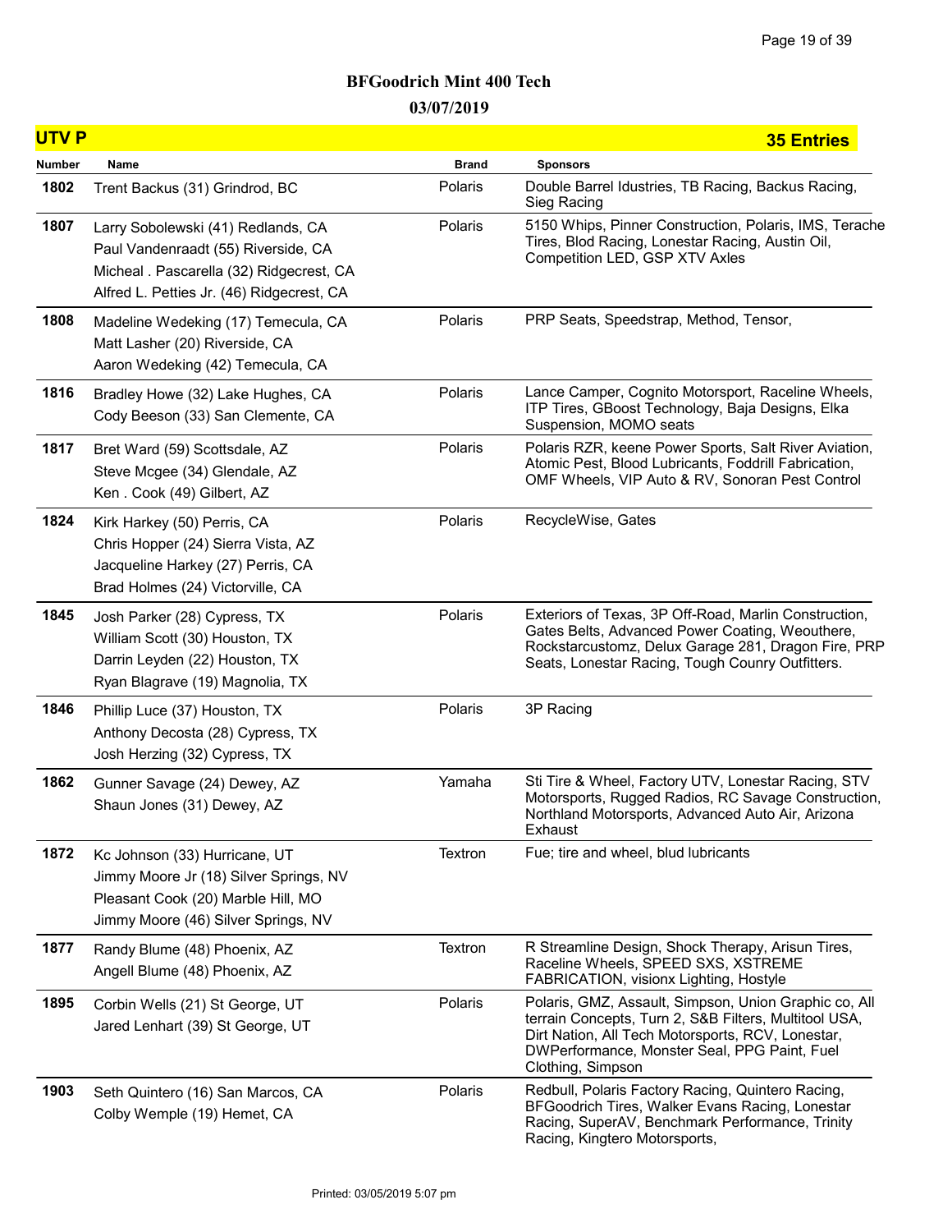# BFGoodrich Mint 400 Tech

## 03/07/2019

## UTV P — 35 Entries

| Number | Name | Brand | Sponsors |
|---|---|---|---|
| 1802 | Trent Backus (31) Grindrod, BC | Polaris | Double Barrel Idustries, TB Racing, Backus Racing, Sieg Racing |
| 1807 | Larry Sobolewski (41) Redlands, CA<br>Paul Vandenraadt (55) Riverside, CA<br>Micheal . Pascarella (32) Ridgecrest, CA<br>Alfred L. Petties Jr. (46) Ridgecrest, CA | Polaris | 5150 Whips, Pinner Construction, Polaris, IMS, Terache Tires, Blod Racing, Lonestar Racing, Austin Oil, Competition LED, GSP XTV Axles |
| 1808 | Madeline Wedeking (17) Temecula, CA<br>Matt Lasher (20) Riverside, CA<br>Aaron Wedeking (42) Temecula, CA | Polaris | PRP Seats, Speedstrap, Method, Tensor, |
| 1816 | Bradley Howe (32) Lake Hughes, CA<br>Cody Beeson (33) San Clemente, CA | Polaris | Lance Camper, Cognito Motorsport, Raceline Wheels, ITP Tires, GBoost Technology, Baja Designs, Elka Suspension, MOMO seats |
| 1817 | Bret Ward (59) Scottsdale, AZ<br>Steve Mcgee (34) Glendale, AZ<br>Ken . Cook (49) Gilbert, AZ | Polaris | Polaris RZR, keene Power Sports, Salt River Aviation, Atomic Pest, Blood Lubricants, Foddrill Fabrication, OMF Wheels, VIP Auto & RV, Sonoran Pest Control |
| 1824 | Kirk Harkey (50) Perris, CA<br>Chris Hopper (24) Sierra Vista, AZ<br>Jacqueline Harkey (27) Perris, CA<br>Brad Holmes (24) Victorville, CA | Polaris | RecycleWise, Gates |
| 1845 | Josh Parker (28) Cypress, TX<br>William Scott (30) Houston, TX<br>Darrin Leyden (22) Houston, TX<br>Ryan Blagrave (19) Magnolia, TX | Polaris | Exteriors of Texas, 3P Off-Road, Marlin Construction, Gates Belts, Advanced Power Coating, Weouthere, Rockstarcustomz, Delux Garage 281, Dragon Fire, PRP Seats, Lonestar Racing, Tough Counry Outfitters. |
| 1846 | Phillip Luce (37) Houston, TX<br>Anthony Decosta (28) Cypress, TX<br>Josh Herzing (32) Cypress, TX | Polaris | 3P Racing |
| 1862 | Gunner Savage (24) Dewey, AZ<br>Shaun Jones (31) Dewey, AZ | Yamaha | Sti Tire & Wheel, Factory UTV, Lonestar Racing, STV Motorsports, Rugged Radios, RC Savage Construction, Northland Motorsports, Advanced Auto Air, Arizona Exhaust |
| 1872 | Kc Johnson (33) Hurricane, UT<br>Jimmy Moore Jr (18) Silver Springs, NV<br>Pleasant Cook (20) Marble Hill, MO<br>Jimmy Moore (46) Silver Springs, NV | Textron | Fue; tire and wheel, blud lubricants |
| 1877 | Randy Blume (48) Phoenix, AZ<br>Angell Blume (48) Phoenix, AZ | Textron | R Streamline Design, Shock Therapy, Arisun Tires, Raceline Wheels, SPEED SXS, XSTREME FABRICATION, visionx Lighting, Hostyle |
| 1895 | Corbin Wells (21) St George, UT<br>Jared Lenhart (39) St George, UT | Polaris | Polaris, GMZ, Assault, Simpson, Union Graphic co, All terrain Concepts, Turn 2, S&B Filters, Multitool USA, Dirt Nation, All Tech Motorsports, RCV, Lonestar, DWPerformance, Monster Seal, PPG Paint, Fuel Clothing, Simpson |
| 1903 | Seth Quintero (16) San Marcos, CA<br>Colby Wemple (19) Hemet, CA | Polaris | Redbull, Polaris Factory Racing, Quintero Racing, BFGoodrich Tires, Walker Evans Racing, Lonestar Racing, SuperAV, Benchmark Performance, Trinity Racing, Kingtero Motorsports, |

Printed: 03/05/2019 5:07 pm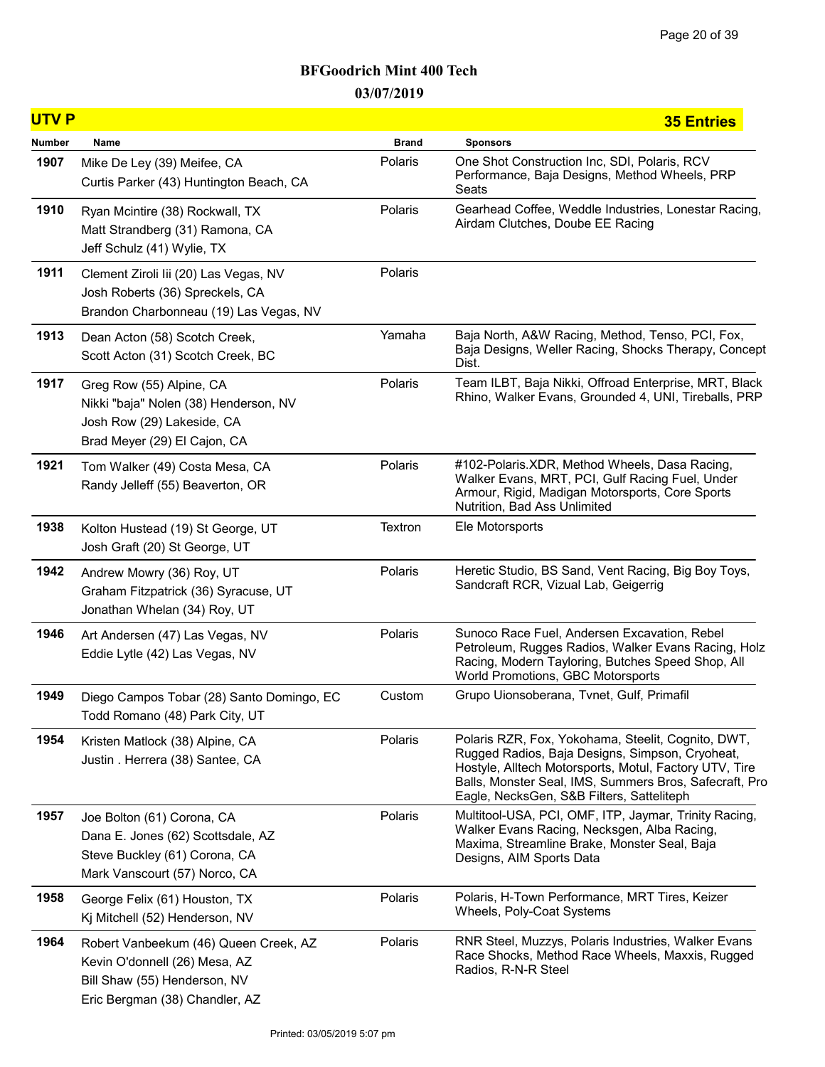# BFGoodrich Mint 400 Tech

## 03/07/2019

## UTV P — 35 Entries

| Number | Name | Brand | Sponsors |
|---|---|---|---|
| 1907 | Mike De Ley (39) Meifee, CA<br>Curtis Parker (43) Huntington Beach, CA | Polaris | One Shot Construction Inc, SDI, Polaris, RCV Performance, Baja Designs, Method Wheels, PRP Seats |
| 1910 | Ryan Mcintire (38) Rockwall, TX<br>Matt Strandberg (31) Ramona, CA<br>Jeff Schulz (41) Wylie, TX | Polaris | Gearhead Coffee, Weddle Industries, Lonestar Racing, Airdam Clutches, Doube EE Racing |
| 1911 | Clement Ziroli Iii (20) Las Vegas, NV<br>Josh Roberts (36) Spreckels, CA<br>Brandon Charbonneau (19) Las Vegas, NV | Polaris | |
| 1913 | Dean Acton (58) Scotch Creek,<br>Scott Acton (31) Scotch Creek, BC | Yamaha | Baja North, A&W Racing, Method, Tenso, PCI, Fox, Baja Designs, Weller Racing, Shocks Therapy, Concept Dist. |
| 1917 | Greg Row (55) Alpine, CA<br>Nikki "baja" Nolen (38) Henderson, NV<br>Josh Row (29) Lakeside, CA<br>Brad Meyer (29) El Cajon, CA | Polaris | Team ILBT, Baja Nikki, Offroad Enterprise, MRT, Black Rhino, Walker Evans, Grounded 4, UNI, Tireballs, PRP |
| 1921 | Tom Walker (49) Costa Mesa, CA<br>Randy Jelleff (55) Beaverton, OR | Polaris | #102-Polaris.XDR, Method Wheels, Dasa Racing, Walker Evans, MRT, PCI, Gulf Racing Fuel, Under Armour, Rigid, Madigan Motorsports, Core Sports Nutrition, Bad Ass Unlimited |
| 1938 | Kolton Hustead (19) St George, UT<br>Josh Graft (20) St George, UT | Textron | Ele Motorsports |
| 1942 | Andrew Mowry (36) Roy, UT<br>Graham Fitzpatrick (36) Syracuse, UT<br>Jonathan Whelan (34) Roy, UT | Polaris | Heretic Studio, BS Sand, Vent Racing, Big Boy Toys, Sandcraft RCR, Vizual Lab, Geigerrig |
| 1946 | Art Andersen (47) Las Vegas, NV<br>Eddie Lytle (42) Las Vegas, NV | Polaris | Sunoco Race Fuel, Andersen Excavation, Rebel Petroleum, Rugges Radios, Walker Evans Racing, Holz Racing, Modern Tayloring, Butches Speed Shop, All World Promotions, GBC Motorsports |
| 1949 | Diego Campos Tobar (28) Santo Domingo, EC<br>Todd Romano (48) Park City, UT | Custom | Grupo Uionsoberana, Tvnet, Gulf, Primafil |
| 1954 | Kristen Matlock (38) Alpine, CA<br>Justin . Herrera (38) Santee, CA | Polaris | Polaris RZR, Fox, Yokohama, Steelit, Cognito, DWT, Rugged Radios, Baja Designs, Simpson, Cryoheat, Hostyle, Alltech Motorsports, Motul, Factory UTV, Tire Balls, Monster Seal, IMS, Summers Bros, Safecraft, Pro Eagle, NecksGen, S&B Filters, Satteliteph |
| 1957 | Joe Bolton (61) Corona, CA<br>Dana E. Jones (62) Scottsdale, AZ<br>Steve Buckley (61) Corona, CA<br>Mark Vanscourt (57) Norco, CA | Polaris | Multitool-USA, PCI, OMF, ITP, Jaymar, Trinity Racing, Walker Evans Racing, Necksgen, Alba Racing, Maxima, Streamline Brake, Monster Seal, Baja Designs, AIM Sports Data |
| 1958 | George Felix (61) Houston, TX<br>Kj Mitchell (52) Henderson, NV | Polaris | Polaris, H-Town Performance, MRT Tires, Keizer Wheels, Poly-Coat Systems |
| 1964 | Robert Vanbeekum (46) Queen Creek, AZ<br>Kevin O'donnell (26) Mesa, AZ<br>Bill Shaw (55) Henderson, NV<br>Eric Bergman (38) Chandler, AZ | Polaris | RNR Steel, Muzzys, Polaris Industries, Walker Evans Race Shocks, Method Race Wheels, Maxxis, Rugged Radios, R-N-R Steel |

Printed: 03/05/2019 5:07 pm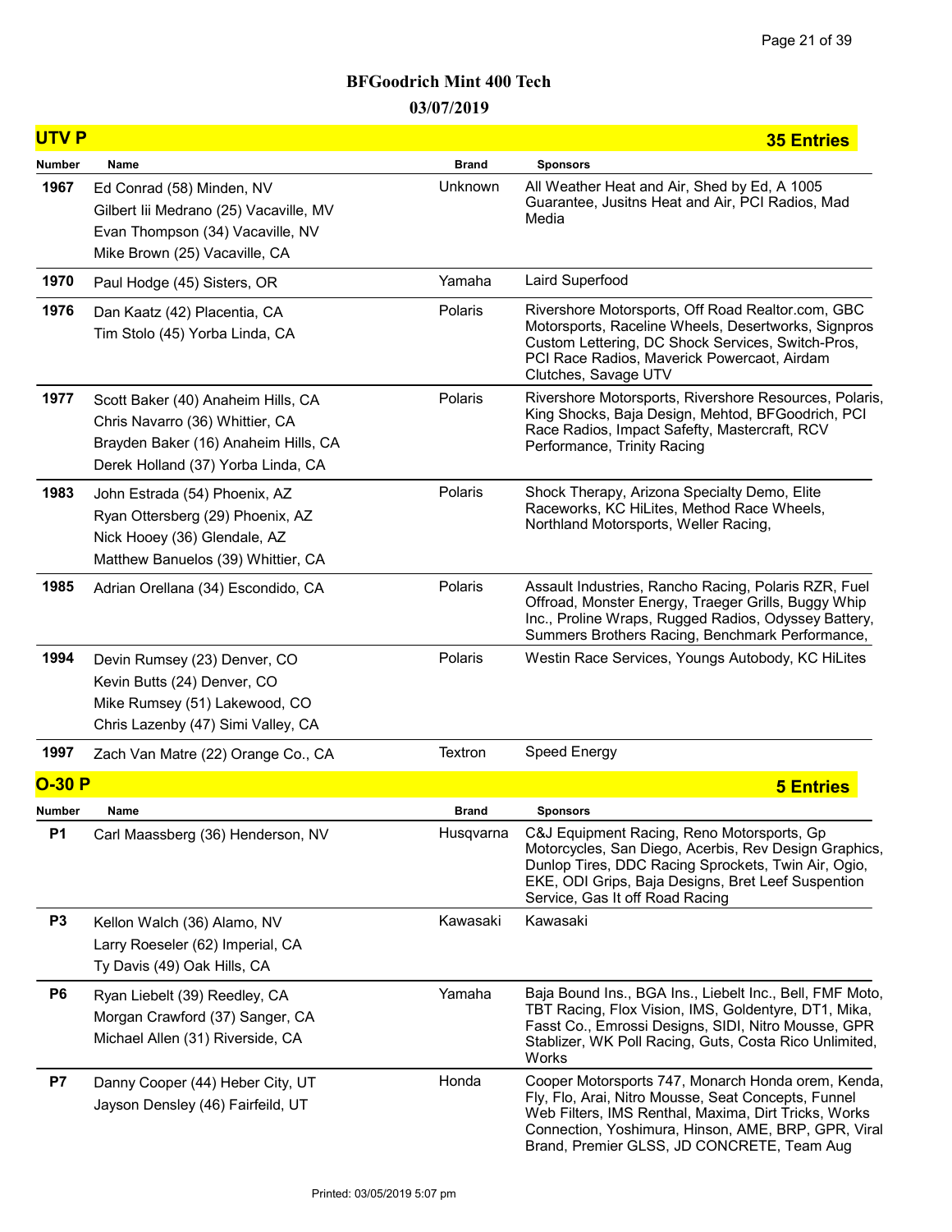# BFGoodrich Mint 400 Tech

## 03/07/2019

## UTV P — 35 Entries

| Number | Name | Brand | Sponsors |
|---|---|---|---|
| 1967 | Ed Conrad (58) Minden, NV<br>Gilbert Iii Medrano (25) Vacaville, MV<br>Evan Thompson (34) Vacaville, NV<br>Mike Brown (25) Vacaville, CA | Unknown | All Weather Heat and Air, Shed by Ed, A 1005 Guarantee, Jusitns Heat and Air, PCI Radios, Mad Media |
| 1970 | Paul Hodge (45) Sisters, OR | Yamaha | Laird Superfood |
| 1976 | Dan Kaatz (42) Placentia, CA<br>Tim Stolo (45) Yorba Linda, CA | Polaris | Rivershore Motorsports, Off Road Realtor.com, GBC Motorsports, Raceline Wheels, Desertworks, Signpros Custom Lettering, DC Shock Services, Switch-Pros, PCI Race Radios, Maverick Powercaot, Airdam Clutches, Savage UTV |
| 1977 | Scott Baker (40) Anaheim Hills, CA<br>Chris Navarro (36) Whittier, CA<br>Brayden Baker (16) Anaheim Hills, CA<br>Derek Holland (37) Yorba Linda, CA | Polaris | Rivershore Motorsports, Rivershore Resources, Polaris, King Shocks, Baja Design, Mehtod, BFGoodrich, PCI Race Radios, Impact Safefty, Mastercraft, RCV Performance, Trinity Racing |
| 1983 | John Estrada (54) Phoenix, AZ<br>Ryan Ottersberg (29) Phoenix, AZ<br>Nick Hooey (36) Glendale, AZ<br>Matthew Banuelos (39) Whittier, CA | Polaris | Shock Therapy, Arizona Specialty Demo, Elite Raceworks, KC HiLites, Method Race Wheels, Northland Motorsports, Weller Racing, |
| 1985 | Adrian Orellana (34) Escondido, CA | Polaris | Assault Industries, Rancho Racing, Polaris RZR, Fuel Offroad, Monster Energy, Traeger Grills, Buggy Whip Inc., Proline Wraps, Rugged Radios, Odyssey Battery, Summers Brothers Racing, Benchmark Performance, |
| 1994 | Devin Rumsey (23) Denver, CO<br>Kevin Butts (24) Denver, CO<br>Mike Rumsey (51) Lakewood, CO<br>Chris Lazenby (47) Simi Valley, CA | Polaris | Westin Race Services, Youngs Autobody, KC HiLites |
| 1997 | Zach Van Matre (22) Orange Co., CA | Textron | Speed Energy |

## O-30 P — 5 Entries

| Number | Name | Brand | Sponsors |
|---|---|---|---|
| P1 | Carl Maassberg (36) Henderson, NV | Husqvarna | C&J Equipment Racing, Reno Motorsports, Gp Motorcycles, San Diego, Acerbis, Rev Design Graphics, Dunlop Tires, DDC Racing Sprockets, Twin Air, Ogio, EKE, ODI Grips, Baja Designs, Bret Leef Suspention Service, Gas It off Road Racing |
| P3 | Kellon Walch (36) Alamo, NV<br>Larry Roeseler (62) Imperial, CA<br>Ty Davis (49) Oak Hills, CA | Kawasaki | Kawasaki |
| P6 | Ryan Liebelt (39) Reedley, CA<br>Morgan Crawford (37) Sanger, CA<br>Michael Allen (31) Riverside, CA | Yamaha | Baja Bound Ins., BGA Ins., Liebelt Inc., Bell, FMF Moto, TBT Racing, Flox Vision, IMS, Goldentyre, DT1, Mika, Fasst Co., Emrossi Designs, SIDI, Nitro Mousse, GPR Stablizer, WK Poll Racing, Guts, Costa Rico Unlimited, Works |
| P7 | Danny Cooper (44) Heber City, UT<br>Jayson Densley (46) Fairfeild, UT | Honda | Cooper Motorsports 747, Monarch Honda orem, Kenda, Fly, Flo, Arai, Nitro Mousse, Seat Concepts, Funnel Web Filters, IMS Renthal, Maxima, Dirt Tricks, Works Connection, Yoshimura, Hinson, AME, BRP, GPR, Viral Brand, Premier GLSS, JD CONCRETE, Team Aug |

Printed: 03/05/2019 5:07 pm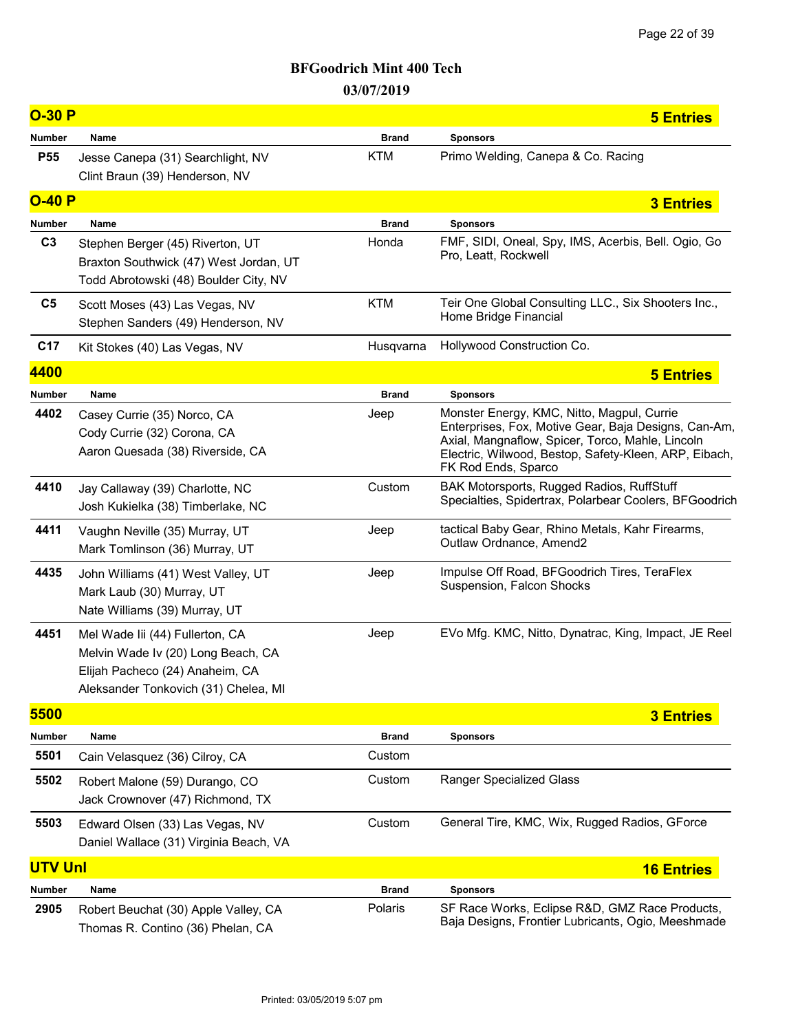# BFGoodrich Mint 400 Tech

**03/07/2019**

## O-30 P — 5 Entries

| Number | Name | Brand | Sponsors |
|---|---|---|---|
| P55 | Jesse Canepa (31) Searchlight, NV<br>Clint Braun (39) Henderson, NV | KTM | Primo Welding, Canepa & Co. Racing |

## O-40 P — 3 Entries

| Number | Name | Brand | Sponsors |
|---|---|---|---|
| C3 | Stephen Berger (45) Riverton, UT<br>Braxton Southwick (47) West Jordan, UT<br>Todd Abrotowski (48) Boulder City, NV | Honda | FMF, SIDI, Oneal, Spy, IMS, Acerbis, Bell. Ogio, Go Pro, Leatt, Rockwell |
| C5 | Scott Moses (43) Las Vegas, NV<br>Stephen Sanders (49) Henderson, NV | KTM | Teir One Global Consulting LLC., Six Shooters Inc., Home Bridge Financial |
| C17 | Kit Stokes (40) Las Vegas, NV | Husqvarna | Hollywood Construction Co. |

## 4400 — 5 Entries

| Number | Name | Brand | Sponsors |
|---|---|---|---|
| 4402 | Casey Currie (35) Norco, CA<br>Cody Currie (32) Corona, CA<br>Aaron Quesada (38) Riverside, CA | Jeep | Monster Energy, KMC, Nitto, Magpul, Currie Enterprises, Fox, Motive Gear, Baja Designs, Can-Am, Axial, Mangnaflow, Spicer, Torco, Mahle, Lincoln Electric, Wilwood, Bestop, Safety-Kleen, ARP, Eibach, FK Rod Ends, Sparco |
| 4410 | Jay Callaway (39) Charlotte, NC<br>Josh Kukielka (38) Timberlake, NC | Custom | BAK Motorsports, Rugged Radios, RuffStuff Specialties, Spidertrax, Polarbear Coolers, BFGoodrich |
| 4411 | Vaughn Neville (35) Murray, UT<br>Mark Tomlinson (36) Murray, UT | Jeep | tactical Baby Gear, Rhino Metals, Kahr Firearms, Outlaw Ordnance, Amend2 |
| 4435 | John Williams (41) West Valley, UT<br>Mark Laub (30) Murray, UT<br>Nate Williams (39) Murray, UT | Jeep | Impulse Off Road, BFGoodrich Tires, TeraFlex Suspension, Falcon Shocks |
| 4451 | Mel Wade Iii (44) Fullerton, CA<br>Melvin Wade Iv (20) Long Beach, CA<br>Elijah Pacheco (24) Anaheim, CA<br>Aleksander Tonkovich (31) Chelea, MI | Jeep | EVo Mfg. KMC, Nitto, Dynatrac, King, Impact, JE Reel |

## 5500 — 3 Entries

| Number | Name | Brand | Sponsors |
|---|---|---|---|
| 5501 | Cain Velasquez (36) Cilroy, CA | Custom | |
| 5502 | Robert Malone (59) Durango, CO<br>Jack Crownover (47) Richmond, TX | Custom | Ranger Specialized Glass |
| 5503 | Edward Olsen (33) Las Vegas, NV<br>Daniel Wallace (31) Virginia Beach, VA | Custom | General Tire, KMC, Wix, Rugged Radios, GForce |

## UTV Unl — 16 Entries

| Number | Name | Brand | Sponsors |
|---|---|---|---|
| 2905 | Robert Beuchat (30) Apple Valley, CA<br>Thomas R. Contino (36) Phelan, CA | Polaris | SF Race Works, Eclipse R&D, GMZ Race Products, Baja Designs, Frontier Lubricants, Ogio, Meeshmade |

Printed: 03/05/2019 5:07 pm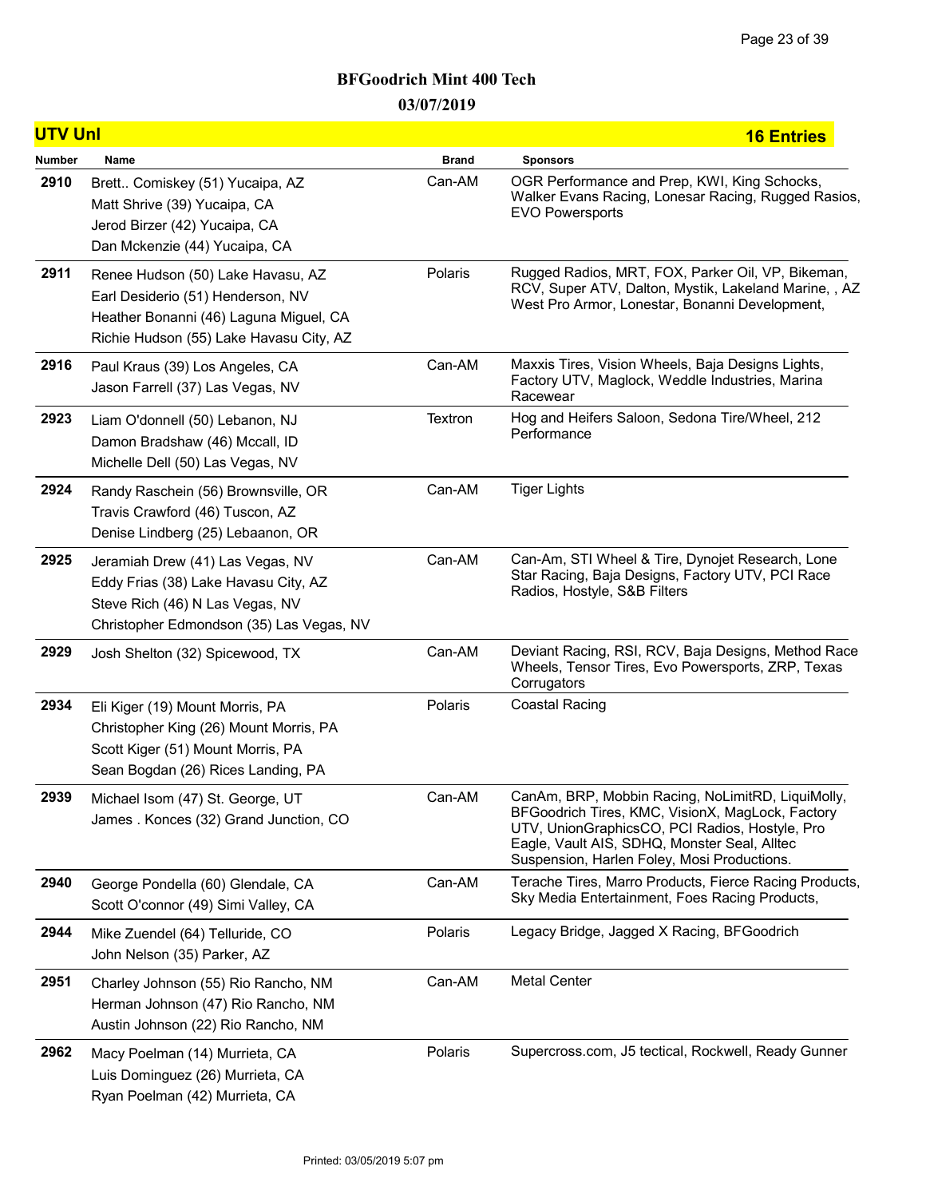## BFGoodrich Mint 400 Tech

**03/07/2019**

### UTV Unl — 16 Entries

| Number | Name | Brand | Sponsors |
|---|---|---|---|
| 2910 | Brett.. Comiskey (51) Yucaipa, AZ<br>Matt Shrive (39) Yucaipa, CA<br>Jerod Birzer (42) Yucaipa, CA<br>Dan Mckenzie (44) Yucaipa, CA | Can-AM | OGR Performance and Prep, KWI, King Schocks, Walker Evans Racing, Lonesar Racing, Rugged Rasios, EVO Powersports |
| 2911 | Renee Hudson (50) Lake Havasu, AZ<br>Earl Desiderio (51) Henderson, NV<br>Heather Bonanni (46) Laguna Miguel, CA<br>Richie Hudson (55) Lake Havasu City, AZ | Polaris | Rugged Radios, MRT, FOX, Parker Oil, VP, Bikeman, RCV, Super ATV, Dalton, Mystik, Lakeland Marine, , AZ West Pro Armor, Lonestar, Bonanni Development, |
| 2916 | Paul Kraus (39) Los Angeles, CA<br>Jason Farrell (37) Las Vegas, NV | Can-AM | Maxxis Tires, Vision Wheels, Baja Designs Lights, Factory UTV, Maglock, Weddle Industries, Marina Racewear |
| 2923 | Liam O'donnell (50) Lebanon, NJ<br>Damon Bradshaw (46) Mccall, ID<br>Michelle Dell (50) Las Vegas, NV | Textron | Hog and Heifers Saloon, Sedona Tire/Wheel, 212 Performance |
| 2924 | Randy Raschein (56) Brownsville, OR<br>Travis Crawford (46) Tuscon, AZ<br>Denise Lindberg (25) Lebaanon, OR | Can-AM | Tiger Lights |
| 2925 | Jeramiah Drew (41) Las Vegas, NV<br>Eddy Frias (38) Lake Havasu City, AZ<br>Steve Rich (46) N Las Vegas, NV<br>Christopher Edmondson (35) Las Vegas, NV | Can-AM | Can-Am, STI Wheel & Tire, Dynojet Research, Lone Star Racing, Baja Designs, Factory UTV, PCI Race Radios, Hostyle, S&B Filters |
| 2929 | Josh Shelton (32) Spicewood, TX | Can-AM | Deviant Racing, RSI, RCV, Baja Designs, Method Race Wheels, Tensor Tires, Evo Powersports, ZRP, Texas Corrugators |
| 2934 | Eli Kiger (19) Mount Morris, PA<br>Christopher King (26) Mount Morris, PA<br>Scott Kiger (51) Mount Morris, PA<br>Sean Bogdan (26) Rices Landing, PA | Polaris | Coastal Racing |
| 2939 | Michael Isom (47) St. George, UT<br>James . Konces (32) Grand Junction, CO | Can-AM | CanAm, BRP, Mobbin Racing, NoLimitRD, LiquiMolly, BFGoodrich Tires, KMC, VisionX, MagLock, Factory UTV, UnionGraphicsCO, PCI Radios, Hostyle, Pro Eagle, Vault AIS, SDHQ, Monster Seal, Alltec Suspension, Harlen Foley, Mosi Productions. |
| 2940 | George Pondella (60) Glendale, CA<br>Scott O'connor (49) Simi Valley, CA | Can-AM | Terache Tires, Marro Products, Fierce Racing Products, Sky Media Entertainment, Foes Racing Products, |
| 2944 | Mike Zuendel (64) Telluride, CO<br>John Nelson (35) Parker, AZ | Polaris | Legacy Bridge, Jagged X Racing, BFGoodrich |
| 2951 | Charley Johnson (55) Rio Rancho, NM<br>Herman Johnson (47) Rio Rancho, NM<br>Austin Johnson (22) Rio Rancho, NM | Can-AM | Metal Center |
| 2962 | Macy Poelman (14) Murrieta, CA<br>Luis Dominguez (26) Murrieta, CA<br>Ryan Poelman (42) Murrieta, CA | Polaris | Supercross.com, J5 tectical, Rockwell, Ready Gunner |

Printed: 03/05/2019 5:07 pm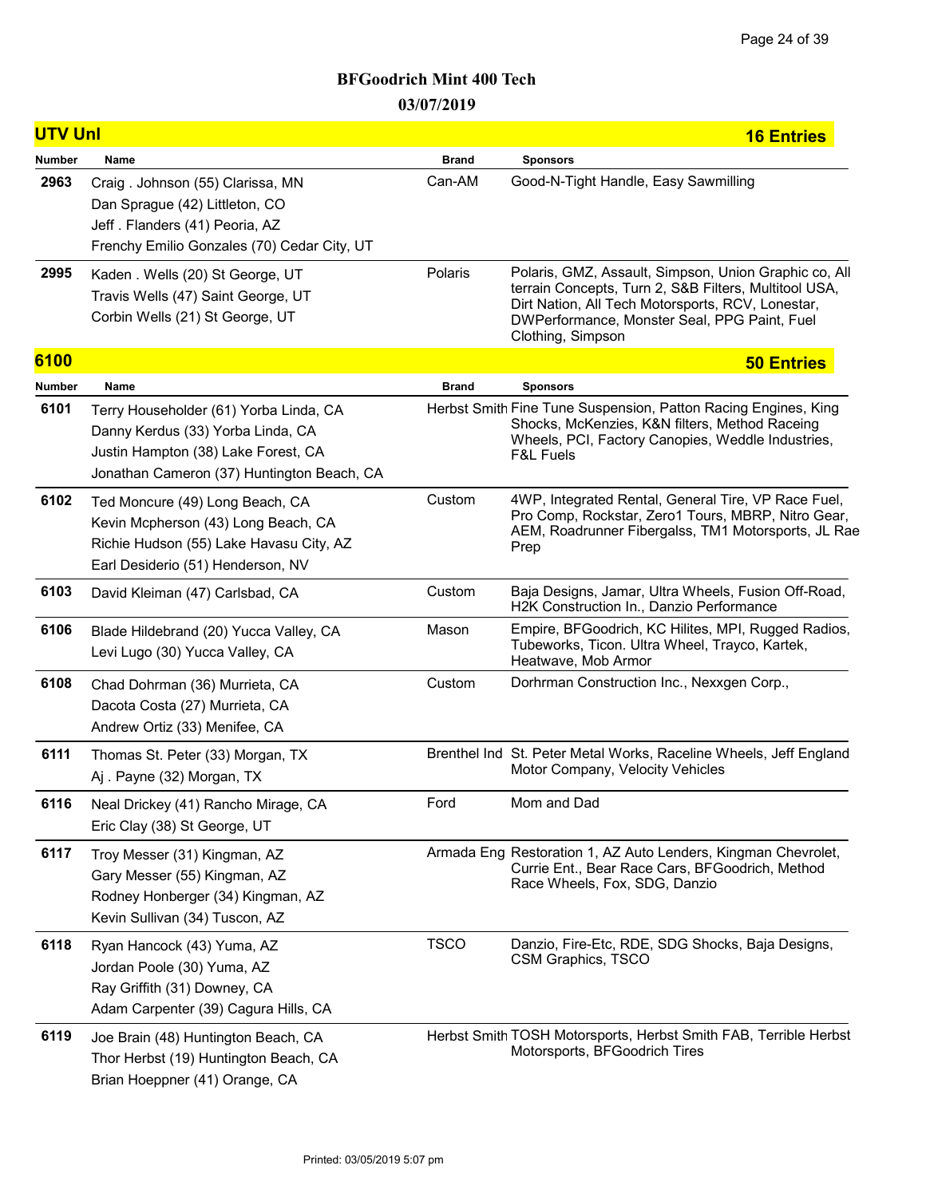# BFGoodrich Mint 400 Tech

**03/07/2019**

## UTV Unl — 16 Entries

| Number | Name | Brand | Sponsors |
|---|---|---|---|
| 2963 | Craig . Johnson (55) Clarissa, MN<br>Dan Sprague (42) Littleton, CO<br>Jeff . Flanders (41) Peoria, AZ<br>Frenchy Emilio Gonzales (70) Cedar City, UT | Can-AM | Good-N-Tight Handle, Easy Sawmilling |
| 2995 | Kaden . Wells (20) St George, UT<br>Travis Wells (47) Saint George, UT<br>Corbin Wells (21) St George, UT | Polaris | Polaris, GMZ, Assault, Simpson, Union Graphic co, All terrain Concepts, Turn 2, S&B Filters, Multitool USA, Dirt Nation, All Tech Motorsports, RCV, Lonestar, DWPerformance, Monster Seal, PPG Paint, Fuel Clothing, Simpson |

## 6100 — 50 Entries

| Number | Name | Brand | Sponsors |
|---|---|---|---|
| 6101 | Terry Householder (61) Yorba Linda, CA<br>Danny Kerdus (33) Yorba Linda, CA<br>Justin Hampton (38) Lake Forest, CA<br>Jonathan Cameron (37) Huntington Beach, CA | Herbst Smith | Fine Tune Suspension, Patton Racing Engines, King Shocks, McKenzies, K&N filters, Method Raceing Wheels, PCI, Factory Canopies, Weddle Industries, F&L Fuels |
| 6102 | Ted Moncure (49) Long Beach, CA<br>Kevin Mcpherson (43) Long Beach, CA<br>Richie Hudson (55) Lake Havasu City, AZ<br>Earl Desiderio (51) Henderson, NV | Custom | 4WP, Integrated Rental, General Tire, VP Race Fuel, Pro Comp, Rockstar, Zero1 Tours, MBRP, Nitro Gear, AEM, Roadrunner Fibergalss, TM1 Motorsports, JL Rae Prep |
| 6103 | David Kleiman (47) Carlsbad, CA | Custom | Baja Designs, Jamar, Ultra Wheels, Fusion Off-Road, H2K Construction In., Danzio Performance |
| 6106 | Blade Hildebrand (20) Yucca Valley, CA<br>Levi Lugo (30) Yucca Valley, CA | Mason | Empire, BFGoodrich, KC Hilites, MPI, Rugged Radios, Tubeworks, Ticon. Ultra Wheel, Trayco, Kartek, Heatwave, Mob Armor |
| 6108 | Chad Dohrman (36) Murrieta, CA<br>Dacota Costa (27) Murrieta, CA<br>Andrew Ortiz (33) Menifee, CA | Custom | Dorhrman Construction Inc., Nexxgen Corp., |
| 6111 | Thomas St. Peter (33) Morgan, TX<br>Aj . Payne (32) Morgan, TX | Brenthel Ind | St. Peter Metal Works, Raceline Wheels, Jeff England Motor Company, Velocity Vehicles |
| 6116 | Neal Drickey (41) Rancho Mirage, CA<br>Eric Clay (38) St George, UT | Ford | Mom and Dad |
| 6117 | Troy Messer (31) Kingman, AZ<br>Gary Messer (55) Kingman, AZ<br>Rodney Honberger (34) Kingman, AZ<br>Kevin Sullivan (34) Tuscon, AZ | Armada Eng | Restoration 1, AZ Auto Lenders, Kingman Chevrolet, Currie Ent., Bear Race Cars, BFGoodrich, Method Race Wheels, Fox, SDG, Danzio |
| 6118 | Ryan Hancock (43) Yuma, AZ<br>Jordan Poole (30) Yuma, AZ<br>Ray Griffith (31) Downey, CA<br>Adam Carpenter (39) Cagura Hills, CA | TSCO | Danzio, Fire-Etc, RDE, SDG Shocks, Baja Designs, CSM Graphics, TSCO |
| 6119 | Joe Brain (48) Huntington Beach, CA<br>Thor Herbst (19) Huntington Beach, CA<br>Brian Hoeppner (41) Orange, CA | Herbst Smith | TOSH Motorsports, Herbst Smith FAB, Terrible Herbst Motorsports, BFGoodrich Tires |

Printed: 03/05/2019 5:07 pm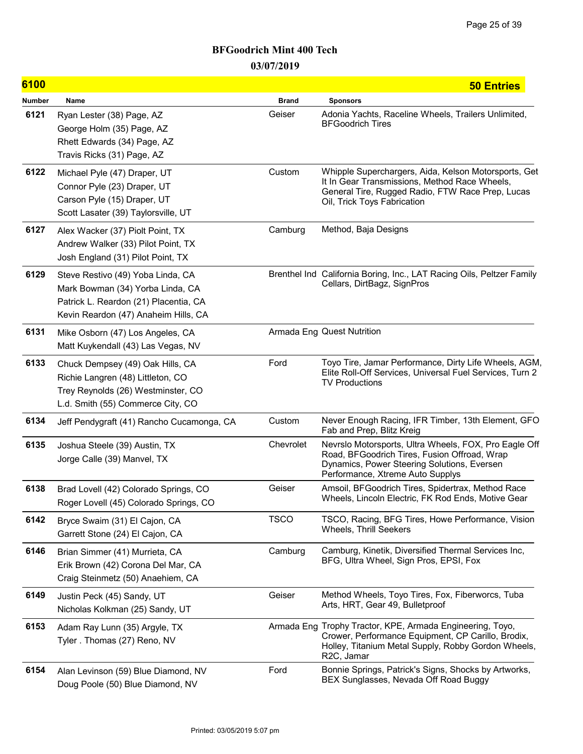# BFGoodrich Mint 400 Tech

## 03/07/2019

## 6100 — 50 Entries

| Number | Name | Brand | Sponsors |
|---|---|---|---|
| 6121 | Ryan Lester (38) Page, AZ<br>George Holm (35) Page, AZ<br>Rhett Edwards (34) Page, AZ<br>Travis Ricks (31) Page, AZ | Geiser | Adonia Yachts, Raceline Wheels, Trailers Unlimited, BFGoodrich Tires |
| 6122 | Michael Pyle (47) Draper, UT<br>Connor Pyle (23) Draper, UT<br>Carson Pyle (15) Draper, UT<br>Scott Lasater (39) Taylorsville, UT | Custom | Whipple Superchargers, Aida, Kelson Motorsports, Get It In Gear Transmissions, Method Race Wheels, General Tire, Rugged Radio, FTW Race Prep, Lucas Oil, Trick Toys Fabrication |
| 6127 | Alex Wacker (37) Piolt Point, TX<br>Andrew Walker (33) Pilot Point, TX<br>Josh England (31) Pilot Point, TX | Camburg | Method, Baja Designs |
| 6129 | Steve Restivo (49) Yoba Linda, CA<br>Mark Bowman (34) Yorba Linda, CA<br>Patrick L. Reardon (21) Placentia, CA<br>Kevin Reardon (47) Anaheim Hills, CA | Brenthel Ind | California Boring, Inc., LAT Racing Oils, Peltzer Family Cellars, DirtBagz, SignPros |
| 6131 | Mike Osborn (47) Los Angeles, CA<br>Matt Kuykendall (43) Las Vegas, NV | Armada Eng | Quest Nutrition |
| 6133 | Chuck Dempsey (49) Oak Hills, CA<br>Richie Langren (48) Littleton, CO<br>Trey Reynolds (26) Westminster, CO<br>L.d. Smith (55) Commerce City, CO | Ford | Toyo Tire, Jamar Performance, Dirty Life Wheels, AGM, Elite Roll-Off Services, Universal Fuel Services, Turn 2 TV Productions |
| 6134 | Jeff Pendygraft (41) Rancho Cucamonga, CA | Custom | Never Enough Racing, IFR Timber, 13th Element, GFO Fab and Prep, Blitz Kreig |
| 6135 | Joshua Steele (39) Austin, TX<br>Jorge Calle (39) Manvel, TX | Chevrolet | Nevrslo Motorsports, Ultra Wheels, FOX, Pro Eagle Off Road, BFGoodrich Tires, Fusion Offroad, Wrap Dynamics, Power Steering Solutions, Eversen Performance, Xtreme Auto Supplys |
| 6138 | Brad Lovell (42) Colorado Springs, CO<br>Roger Lovell (45) Colorado Springs, CO | Geiser | Amsoil, BFGoodrich Tires, Spidertrax, Method Race Wheels, Lincoln Electric, FK Rod Ends, Motive Gear |
| 6142 | Bryce Swaim (31) El Cajon, CA<br>Garrett Stone (24) El Cajon, CA | TSCO | TSCO, Racing, BFG Tires, Howe Performance, Vision Wheels, Thrill Seekers |
| 6146 | Brian Simmer (41) Murrieta, CA<br>Erik Brown (42) Corona Del Mar, CA<br>Craig Steinmetz (50) Anaehiem, CA | Camburg | Camburg, Kinetik, Diversified Thermal Services Inc, BFG, Ultra Wheel, Sign Pros, EPSI, Fox |
| 6149 | Justin Peck (45) Sandy, UT<br>Nicholas Kolkman (25) Sandy, UT | Geiser | Method Wheels, Toyo Tires, Fox, Fiberworcs, Tuba Arts, HRT, Gear 49, Bulletproof |
| 6153 | Adam Ray Lunn (35) Argyle, TX<br>Tyler . Thomas (27) Reno, NV | Armada Eng | Trophy Tractor, KPE, Armada Engineering, Toyo, Crower, Performance Equipment, CP Carillo, Brodix, Holley, Titanium Metal Supply, Robby Gordon Wheels, R2C, Jamar |
| 6154 | Alan Levinson (59) Blue Diamond, NV<br>Doug Poole (50) Blue Diamond, NV | Ford | Bonnie Springs, Patrick's Signs, Shocks by Artworks, BEX Sunglasses, Nevada Off Road Buggy |

Printed: 03/05/2019 5:07 pm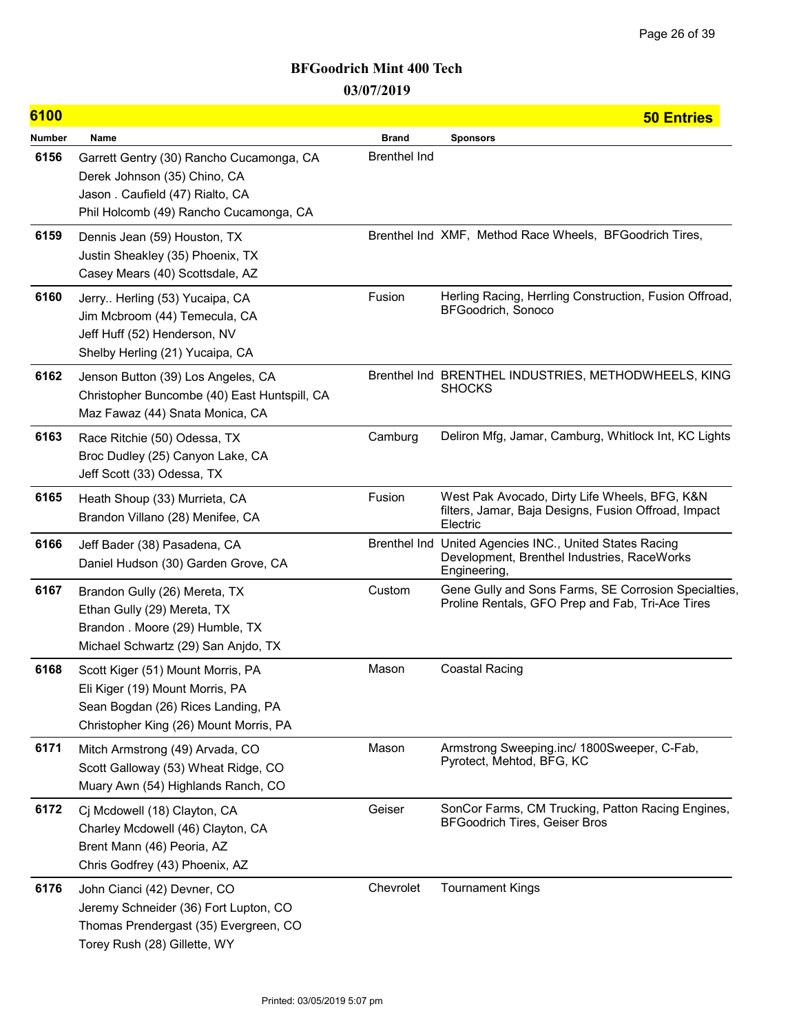# BFGoodrich Mint 400 Tech

## 03/07/2019

## 6100 — 50 Entries

| Number | Name | Brand | Sponsors |
| --- | --- | --- | --- |
| 6156 | Garrett Gentry (30) Rancho Cucamonga, CA<br>Derek Johnson (35) Chino, CA<br>Jason . Caufield (47) Rialto, CA<br>Phil Holcomb (49) Rancho Cucamonga, CA | Brenthel Ind | |
| 6159 | Dennis Jean (59) Houston, TX<br>Justin Sheakley (35) Phoenix, TX<br>Casey Mears (40) Scottsdale, AZ | Brenthel Ind | XMF, Method Race Wheels, BFGoodrich Tires, |
| 6160 | Jerry.. Herling (53) Yucaipa, CA<br>Jim Mcbroom (44) Temecula, CA<br>Jeff Huff (52) Henderson, NV<br>Shelby Herling (21) Yucaipa, CA | Fusion | Herling Racing, Herrling Construction, Fusion Offroad, BFGoodrich, Sonoco |
| 6162 | Jenson Button (39) Los Angeles, CA<br>Christopher Buncombe (40) East Huntspill, CA<br>Maz Fawaz (44) Snata Monica, CA | Brenthel Ind | BRENTHEL INDUSTRIES, METHODWHEELS, KING SHOCKS |
| 6163 | Race Ritchie (50) Odessa, TX<br>Broc Dudley (25) Canyon Lake, CA<br>Jeff Scott (33) Odessa, TX | Camburg | Deliron Mfg, Jamar, Camburg, Whitlock Int, KC Lights |
| 6165 | Heath Shoup (33) Murrieta, CA<br>Brandon Villano (28) Menifee, CA | Fusion | West Pak Avocado, Dirty Life Wheels, BFG, K&N filters, Jamar, Baja Designs, Fusion Offroad, Impact Electric |
| 6166 | Jeff Bader (38) Pasadena, CA<br>Daniel Hudson (30) Garden Grove, CA | Brenthel Ind | United Agencies INC., United States Racing Development, Brenthel Industries, RaceWorks Engineering, |
| 6167 | Brandon Gully (26) Mereta, TX<br>Ethan Gully (29) Mereta, TX<br>Brandon . Moore (29) Humble, TX<br>Michael Schwartz (29) San Anjdo, TX | Custom | Gene Gully and Sons Farms, SE Corrosion Specialties, Proline Rentals, GFO Prep and Fab, Tri-Ace Tires |
| 6168 | Scott Kiger (51) Mount Morris, PA<br>Eli Kiger (19) Mount Morris, PA<br>Sean Bogdan (26) Rices Landing, PA<br>Christopher King (26) Mount Morris, PA | Mason | Coastal Racing |
| 6171 | Mitch Armstrong (49) Arvada, CO<br>Scott Galloway (53) Wheat Ridge, CO<br>Muary Awn (54) Highlands Ranch, CO | Mason | Armstrong Sweeping.inc/ 1800Sweeper, C-Fab, Pyrotect, Mehtod, BFG, KC |
| 6172 | Cj Mcdowell (18) Clayton, CA<br>Charley Mcdowell (46) Clayton, CA<br>Brent Mann (46) Peoria, AZ<br>Chris Godfrey (43) Phoenix, AZ | Geiser | SonCor Farms, CM Trucking, Patton Racing Engines, BFGoodrich Tires, Geiser Bros |
| 6176 | John Cianci (42) Devner, CO<br>Jeremy Schneider (36) Fort Lupton, CO<br>Thomas Prendergast (35) Evergreen, CO<br>Torey Rush (28) Gillette, WY | Chevrolet | Tournament Kings |

Printed: 03/05/2019 5:07 pm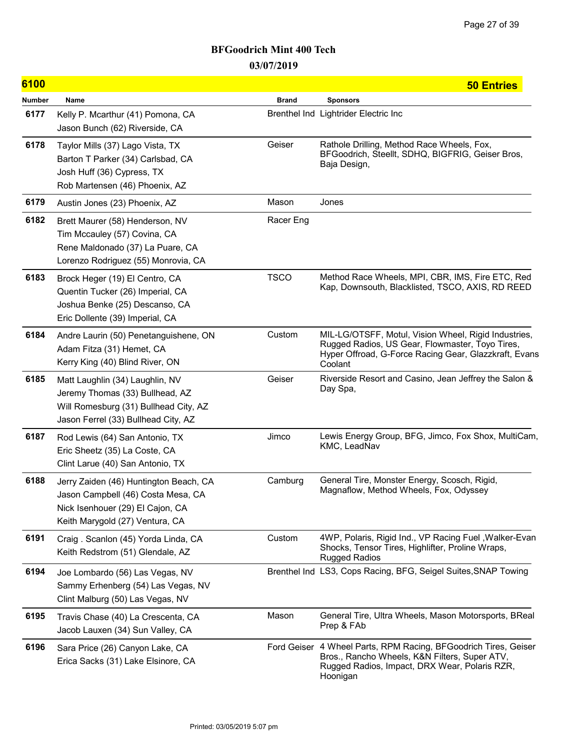# BFGoodrich Mint 400 Tech

## 03/07/2019

### 6100 — 50 Entries

| Number | Name | Brand | Sponsors |
|---|---|---|---|
| 6177 | Kelly P. Mcarthur (41) Pomona, CA<br>Jason Bunch (62) Riverside, CA | Brenthel Ind | Lightrider Electric Inc |
| 6178 | Taylor Mills (37) Lago Vista, TX<br>Barton T Parker (34) Carlsbad, CA<br>Josh Huff (36) Cypress, TX<br>Rob Martensen (46) Phoenix, AZ | Geiser | Rathole Drilling, Method Race Wheels, Fox, BFGoodrich, Steellt, SDHQ, BIGFRIG, Geiser Bros, Baja Design, |
| 6179 | Austin Jones (23) Phoenix, AZ | Mason | Jones |
| 6182 | Brett Maurer (58) Henderson, NV<br>Tim Mccauley (57) Covina, CA<br>Rene Maldonado (37) La Puare, CA<br>Lorenzo Rodriguez (55) Monrovia, CA | Racer Eng | |
| 6183 | Brock Heger (19) El Centro, CA<br>Quentin Tucker (26) Imperial, CA<br>Joshua Benke (25) Descanso, CA<br>Eric Dollente (39) Imperial, CA | TSCO | Method Race Wheels, MPI, CBR, IMS, Fire ETC, Red Kap, Downsouth, Blacklisted, TSCO, AXIS, RD REED |
| 6184 | Andre Laurin (50) Penetanguishene, ON<br>Adam Fitza (31) Hemet, CA<br>Kerry King (40) Blind River, ON | Custom | MIL-LG/OTSFF, Motul, Vision Wheel, Rigid Industries, Rugged Radios, US Gear, Flowmaster, Toyo Tires, Hyper Offroad, G-Force Racing Gear, Glazzkraft, Evans Coolant |
| 6185 | Matt Laughlin (34) Laughlin, NV<br>Jeremy Thomas (33) Bullhead, AZ<br>Will Romesburg (31) Bullhead City, AZ<br>Jason Ferrel (33) Bullhead City, AZ | Geiser | Riverside Resort and Casino, Jean Jeffrey the Salon & Day Spa, |
| 6187 | Rod Lewis (64) San Antonio, TX<br>Eric Sheetz (35) La Coste, CA<br>Clint Larue (40) San Antonio, TX | Jimco | Lewis Energy Group, BFG, Jimco, Fox Shox, MultiCam, KMC, LeadNav |
| 6188 | Jerry Zaiden (46) Huntington Beach, CA<br>Jason Campbell (46) Costa Mesa, CA<br>Nick Isenhouer (29) El Cajon, CA<br>Keith Marygold (27) Ventura, CA | Camburg | General Tire, Monster Energy, Scosch, Rigid, Magnaflow, Method Wheels, Fox, Odyssey |
| 6191 | Craig . Scanlon (45) Yorda Linda, CA<br>Keith Redstrom (51) Glendale, AZ | Custom | 4WP, Polaris, Rigid Ind., VP Racing Fuel ,Walker-Evan Shocks, Tensor Tires, Highlifter, Proline Wraps, Rugged Radios |
| 6194 | Joe Lombardo (56) Las Vegas, NV<br>Sammy Erhenberg (54) Las Vegas, NV<br>Clint Malburg (50) Las Vegas, NV | Brenthel Ind | LS3, Cops Racing, BFG, Seigel Suites,SNAP Towing |
| 6195 | Travis Chase (40) La Crescenta, CA<br>Jacob Lauxen (34) Sun Valley, CA | Mason | General Tire, Ultra Wheels, Mason Motorsports, BReal Prep & FAb |
| 6196 | Sara Price (26) Canyon Lake, CA<br>Erica Sacks (31) Lake Elsinore, CA | Ford Geiser | 4 Wheel Parts, RPM Racing, BFGoodrich Tires, Geiser Bros., Rancho Wheels, K&N Filters, Super ATV, Rugged Radios, Impact, DRX Wear, Polaris RZR, Hoonigan |

Printed: 03/05/2019 5:07 pm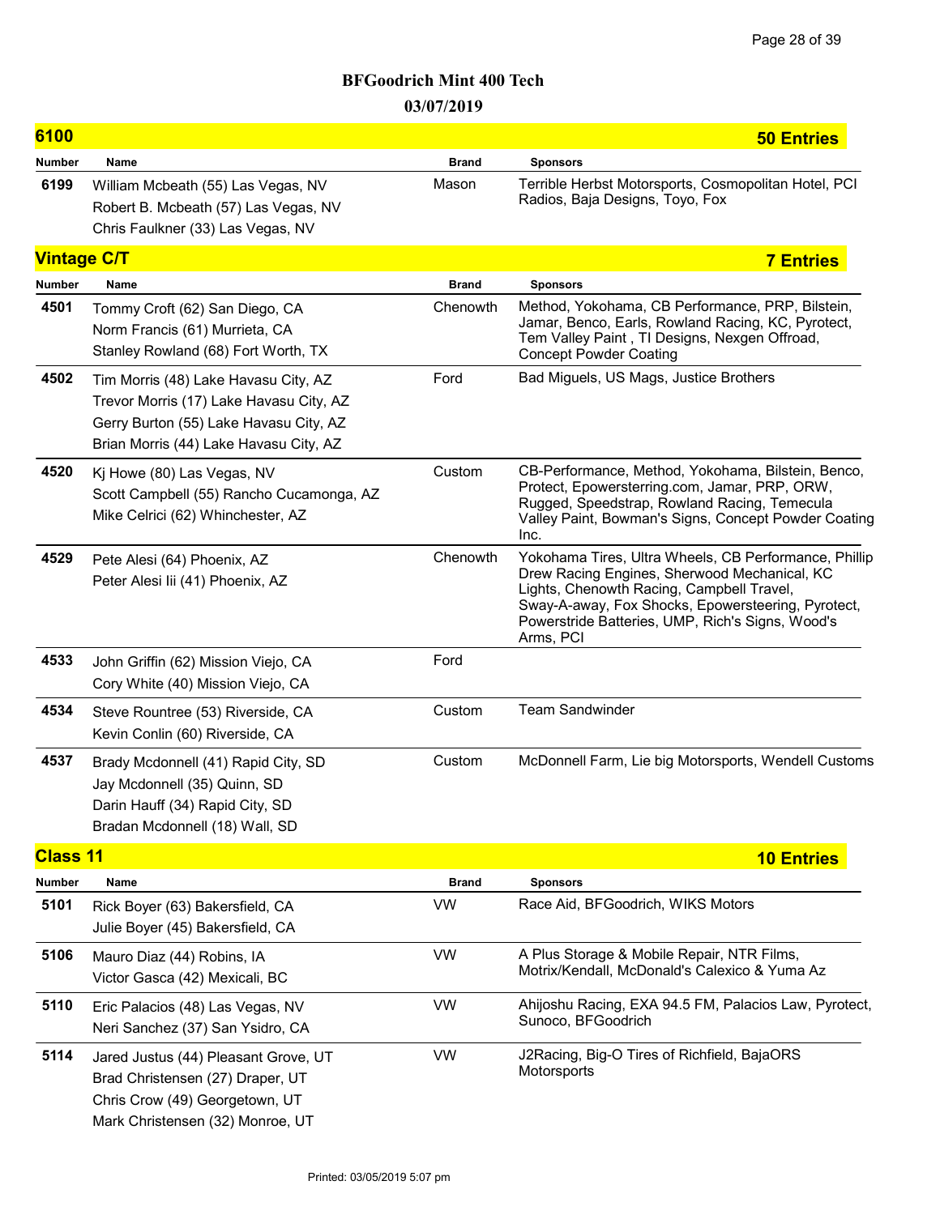# BFGoodrich Mint 400 Tech

## 03/07/2019

## 6100 — 50 Entries

| Number | Name | Brand | Sponsors |
| --- | --- | --- | --- |
| 6199 | William Mcbeath (55) Las Vegas, NV<br>Robert B. Mcbeath (57) Las Vegas, NV<br>Chris Faulkner (33) Las Vegas, NV | Mason | Terrible Herbst Motorsports, Cosmopolitan Hotel, PCI Radios, Baja Designs, Toyo, Fox |

## Vintage C/T — 7 Entries

| Number | Name | Brand | Sponsors |
| --- | --- | --- | --- |
| 4501 | Tommy Croft (62) San Diego, CA<br>Norm Francis (61) Murrieta, CA<br>Stanley Rowland (68) Fort Worth, TX | Chenowth | Method, Yokohama, CB Performance, PRP, Bilstein, Jamar, Benco, Earls, Rowland Racing, KC, Pyrotect, Tem Valley Paint , TI Designs, Nexgen Offroad, Concept Powder Coating |
| 4502 | Tim Morris (48) Lake Havasu City, AZ<br>Trevor Morris (17) Lake Havasu City, AZ<br>Gerry Burton (55) Lake Havasu City, AZ<br>Brian Morris (44) Lake Havasu City, AZ | Ford | Bad Miguels, US Mags, Justice Brothers |
| 4520 | Kj Howe (80) Las Vegas, NV<br>Scott Campbell (55) Rancho Cucamonga, AZ<br>Mike Celrici (62) Whinchester, AZ | Custom | CB-Performance, Method, Yokohama, Bilstein, Benco, Protect, Epowersterring.com, Jamar, PRP, ORW, Rugged, Speedstrap, Rowland Racing, Temecula Valley Paint, Bowman's Signs, Concept Powder Coating Inc. |
| 4529 | Pete Alesi (64) Phoenix, AZ<br>Peter Alesi Iii (41) Phoenix, AZ | Chenowth | Yokohama Tires, Ultra Wheels, CB Performance, Phillip Drew Racing Engines, Sherwood Mechanical, KC Lights, Chenowth Racing, Campbell Travel, Sway-A-away, Fox Shocks, Epowersteering, Pyrotect, Powerstride Batteries, UMP, Rich's Signs, Wood's Arms, PCI |
| 4533 | John Griffin (62) Mission Viejo, CA<br>Cory White (40) Mission Viejo, CA | Ford | |
| 4534 | Steve Rountree (53) Riverside, CA<br>Kevin Conlin (60) Riverside, CA | Custom | Team Sandwinder |
| 4537 | Brady Mcdonnell (41) Rapid City, SD<br>Jay Mcdonnell (35) Quinn, SD<br>Darin Hauff (34) Rapid City, SD<br>Bradan Mcdonnell (18) Wall, SD | Custom | McDonnell Farm, Lie big Motorsports, Wendell Customs |

## Class 11 — 10 Entries

| Number | Name | Brand | Sponsors |
| --- | --- | --- | --- |
| 5101 | Rick Boyer (63) Bakersfield, CA<br>Julie Boyer (45) Bakersfield, CA | VW | Race Aid, BFGoodrich, WIKS Motors |
| 5106 | Mauro Diaz (44) Robins, IA<br>Victor Gasca (42) Mexicali, BC | VW | A Plus Storage & Mobile Repair, NTR Films, Motrix/Kendall, McDonald's Calexico & Yuma Az |
| 5110 | Eric Palacios (48) Las Vegas, NV<br>Neri Sanchez (37) San Ysidro, CA | VW | Ahijoshu Racing, EXA 94.5 FM, Palacios Law, Pyrotect, Sunoco, BFGoodrich |
| 5114 | Jared Justus (44) Pleasant Grove, UT<br>Brad Christensen (27) Draper, UT<br>Chris Crow (49) Georgetown, UT<br>Mark Christensen (32) Monroe, UT | VW | J2Racing, Big-O Tires of Richfield, BajaORS Motorsports |

Printed: 03/05/2019 5:07 pm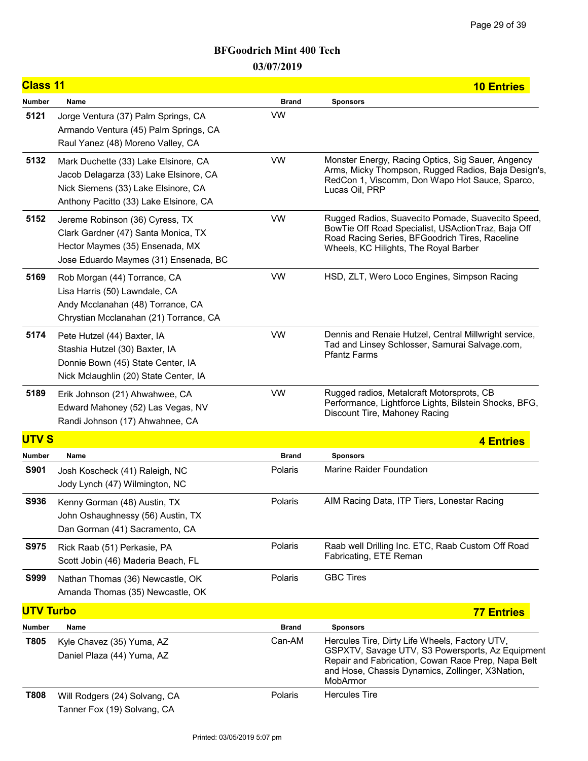# BFGoodrich Mint 400 Tech

## 03/07/2019

## Class 11 — 10 Entries

| Number | Name | Brand | Sponsors |
|---|---|---|---|
| 5121 | Jorge Ventura (37) Palm Springs, CA<br>Armando Ventura (45) Palm Springs, CA<br>Raul Yanez (48) Moreno Valley, CA | VW | |
| 5132 | Mark Duchette (33) Lake Elsinore, CA<br>Jacob Delagarza (33) Lake Elsinore, CA<br>Nick Siemens (33) Lake Elsinore, CA<br>Anthony Pacitto (33) Lake Elsinore, CA | VW | Monster Energy, Racing Optics, Sig Sauer, Angency Arms, Micky Thompson, Rugged Radios, Baja Design's, RedCon 1, Viscomm, Don Wapo Hot Sauce, Sparco, Lucas Oil, PRP |
| 5152 | Jereme Robinson (36) Cyress, TX<br>Clark Gardner (47) Santa Monica, TX<br>Hector Maymes (35) Ensenada, MX<br>Jose Eduardo Maymes (31) Ensenada, BC | VW | Rugged Radios, Suavecito Pomade, Suavecito Speed, BowTie Off Road Specialist, USActionTraz, Baja Off Road Racing Series, BFGoodrich Tires, Raceline Wheels, KC Hilights, The Royal Barber |
| 5169 | Rob Morgan (44) Torrance, CA<br>Lisa Harris (50) Lawndale, CA<br>Andy Mcclanahan (48) Torrance, CA<br>Chrystian Mcclanahan (21) Torrance, CA | VW | HSD, ZLT, Wero Loco Engines, Simpson Racing |
| 5174 | Pete Hutzel (44) Baxter, IA<br>Stashia Hutzel (30) Baxter, IA<br>Donnie Bown (45) State Center, IA<br>Nick Mclaughlin (20) State Center, IA | VW | Dennis and Renaie Hutzel, Central Millwright service, Tad and Linsey Schlosser, Samurai Salvage.com, Pfantz Farms |
| 5189 | Erik Johnson (21) Ahwahwee, CA<br>Edward Mahoney (52) Las Vegas, NV<br>Randi Johnson (17) Ahwahnee, CA | VW | Rugged radios, Metalcraft Motorsprots, CB Performance, Lightforce Lights, Bilstein Shocks, BFG, Discount Tire, Mahoney Racing |

## UTV S — 4 Entries

| Number | Name | Brand | Sponsors |
|---|---|---|---|
| S901 | Josh Koscheck (41) Raleigh, NC<br>Jody Lynch (47) Wilmington, NC | Polaris | Marine Raider Foundation |
| S936 | Kenny Gorman (48) Austin, TX<br>John Oshaughnessy (56) Austin, TX<br>Dan Gorman (41) Sacramento, CA | Polaris | AIM Racing Data, ITP Tiers, Lonestar Racing |
| S975 | Rick Raab (51) Perkasie, PA<br>Scott Jobin (46) Maderia Beach, FL | Polaris | Raab well Drilling Inc. ETC, Raab Custom Off Road Fabricating, ETE Reman |
| S999 | Nathan Thomas (36) Newcastle, OK<br>Amanda Thomas (35) Newcastle, OK | Polaris | GBC Tires |

## UTV Turbo — 77 Entries

| Number | Name | Brand | Sponsors |
|---|---|---|---|
| T805 | Kyle Chavez (35) Yuma, AZ<br>Daniel Plaza (44) Yuma, AZ | Can-AM | Hercules Tire, Dirty Life Wheels, Factory UTV, GSPXTV, Savage UTV, S3 Powersports, Az Equipment Repair and Fabrication, Cowan Race Prep, Napa Belt and Hose, Chassis Dynamics, Zollinger, X3Nation, MobArmor |
| T808 | Will Rodgers (24) Solvang, CA<br>Tanner Fox (19) Solvang, CA | Polaris | Hercules Tire |

Printed: 03/05/2019 5:07 pm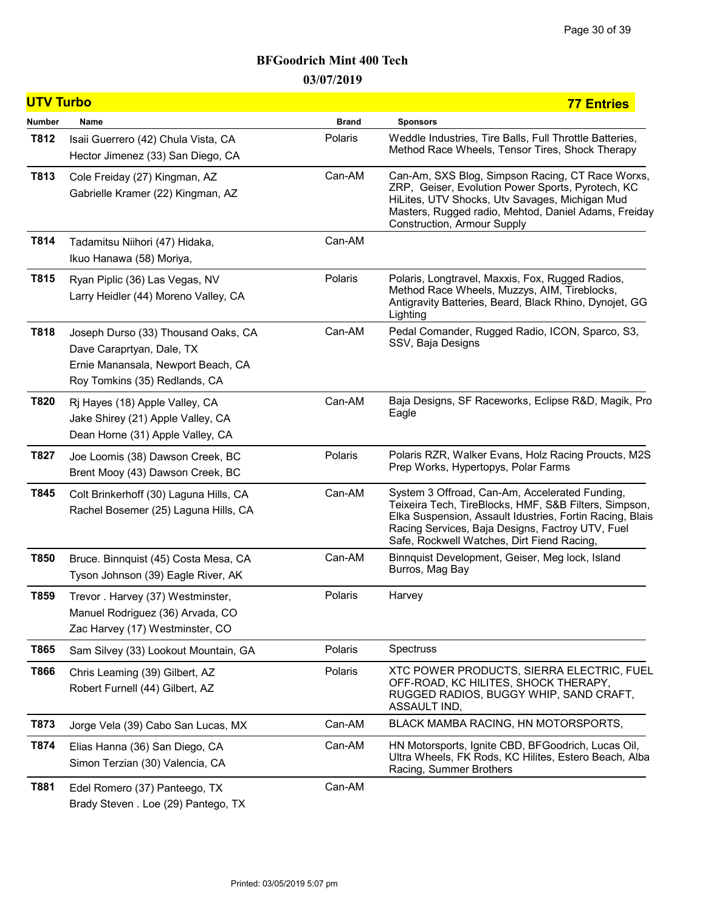# BFGoodrich Mint 400 Tech

## 03/07/2019

## UTV Turbo — 77 Entries

| Number | Name | Brand | Sponsors |
|---|---|---|---|
| T812 | Isaii Guerrero (42) Chula Vista, CA<br>Hector Jimenez (33) San Diego, CA | Polaris | Weddle Industries, Tire Balls, Full Throttle Batteries, Method Race Wheels, Tensor Tires, Shock Therapy |
| T813 | Cole Freiday (27) Kingman, AZ<br>Gabrielle Kramer (22) Kingman, AZ | Can-AM | Can-Am, SXS Blog, Simpson Racing, CT Race Worxs, ZRP, Geiser, Evolution Power Sports, Pyrotech, KC HiLites, UTV Shocks, Utv Savages, Michigan Mud Masters, Rugged radio, Mehtod, Daniel Adams, Freiday Construction, Armour Supply |
| T814 | Tadamitsu Niihori (47) Hidaka,<br>Ikuo Hanawa (58) Moriya, | Can-AM | |
| T815 | Ryan Piplic (36) Las Vegas, NV<br>Larry Heidler (44) Moreno Valley, CA | Polaris | Polaris, Longtravel, Maxxis, Fox, Rugged Radios, Method Race Wheels, Muzzys, AIM, Tireblocks, Antigravity Batteries, Beard, Black Rhino, Dynojet, GG Lighting |
| T818 | Joseph Durso (33) Thousand Oaks, CA<br>Dave Caraprtyan, Dale, TX<br>Ernie Manansala, Newport Beach, CA<br>Roy Tomkins (35) Redlands, CA | Can-AM | Pedal Comander, Rugged Radio, ICON, Sparco, S3, SSV, Baja Designs |
| T820 | Rj Hayes (18) Apple Valley, CA<br>Jake Shirey (21) Apple Valley, CA<br>Dean Horne (31) Apple Valley, CA | Can-AM | Baja Designs, SF Raceworks, Eclipse R&D, Magik, Pro Eagle |
| T827 | Joe Loomis (38) Dawson Creek, BC<br>Brent Mooy (43) Dawson Creek, BC | Polaris | Polaris RZR, Walker Evans, Holz Racing Proucts, M2S Prep Works, Hypertopys, Polar Farms |
| T845 | Colt Brinkerhoff (30) Laguna Hills, CA<br>Rachel Bosemer (25) Laguna Hills, CA | Can-AM | System 3 Offroad, Can-Am, Accelerated Funding, Teixeira Tech, TireBlocks, HMF, S&B Filters, Simpson, Elka Suspension, Assault Idustries, Fortin Racing, Blais Racing Services, Baja Designs, Factroy UTV, Fuel Safe, Rockwell Watches, Dirt Fiend Racing, |
| T850 | Bruce. Binnquist (45) Costa Mesa, CA<br>Tyson Johnson (39) Eagle River, AK | Can-AM | Binnquist Development, Geiser, Meg lock, Island Burros, Mag Bay |
| T859 | Trevor . Harvey (37) Westminster,<br>Manuel Rodriguez (36) Arvada, CO<br>Zac Harvey (17) Westminster, CO | Polaris | Harvey |
| T865 | Sam Silvey (33) Lookout Mountain, GA | Polaris | Spectruss |
| T866 | Chris Leaming (39) Gilbert, AZ<br>Robert Furnell (44) Gilbert, AZ | Polaris | XTC POWER PRODUCTS, SIERRA ELECTRIC, FUEL OFF-ROAD, KC HILITES, SHOCK THERAPY, RUGGED RADIOS, BUGGY WHIP, SAND CRAFT, ASSAULT IND, |
| T873 | Jorge Vela (39) Cabo San Lucas, MX | Can-AM | BLACK MAMBA RACING, HN MOTORSPORTS, |
| T874 | Elias Hanna (36) San Diego, CA<br>Simon Terzian (30) Valencia, CA | Can-AM | HN Motorsports, Ignite CBD, BFGoodrich, Lucas Oil, Ultra Wheels, FK Rods, KC Hilites, Estero Beach, Alba Racing, Summer Brothers |
| T881 | Edel Romero (37) Panteego, TX<br>Brady Steven . Loe (29) Pantego, TX | Can-AM | |

Printed: 03/05/2019 5:07 pm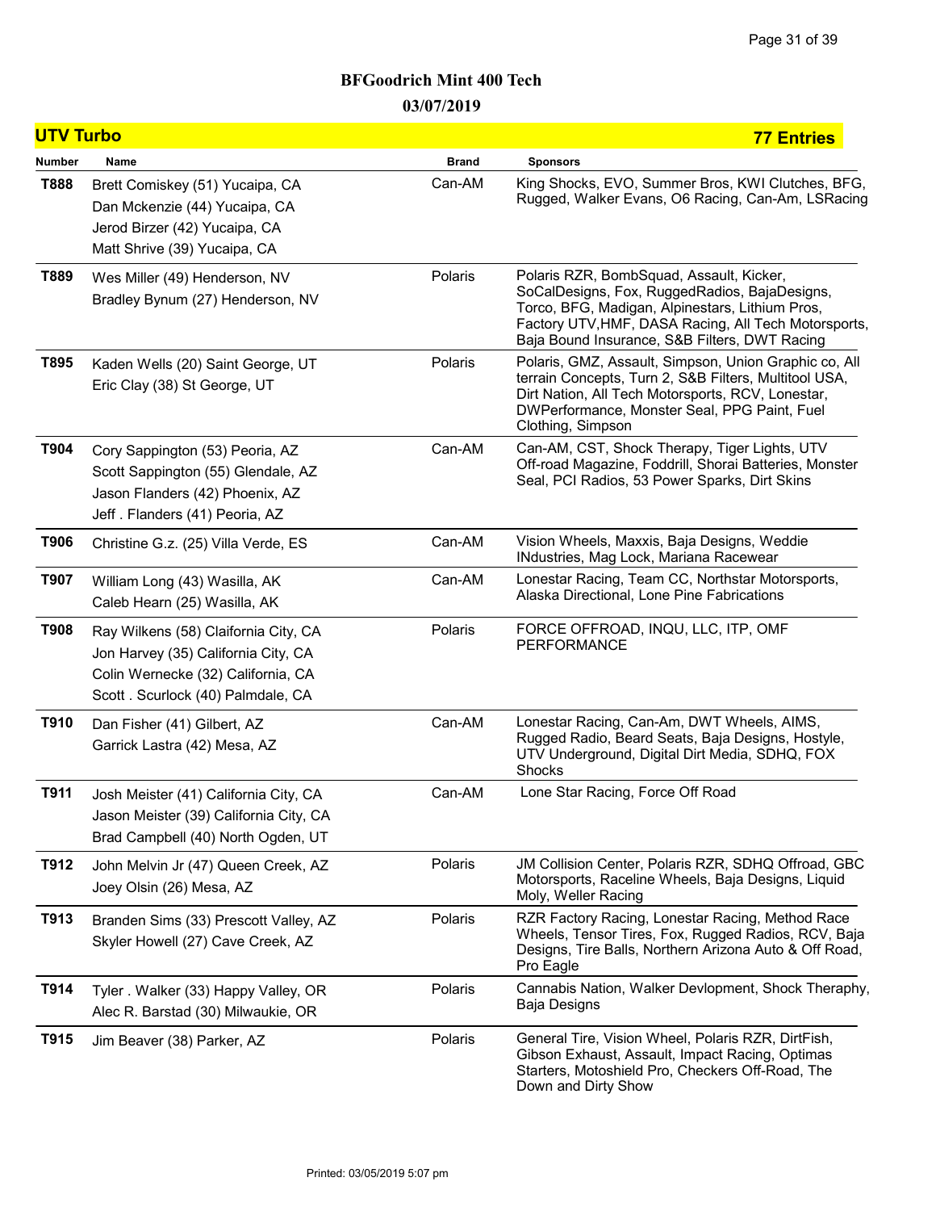# BFGoodrich Mint 400 Tech

## 03/07/2019

**UTV Turbo** — **77 Entries**

| Number | Name | Brand | Sponsors |
|---|---|---|---|
| **T888** | Brett Comiskey (51) Yucaipa, CA<br>Dan Mckenzie (44) Yucaipa, CA<br>Jerod Birzer (42) Yucaipa, CA<br>Matt Shrive (39) Yucaipa, CA | Can-AM | King Shocks, EVO, Summer Bros, KWI Clutches, BFG, Rugged, Walker Evans, O6 Racing, Can-Am, LSRacing |
| **T889** | Wes Miller (49) Henderson, NV<br>Bradley Bynum (27) Henderson, NV | Polaris | Polaris RZR, BombSquad, Assault, Kicker, SoCalDesigns, Fox, RuggedRadios, BajaDesigns, Torco, BFG, Madigan, Alpinestars, Lithium Pros, Factory UTV,HMF, DASA Racing, All Tech Motorsports, Baja Bound Insurance, S&B Filters, DWT Racing |
| **T895** | Kaden Wells (20) Saint George, UT<br>Eric Clay (38) St George, UT | Polaris | Polaris, GMZ, Assault, Simpson, Union Graphic co, All terrain Concepts, Turn 2, S&B Filters, Multitool USA, Dirt Nation, All Tech Motorsports, RCV, Lonestar, DWPerformance, Monster Seal, PPG Paint, Fuel Clothing, Simpson |
| **T904** | Cory Sappington (53) Peoria, AZ<br>Scott Sappington (55) Glendale, AZ<br>Jason Flanders (42) Phoenix, AZ<br>Jeff . Flanders (41) Peoria, AZ | Can-AM | Can-AM, CST, Shock Therapy, Tiger Lights, UTV Off-road Magazine, Foddrill, Shorai Batteries, Monster Seal, PCI Radios, 53 Power Sparks, Dirt Skins |
| **T906** | Christine G.z. (25) Villa Verde, ES | Can-AM | Vision Wheels, Maxxis, Baja Designs, Weddie INdustries, Mag Lock, Mariana Racewear |
| **T907** | William Long (43) Wasilla, AK<br>Caleb Hearn (25) Wasilla, AK | Can-AM | Lonestar Racing, Team CC, Northstar Motorsports, Alaska Directional, Lone Pine Fabrications |
| **T908** | Ray Wilkens (58) Claifornia City, CA<br>Jon Harvey (35) California City, CA<br>Colin Wernecke (32) California, CA<br>Scott . Scurlock (40) Palmdale, CA | Polaris | FORCE OFFROAD, INQU, LLC, ITP, OMF PERFORMANCE |
| **T910** | Dan Fisher (41) Gilbert, AZ<br>Garrick Lastra (42) Mesa, AZ | Can-AM | Lonestar Racing, Can-Am, DWT Wheels, AIMS, Rugged Radio, Beard Seats, Baja Designs, Hostyle, UTV Underground, Digital Dirt Media, SDHQ, FOX Shocks |
| **T911** | Josh Meister (41) California City, CA<br>Jason Meister (39) California City, CA<br>Brad Campbell (40) North Ogden, UT | Can-AM | Lone Star Racing, Force Off Road |
| **T912** | John Melvin Jr (47) Queen Creek, AZ<br>Joey Olsin (26) Mesa, AZ | Polaris | JM Collision Center, Polaris RZR, SDHQ Offroad, GBC Motorsports, Raceline Wheels, Baja Designs, Liquid Moly, Weller Racing |
| **T913** | Branden Sims (33) Prescott Valley, AZ<br>Skyler Howell (27) Cave Creek, AZ | Polaris | RZR Factory Racing, Lonestar Racing, Method Race Wheels, Tensor Tires, Fox, Rugged Radios, RCV, Baja Designs, Tire Balls, Northern Arizona Auto & Off Road, Pro Eagle |
| **T914** | Tyler . Walker (33) Happy Valley, OR<br>Alec R. Barstad (30) Milwaukie, OR | Polaris | Cannabis Nation, Walker Devlopment, Shock Theraphy, Baja Designs |
| **T915** | Jim Beaver (38) Parker, AZ | Polaris | General Tire, Vision Wheel, Polaris RZR, DirtFish, Gibson Exhaust, Assault, Impact Racing, Optimas Starters, Motoshield Pro, Checkers Off-Road, The Down and Dirty Show |

Printed: 03/05/2019 5:07 pm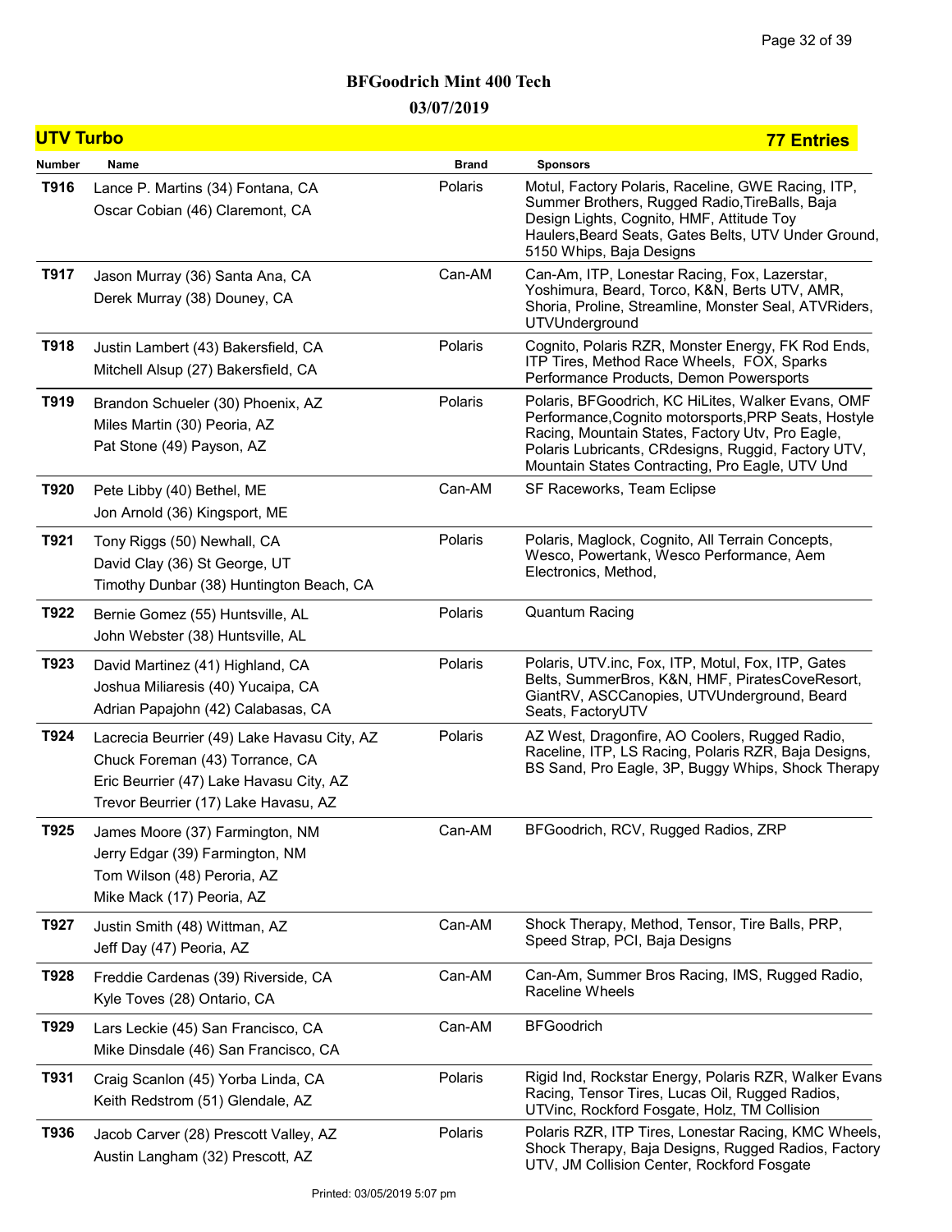# BFGoodrich Mint 400 Tech

## 03/07/2019

## UTV Turbo — 77 Entries

| Number | Name | Brand | Sponsors |
|---|---|---|---|
| T916 | Lance P. Martins (34) Fontana, CA<br>Oscar Cobian (46) Claremont, CA | Polaris | Motul, Factory Polaris, Raceline, GWE Racing, ITP, Summer Brothers, Rugged Radio,TireBalls, Baja Design Lights, Cognito, HMF, Attitude Toy Haulers,Beard Seats, Gates Belts, UTV Under Ground, 5150 Whips, Baja Designs |
| T917 | Jason Murray (36) Santa Ana, CA<br>Derek Murray (38) Douney, CA | Can-AM | Can-Am, ITP, Lonestar Racing, Fox, Lazerstar, Yoshimura, Beard, Torco, K&N, Berts UTV, AMR, Shoria, Proline, Streamline, Monster Seal, ATVRiders, UTVUnderground |
| T918 | Justin Lambert (43) Bakersfield, CA<br>Mitchell Alsup (27) Bakersfield, CA | Polaris | Cognito, Polaris RZR, Monster Energy, FK Rod Ends, ITP Tires, Method Race Wheels, FOX, Sparks Performance Products, Demon Powersports |
| T919 | Brandon Schueler (30) Phoenix, AZ<br>Miles Martin (30) Peoria, AZ<br>Pat Stone (49) Payson, AZ | Polaris | Polaris, BFGoodrich, KC HiLites, Walker Evans, OMF Performance,Cognito motorsports,PRP Seats, Hostyle Racing, Mountain States, Factory Utv, Pro Eagle, Polaris Lubricants, CRdesigns, Ruggid, Factory UTV, Mountain States Contracting, Pro Eagle, UTV Und |
| T920 | Pete Libby (40) Bethel, ME<br>Jon Arnold (36) Kingsport, ME | Can-AM | SF Raceworks, Team Eclipse |
| T921 | Tony Riggs (50) Newhall, CA<br>David Clay (36) St George, UT<br>Timothy Dunbar (38) Huntington Beach, CA | Polaris | Polaris, Maglock, Cognito, All Terrain Concepts, Wesco, Powertank, Wesco Performance, Aem Electronics, Method, |
| T922 | Bernie Gomez (55) Huntsville, AL<br>John Webster (38) Huntsville, AL | Polaris | Quantum Racing |
| T923 | David Martinez (41) Highland, CA<br>Joshua Miliaresis (40) Yucaipa, CA<br>Adrian Papajohn (42) Calabasas, CA | Polaris | Polaris, UTV.inc, Fox, ITP, Motul, Fox, ITP, Gates Belts, SummerBros, K&N, HMF, PiratesCoveResort, GiantRV, ASCCanopies, UTVUnderground, Beard Seats, FactoryUTV |
| T924 | Lacrecia Beurrier (49) Lake Havasu City, AZ<br>Chuck Foreman (43) Torrance, CA<br>Eric Beurrier (47) Lake Havasu City, AZ<br>Trevor Beurrier (17) Lake Havasu, AZ | Polaris | AZ West, Dragonfire, AO Coolers, Rugged Radio, Raceline, ITP, LS Racing, Polaris RZR, Baja Designs, BS Sand, Pro Eagle, 3P, Buggy Whips, Shock Therapy |
| T925 | James Moore (37) Farmington, NM<br>Jerry Edgar (39) Farmington, NM<br>Tom Wilson (48) Peroria, AZ<br>Mike Mack (17) Peoria, AZ | Can-AM | BFGoodrich, RCV, Rugged Radios, ZRP |
| T927 | Justin Smith (48) Wittman, AZ<br>Jeff Day (47) Peoria, AZ | Can-AM | Shock Therapy, Method, Tensor, Tire Balls, PRP, Speed Strap, PCI, Baja Designs |
| T928 | Freddie Cardenas (39) Riverside, CA<br>Kyle Toves (28) Ontario, CA | Can-AM | Can-Am, Summer Bros Racing, IMS, Rugged Radio, Raceline Wheels |
| T929 | Lars Leckie (45) San Francisco, CA<br>Mike Dinsdale (46) San Francisco, CA | Can-AM | BFGoodrich |
| T931 | Craig Scanlon (45) Yorba Linda, CA<br>Keith Redstrom (51) Glendale, AZ | Polaris | Rigid Ind, Rockstar Energy, Polaris RZR, Walker Evans Racing, Tensor Tires, Lucas Oil, Rugged Radios, UTVinc, Rockford Fosgate, Holz, TM Collision |
| T936 | Jacob Carver (28) Prescott Valley, AZ<br>Austin Langham (32) Prescott, AZ | Polaris | Polaris RZR, ITP Tires, Lonestar Racing, KMC Wheels, Shock Therapy, Baja Designs, Rugged Radios, Factory UTV, JM Collision Center, Rockford Fosgate |

Printed: 03/05/2019 5:07 pm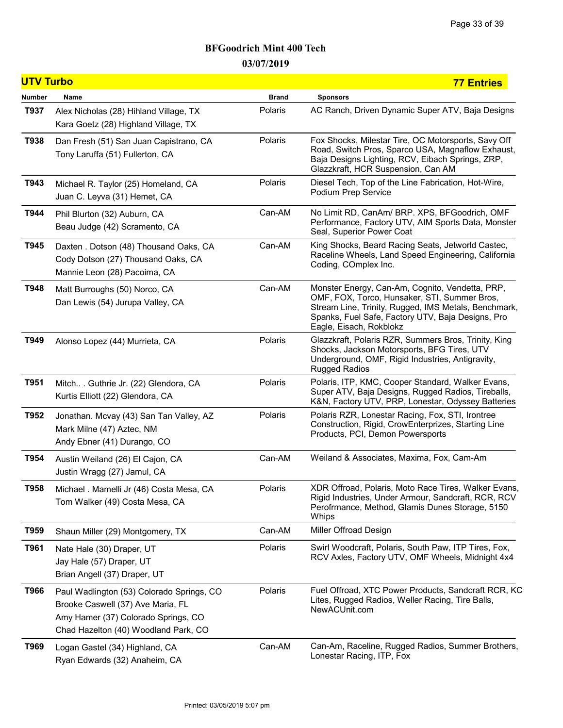## BFGoodrich Mint 400 Tech

### 03/07/2019

### UTV Turbo — 77 Entries

| Number | Name | Brand | Sponsors |
|---|---|---|---|
| T937 | Alex Nicholas (28) Hihland Village, TX<br>Kara Goetz (28) Highland Village, TX | Polaris | AC Ranch, Driven Dynamic Super ATV, Baja Designs |
| T938 | Dan Fresh (51) San Juan Capistrano, CA<br>Tony Laruffa (51) Fullerton, CA | Polaris | Fox Shocks, Milestar Tire, OC Motorsports, Savy Off Road, Switch Pros, Sparco USA, Magnaflow Exhaust, Baja Designs Lighting, RCV, Eibach Springs, ZRP, Glazzkraft, HCR Suspension, Can AM |
| T943 | Michael R. Taylor (25) Homeland, CA<br>Juan C. Leyva (31) Hemet, CA | Polaris | Diesel Tech, Top of the Line Fabrication, Hot-Wire, Podium Prep Service |
| T944 | Phil Blurton (32) Auburn, CA<br>Beau Judge (42) Scramento, CA | Can-AM | No Limit RD, CanAm/ BRP. XPS, BFGoodrich, OMF Performance, Factory UTV, AIM Sports Data, Monster Seal, Superior Power Coat |
| T945 | Daxten . Dotson (48) Thousand Oaks, CA<br>Cody Dotson (27) Thousand Oaks, CA<br>Mannie Leon (28) Pacoima, CA | Can-AM | King Shocks, Beard Racing Seats, Jetworld Castec, Raceline Wheels, Land Speed Engineering, California Coding, COmplex Inc. |
| T948 | Matt Burroughs (50) Norco, CA<br>Dan Lewis (54) Jurupa Valley, CA | Can-AM | Monster Energy, Can-Am, Cognito, Vendetta, PRP, OMF, FOX, Torco, Hunsaker, STI, Summer Bros, Stream Line, Trinity, Rugged, IMS Metals, Benchmark, Spanks, Fuel Safe, Factory UTV, Baja Designs, Pro Eagle, Eisach, Rokblokz |
| T949 | Alonso Lopez (44) Murrieta, CA | Polaris | Glazzkraft, Polaris RZR, Summers Bros, Trinity, King Shocks, Jackson Motorsports, BFG Tires, UTV Underground, OMF, Rigid Industries, Antigravity, Rugged Radios |
| T951 | Mitch.. . Guthrie Jr. (22) Glendora, CA<br>Kurtis Elliott (22) Glendora, CA | Polaris | Polaris, ITP, KMC, Cooper Standard, Walker Evans, Super ATV, Baja Designs, Rugged Radios, Tireballs, K&N, Factory UTV, PRP, Lonestar, Odyssey Batteries |
| T952 | Jonathan. Mcvay (43) San Tan Valley, AZ<br>Mark Milne (47) Aztec, NM<br>Andy Ebner (41) Durango, CO | Polaris | Polaris RZR, Lonestar Racing, Fox, STI, Irontree Construction, Rigid, CrowEnterprizes, Starting Line Products, PCI, Demon Powersports |
| T954 | Austin Weiland (26) El Cajon, CA<br>Justin Wragg (27) Jamul, CA | Can-AM | Weiland & Associates, Maxima, Fox, Cam-Am |
| T958 | Michael . Mamelli Jr (46) Costa Mesa, CA<br>Tom Walker (49) Costa Mesa, CA | Polaris | XDR Offroad, Polaris, Moto Race Tires, Walker Evans, Rigid Industries, Under Armour, Sandcraft, RCR, RCV Perofrmance, Method, Glamis Dunes Storage, 5150 Whips |
| T959 | Shaun Miller (29) Montgomery, TX | Can-AM | Miller Offroad Design |
| T961 | Nate Hale (30) Draper, UT<br>Jay Hale (57) Draper, UT<br>Brian Angell (37) Draper, UT | Polaris | Swirl Woodcraft, Polaris, South Paw, ITP Tires, Fox, RCV Axles, Factory UTV, OMF Wheels, Midnight 4x4 |
| T966 | Paul Wadlington (53) Colorado Springs, CO<br>Brooke Caswell (37) Ave Maria, FL<br>Amy Hamer (37) Colorado Springs, CO<br>Chad Hazelton (40) Woodland Park, CO | Polaris | Fuel Offroad, XTC Power Products, Sandcraft RCR, KC Lites, Rugged Radios, Weller Racing, Tire Balls, NewACUnit.com |
| T969 | Logan Gastel (34) Highland, CA<br>Ryan Edwards (32) Anaheim, CA | Can-AM | Can-Am, Raceline, Rugged Radios, Summer Brothers, Lonestar Racing, ITP, Fox |

Printed: 03/05/2019 5:07 pm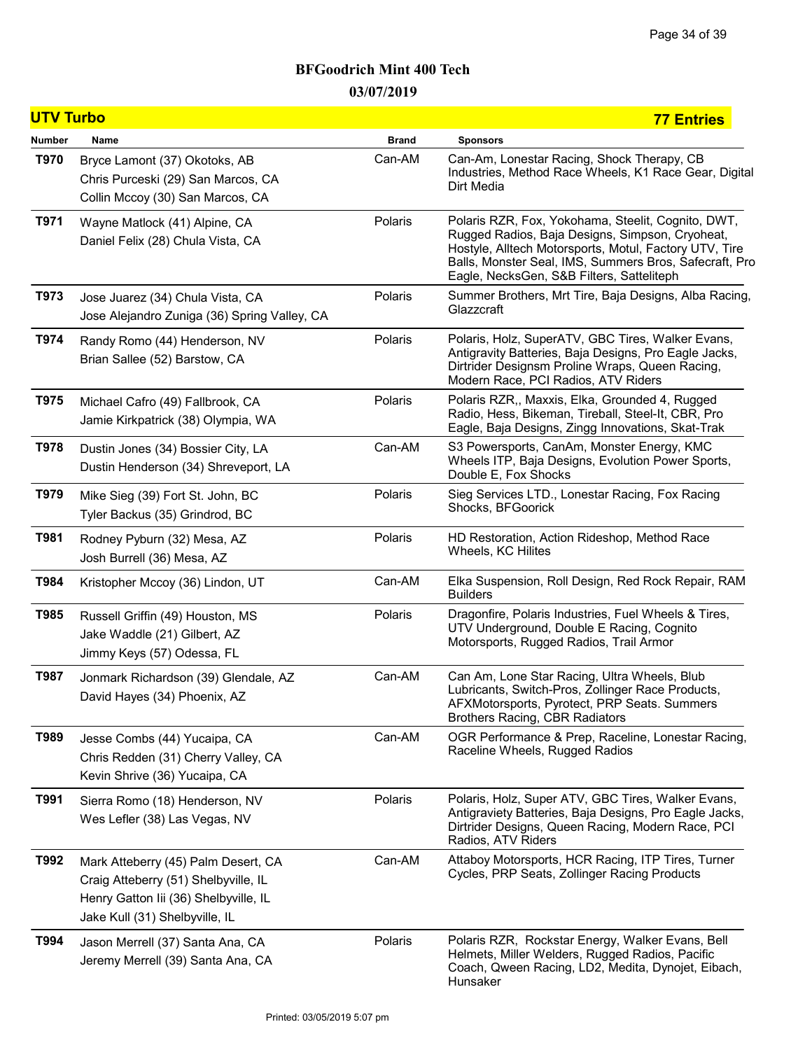# BFGoodrich Mint 400 Tech

## 03/07/2019

## UTV Turbo — 77 Entries

| Number | Name | Brand | Sponsors |
|---|---|---|---|
| T970 | Bryce Lamont (37) Okotoks, AB<br>Chris Purceski (29) San Marcos, CA<br>Collin Mccoy (30) San Marcos, CA | Can-AM | Can-Am, Lonestar Racing, Shock Therapy, CB Industries, Method Race Wheels, K1 Race Gear, Digital Dirt Media |
| T971 | Wayne Matlock (41) Alpine, CA<br>Daniel Felix (28) Chula Vista, CA | Polaris | Polaris RZR, Fox, Yokohama, Steelit, Cognito, DWT, Rugged Radios, Baja Designs, Simpson, Cryoheat, Hostyle, Alltech Motorsports, Motul, Factory UTV, Tire Balls, Monster Seal, IMS, Summers Bros, Safecraft, Pro Eagle, NecksGen, S&B Filters, Sattelitеph |
| T973 | Jose Juarez (34) Chula Vista, CA<br>Jose Alejandro Zuniga (36) Spring Valley, CA | Polaris | Summer Brothers, Mrt Tire, Baja Designs, Alba Racing, Glazzcraft |
| T974 | Randy Romo (44) Henderson, NV<br>Brian Sallee (52) Barstow, CA | Polaris | Polaris, Holz, SuperATV, GBC Tires, Walker Evans, Antigravity Batteries, Baja Designs, Pro Eagle Jacks, Dirtrider Designsm Proline Wraps, Queen Racing, Modern Race, PCI Radios, ATV Riders |
| T975 | Michael Cafro (49) Fallbrook, CA<br>Jamie Kirkpatrick (38) Olympia, WA | Polaris | Polaris RZR,, Maxxis, Elka, Grounded 4, Rugged Radio, Hess, Bikeman, Tireball, Steel-It, CBR, Pro Eagle, Baja Designs, Zingg Innovations, Skat-Trak |
| T978 | Dustin Jones (34) Bossier City, LA<br>Dustin Henderson (34) Shreveport, LA | Can-AM | S3 Powersports, CanAm, Monster Energy, KMC Wheels ITP, Baja Designs, Evolution Power Sports, Double E, Fox Shocks |
| T979 | Mike Sieg (39) Fort St. John, BC<br>Tyler Backus (35) Grindrod, BC | Polaris | Sieg Services LTD., Lonestar Racing, Fox Racing Shocks, BFGoorick |
| T981 | Rodney Pyburn (32) Mesa, AZ<br>Josh Burrell (36) Mesa, AZ | Polaris | HD Restoration, Action Rideshop, Method Race Wheels, KC Hilites |
| T984 | Kristopher Mccoy (36) Lindon, UT | Can-AM | Elka Suspension, Roll Design, Red Rock Repair, RAM Builders |
| T985 | Russell Griffin (49) Houston, MS<br>Jake Waddle (21) Gilbert, AZ<br>Jimmy Keys (57) Odessa, FL | Polaris | Dragonfire, Polaris Industries, Fuel Wheels & Tires, UTV Underground, Double E Racing, Cognito Motorsports, Rugged Radios, Trail Armor |
| T987 | Jonmark Richardson (39) Glendale, AZ<br>David Hayes (34) Phoenix, AZ | Can-AM | Can Am, Lone Star Racing, Ultra Wheels, Blub Lubricants, Switch-Pros, Zollinger Race Products, AFXMotorsports, Pyrotect, PRP Seats. Summers Brothers Racing, CBR Radiators |
| T989 | Jesse Combs (44) Yucaipa, CA<br>Chris Redden (31) Cherry Valley, CA<br>Kevin Shrive (36) Yucaipa, CA | Can-AM | OGR Performance & Prep, Raceline, Lonestar Racing, Raceline Wheels, Rugged Radios |
| T991 | Sierra Romo (18) Henderson, NV<br>Wes Lefler (38) Las Vegas, NV | Polaris | Polaris, Holz, Super ATV, GBC Tires, Walker Evans, Antigraviety Batteries, Baja Designs, Pro Eagle Jacks, Dirtrider Designs, Queen Racing, Modern Race, PCI Radios, ATV Riders |
| T992 | Mark Atteberry (45) Palm Desert, CA<br>Craig Atteberry (51) Shelbyville, IL<br>Henry Gatton Iii (36) Shelbyville, IL<br>Jake Kull (31) Shelbyville, IL | Can-AM | Attaboy Motorsports, HCR Racing, ITP Tires, Turner Cycles, PRP Seats, Zollinger Racing Products |
| T994 | Jason Merrell (37) Santa Ana, CA<br>Jeremy Merrell (39) Santa Ana, CA | Polaris | Polaris RZR, Rockstar Energy, Walker Evans, Bell Helmets, Miller Welders, Rugged Radios, Pacific Coach, Qween Racing, LD2, Medita, Dynojet, Eibach, Hunsaker |

Printed: 03/05/2019 5:07 pm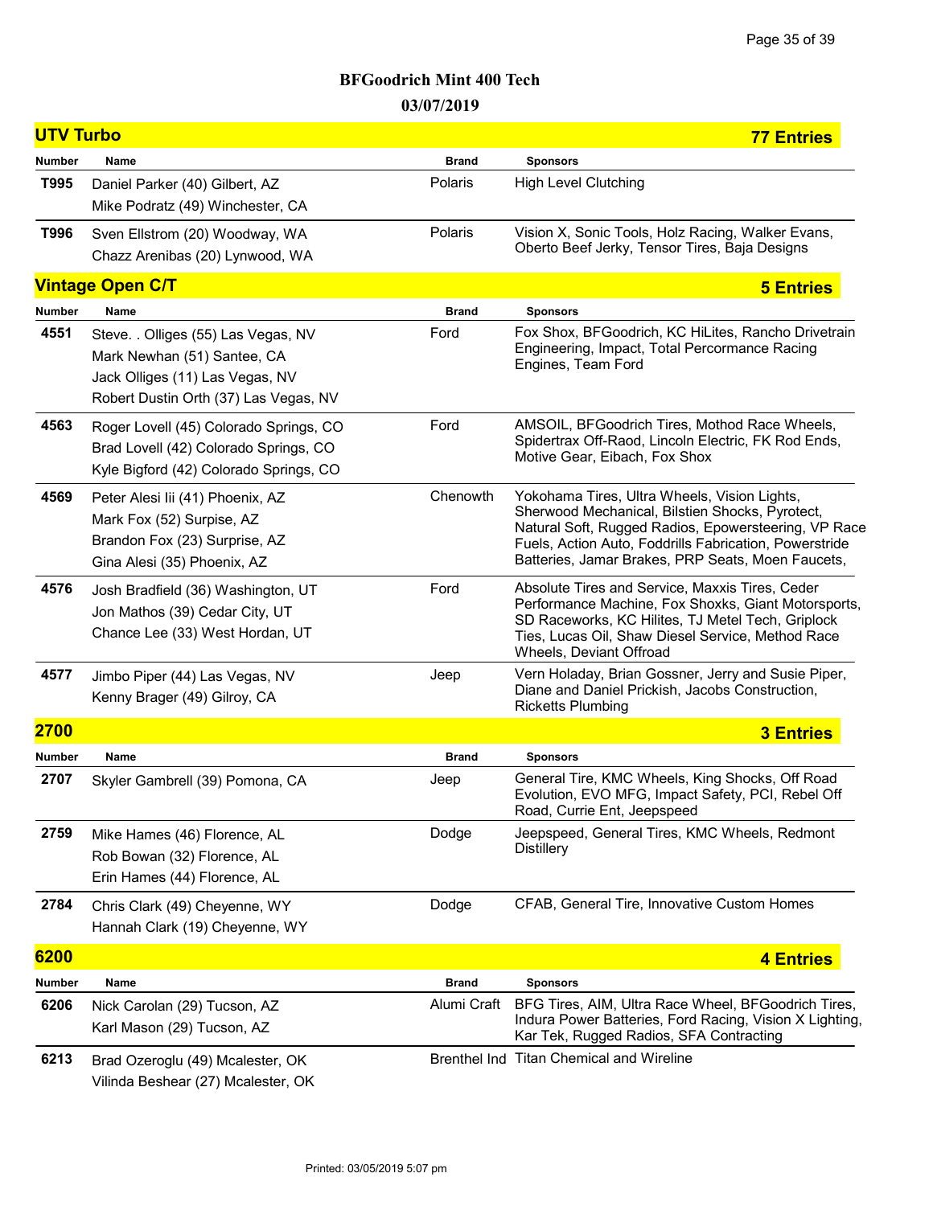# BFGoodrich Mint 400 Tech

## 03/07/2019

## UTV Turbo — 77 Entries

| Number | Name | Brand | Sponsors |
| --- | --- | --- | --- |
| T995 | Daniel Parker (40) Gilbert, AZ<br>Mike Podratz (49) Winchester, CA | Polaris | High Level Clutching |
| T996 | Sven Ellstrom (20) Woodway, WA<br>Chazz Arenibas (20) Lynwood, WA | Polaris | Vision X, Sonic Tools, Holz Racing, Walker Evans, Oberto Beef Jerky, Tensor Tires, Baja Designs |

## Vintage Open C/T — 5 Entries

| Number | Name | Brand | Sponsors |
| --- | --- | --- | --- |
| 4551 | Steve. . Olliges (55) Las Vegas, NV<br>Mark Newhan (51) Santee, CA<br>Jack Olliges (11) Las Vegas, NV<br>Robert Dustin Orth (37) Las Vegas, NV | Ford | Fox Shox, BFGoodrich, KC HiLites, Rancho Drivetrain Engineering, Impact, Total Percormance Racing Engines, Team Ford |
| 4563 | Roger Lovell (45) Colorado Springs, CO<br>Brad Lovell (42) Colorado Springs, CO<br>Kyle Bigford (42) Colorado Springs, CO | Ford | AMSOIL, BFGoodrich Tires, Mothod Race Wheels, Spidertrax Off-Raod, Lincoln Electric, FK Rod Ends, Motive Gear, Eibach, Fox Shox |
| 4569 | Peter Alesi Iii (41) Phoenix, AZ<br>Mark Fox (52) Surpise, AZ<br>Brandon Fox (23) Surprise, AZ<br>Gina Alesi (35) Phoenix, AZ | Chenowth | Yokohama Tires, Ultra Wheels, Vision Lights, Sherwood Mechanical, Bilstien Shocks, Pyrotect, Natural Soft, Rugged Radios, Epowersteering, VP Race Fuels, Action Auto, Foddrills Fabrication, Powerstride Batteries, Jamar Brakes, PRP Seats, Moen Faucets, |
| 4576 | Josh Bradfield (36) Washington, UT<br>Jon Mathos (39) Cedar City, UT<br>Chance Lee (33) West Hordan, UT | Ford | Absolute Tires and Service, Maxxis Tires, Ceder Performance Machine, Fox Shoxks, Giant Motorsports, SD Raceworks, KC Hilites, TJ Metel Tech, Griplock Ties, Lucas Oil, Shaw Diesel Service, Method Race Wheels, Deviant Offroad |
| 4577 | Jimbo Piper (44) Las Vegas, NV<br>Kenny Brager (49) Gilroy, CA | Jeep | Vern Holaday, Brian Gossner, Jerry and Susie Piper, Diane and Daniel Prickish, Jacobs Construction, Ricketts Plumbing |

## 2700 — 3 Entries

| Number | Name | Brand | Sponsors |
| --- | --- | --- | --- |
| 2707 | Skyler Gambrell (39) Pomona, CA | Jeep | General Tire, KMC Wheels, King Shocks, Off Road Evolution, EVO MFG, Impact Safety, PCI, Rebel Off Road, Currie Ent, Jeepspeed |
| 2759 | Mike Hames (46) Florence, AL<br>Rob Bowan (32) Florence, AL<br>Erin Hames (44) Florence, AL | Dodge | Jeepspeed, General Tires, KMC Wheels, Redmont Distillery |
| 2784 | Chris Clark (49) Cheyenne, WY<br>Hannah Clark (19) Cheyenne, WY | Dodge | CFAB, General Tire, Innovative Custom Homes |

## 6200 — 4 Entries

| Number | Name | Brand | Sponsors |
| --- | --- | --- | --- |
| 6206 | Nick Carolan (29) Tucson, AZ<br>Karl Mason (29) Tucson, AZ | Alumi Craft | BFG Tires, AIM, Ultra Race Wheel, BFGoodrich Tires, Indura Power Batteries, Ford Racing, Vision X Lighting, Kar Tek, Rugged Radios, SFA Contracting |
| 6213 | Brad Ozeroglu (49) Mcalester, OK<br>Vilinda Beshear (27) Mcalester, OK | Brenthel Ind | Titan Chemical and Wireline |

Printed: 03/05/2019 5:07 pm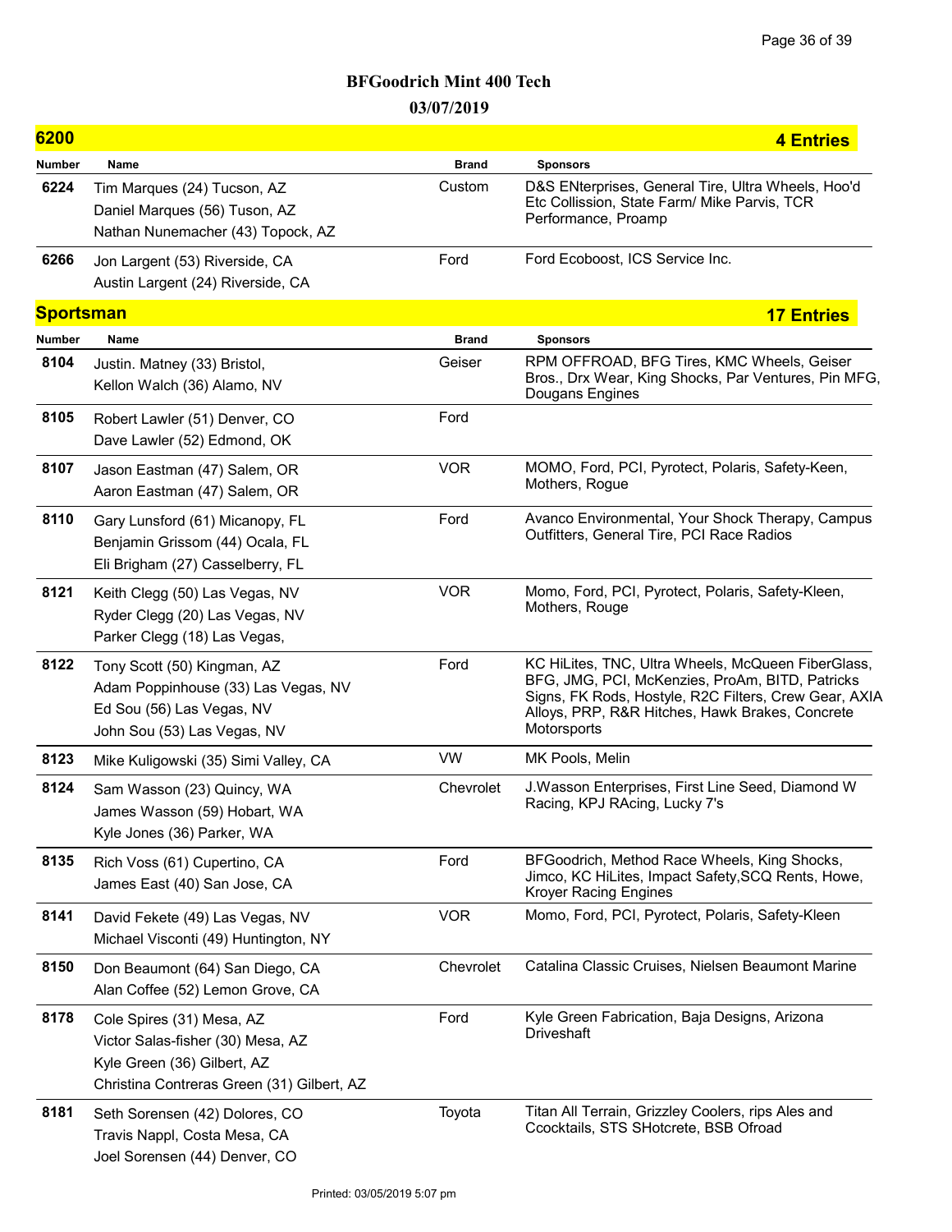# BFGoodrich Mint 400 Tech

## 03/07/2019

## 6200 — 4 Entries

| Number | Name | Brand | Sponsors |
|---|---|---|---|
| 6224 | Tim Marques (24) Tucson, AZ<br>Daniel Marques (56) Tuson, AZ<br>Nathan Nunemacher (43) Topock, AZ | Custom | D&S ENterprises, General Tire, Ultra Wheels, Hoo'd Etc Collission, State Farm/ Mike Parvis, TCR Performance, Proamp |
| 6266 | Jon Largent (53) Riverside, CA<br>Austin Largent (24) Riverside, CA | Ford | Ford Ecoboost, ICS Service Inc. |

## Sportsman — 17 Entries

| Number | Name | Brand | Sponsors |
|---|---|---|---|
| 8104 | Justin. Matney (33) Bristol,<br>Kellon Walch (36) Alamo, NV | Geiser | RPM OFFROAD, BFG Tires, KMC Wheels, Geiser Bros., Drx Wear, King Shocks, Par Ventures, Pin MFG, Dougans Engines |
| 8105 | Robert Lawler (51) Denver, CO<br>Dave Lawler (52) Edmond, OK | Ford | |
| 8107 | Jason Eastman (47) Salem, OR<br>Aaron Eastman (47) Salem, OR | VOR | MOMO, Ford, PCI, Pyrotect, Polaris, Safety-Keen, Mothers, Rogue |
| 8110 | Gary Lunsford (61) Micanopy, FL<br>Benjamin Grissom (44) Ocala, FL<br>Eli Brigham (27) Casselberry, FL | Ford | Avanco Environmental, Your Shock Therapy, Campus Outfitters, General Tire, PCI Race Radios |
| 8121 | Keith Clegg (50) Las Vegas, NV<br>Ryder Clegg (20) Las Vegas, NV<br>Parker Clegg (18) Las Vegas, | VOR | Momo, Ford, PCI, Pyrotect, Polaris, Safety-Kleen, Mothers, Rouge |
| 8122 | Tony Scott (50) Kingman, AZ<br>Adam Poppinhouse (33) Las Vegas, NV<br>Ed Sou (56) Las Vegas, NV<br>John Sou (53) Las Vegas, NV | Ford | KC HiLites, TNC, Ultra Wheels, McQueen FiberGlass, BFG, JMG, PCI, McKenzies, ProAm, BITD, Patricks Signs, FK Rods, Hostyle, R2C Filters, Crew Gear, AXIA Alloys, PRP, R&R Hitches, Hawk Brakes, Concrete Motorsports |
| 8123 | Mike Kuligowski (35) Simi Valley, CA | VW | MK Pools, Melin |
| 8124 | Sam Wasson (23) Quincy, WA<br>James Wasson (59) Hobart, WA<br>Kyle Jones (36) Parker, WA | Chevrolet | J.Wasson Enterprises, First Line Seed, Diamond W Racing, KPJ RAcing, Lucky 7's |
| 8135 | Rich Voss (61) Cupertino, CA<br>James East (40) San Jose, CA | Ford | BFGoodrich, Method Race Wheels, King Shocks, Jimco, KC HiLites, Impact Safety,SCQ Rents, Howe, Kroyer Racing Engines |
| 8141 | David Fekete (49) Las Vegas, NV<br>Michael Visconti (49) Huntington, NY | VOR | Momo, Ford, PCI, Pyrotect, Polaris, Safety-Kleen |
| 8150 | Don Beaumont (64) San Diego, CA<br>Alan Coffee (52) Lemon Grove, CA | Chevrolet | Catalina Classic Cruises, Nielsen Beaumont Marine |
| 8178 | Cole Spires (31) Mesa, AZ<br>Victor Salas-fisher (30) Mesa, AZ<br>Kyle Green (36) Gilbert, AZ<br>Christina Contreras Green (31) Gilbert, AZ | Ford | Kyle Green Fabrication, Baja Designs, Arizona Driveshaft |
| 8181 | Seth Sorensen (42) Dolores, CO<br>Travis Nappl, Costa Mesa, CA<br>Joel Sorensen (44) Denver, CO | Toyota | Titan All Terrain, Grizzley Coolers, rips Ales and Ccocktails, STS SHotcrete, BSB Ofroad |

Printed: 03/05/2019 5:07 pm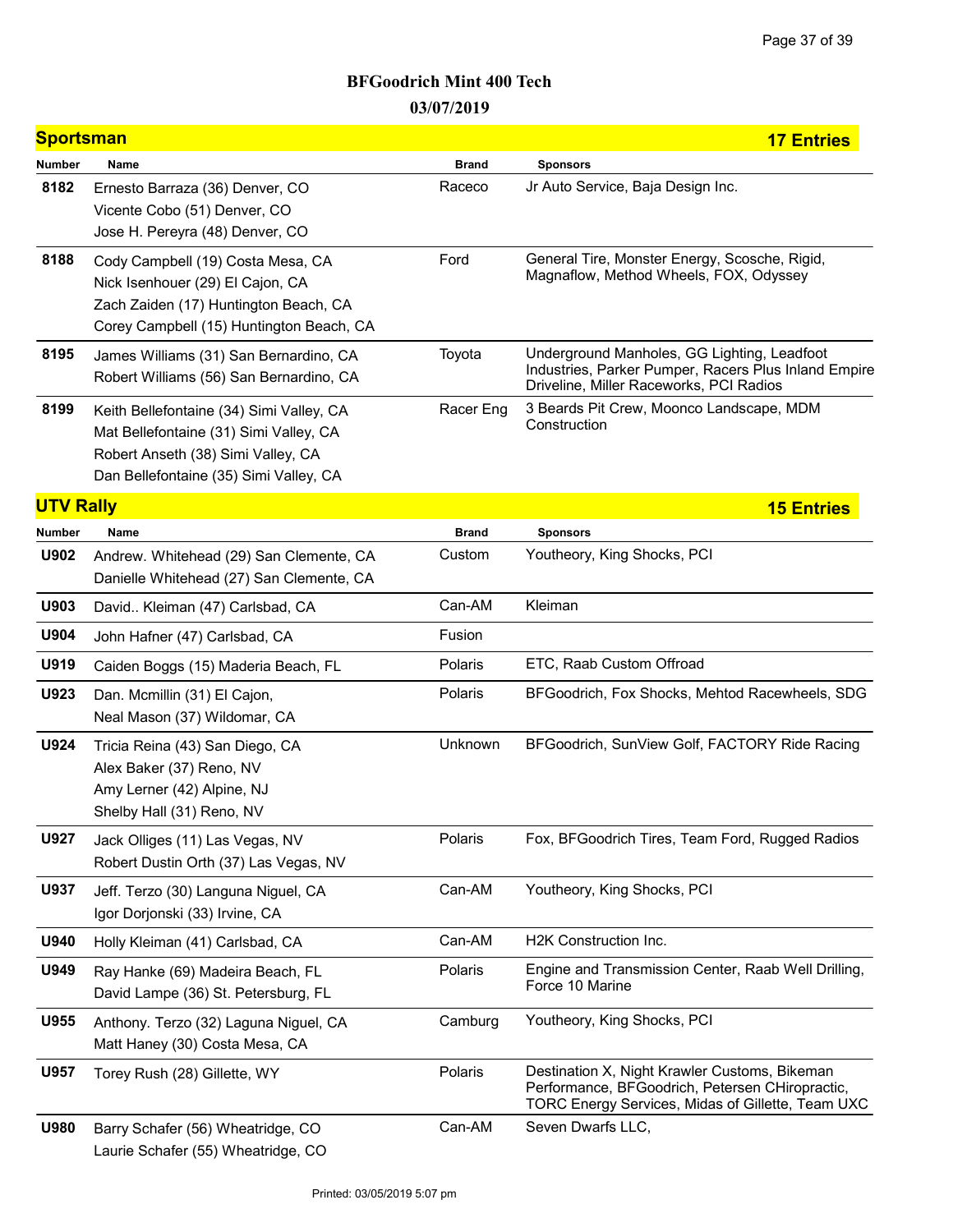# BFGoodrich Mint 400 Tech

## 03/07/2019

## Sportsman — 17 Entries

| Number | Name | Brand | Sponsors |
|---|---|---|---|
| 8182 | Ernesto Barraza (36) Denver, CO<br>Vicente Cobo (51) Denver, CO<br>Jose H. Pereyra (48) Denver, CO | Raceco | Jr Auto Service, Baja Design Inc. |
| 8188 | Cody Campbell (19) Costa Mesa, CA<br>Nick Isenhouer (29) El Cajon, CA<br>Zach Zaiden (17) Huntington Beach, CA<br>Corey Campbell (15) Huntington Beach, CA | Ford | General Tire, Monster Energy, Scosche, Rigid, Magnaflow, Method Wheels, FOX, Odyssey |
| 8195 | James Williams (31) San Bernardino, CA<br>Robert Williams (56) San Bernardino, CA | Toyota | Underground Manholes, GG Lighting, Leadfoot Industries, Parker Pumper, Racers Plus Inland Empire Driveline, Miller Raceworks, PCI Radios |
| 8199 | Keith Bellefontaine (34) Simi Valley, CA<br>Mat Bellefontaine (31) Simi Valley, CA<br>Robert Anseth (38) Simi Valley, CA<br>Dan Bellefontaine (35) Simi Valley, CA | Racer Eng | 3 Beards Pit Crew, Moonco Landscape, MDM Construction |

## UTV Rally — 15 Entries

| Number | Name | Brand | Sponsors |
|---|---|---|---|
| U902 | Andrew. Whitehead (29) San Clemente, CA<br>Danielle Whitehead (27) San Clemente, CA | Custom | Youtheory, King Shocks, PCI |
| U903 | David.. Kleiman (47) Carlsbad, CA | Can-AM | Kleiman |
| U904 | John Hafner (47) Carlsbad, CA | Fusion | |
| U919 | Caiden Boggs (15) Maderia Beach, FL | Polaris | ETC, Raab Custom Offroad |
| U923 | Dan. Mcmillin (31) El Cajon,<br>Neal Mason (37) Wildomar, CA | Polaris | BFGoodrich, Fox Shocks, Mehtod Racewheels, SDG |
| U924 | Tricia Reina (43) San Diego, CA<br>Alex Baker (37) Reno, NV<br>Amy Lerner (42) Alpine, NJ<br>Shelby Hall (31) Reno, NV | Unknown | BFGoodrich, SunView Golf, FACTORY Ride Racing |
| U927 | Jack Olliges (11) Las Vegas, NV<br>Robert Dustin Orth (37) Las Vegas, NV | Polaris | Fox, BFGoodrich Tires, Team Ford, Rugged Radios |
| U937 | Jeff. Terzo (30) Languna Niguel, CA<br>Igor Dorjonski (33) Irvine, CA | Can-AM | Youtheory, King Shocks, PCI |
| U940 | Holly Kleiman (41) Carlsbad, CA | Can-AM | H2K Construction Inc. |
| U949 | Ray Hanke (69) Madeira Beach, FL<br>David Lampe (36) St. Petersburg, FL | Polaris | Engine and Transmission Center, Raab Well Drilling, Force 10 Marine |
| U955 | Anthony. Terzo (32) Laguna Niguel, CA<br>Matt Haney (30) Costa Mesa, CA | Camburg | Youtheory, King Shocks, PCI |
| U957 | Torey Rush (28) Gillette, WY | Polaris | Destination X, Night Krawler Customs, Bikeman Performance, BFGoodrich, Petersen CHiropractic, TORC Energy Services, Midas of Gillette, Team UXC |
| U980 | Barry Schafer (56) Wheatridge, CO<br>Laurie Schafer (55) Wheatridge, CO | Can-AM | Seven Dwarfs LLC, |

Printed: 03/05/2019 5:07 pm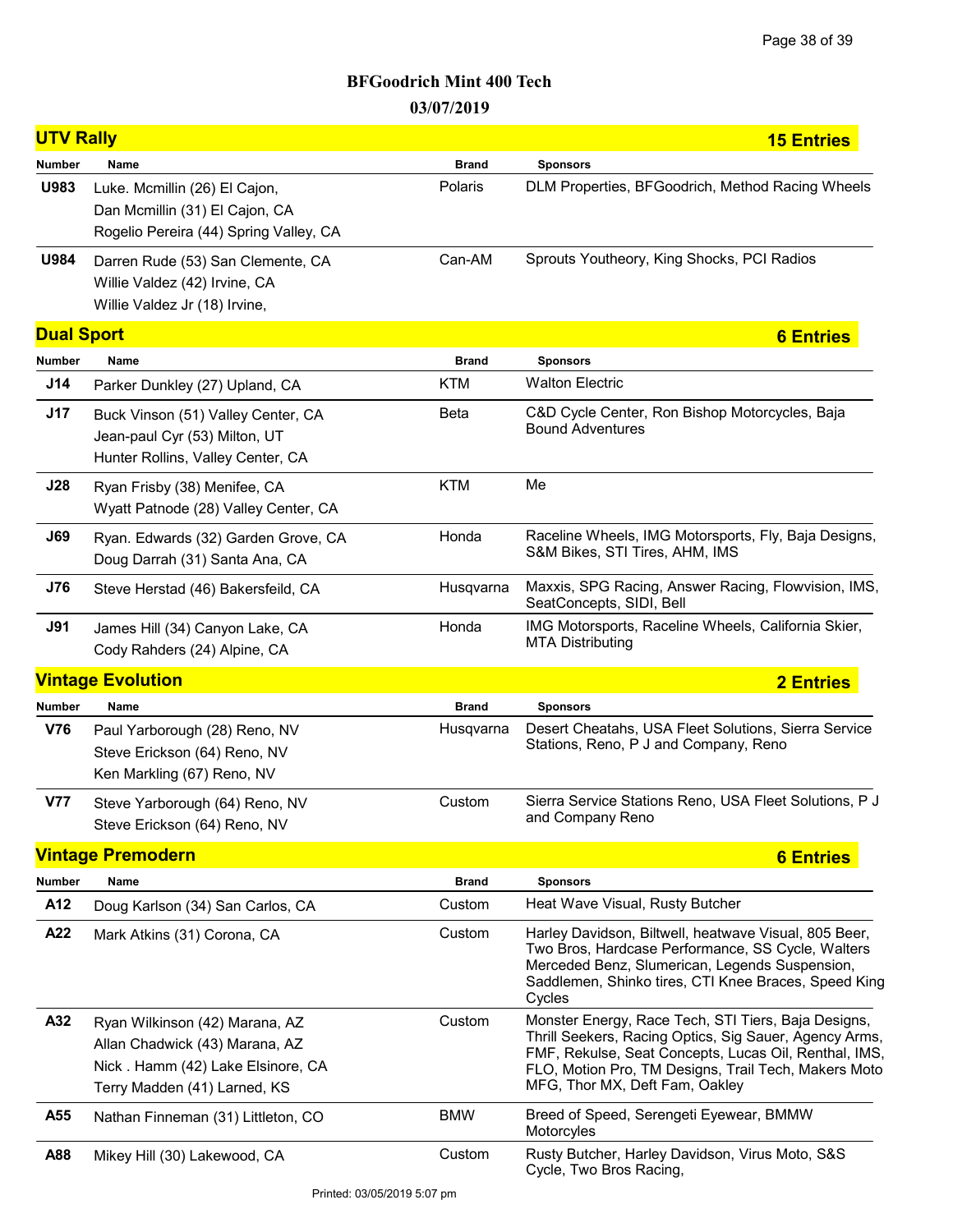# BFGoodrich Mint 400 Tech

## 03/07/2019

### UTV Rally — 15 Entries

| Number | Name | Brand | Sponsors |
|---|---|---|---|
| U983 | Luke. Mcmillin (26) El Cajon,<br>Dan Mcmillin (31) El Cajon, CA<br>Rogelio Pereira (44) Spring Valley, CA | Polaris | DLM Properties, BFGoodrich, Method Racing Wheels |
| U984 | Darren Rude (53) San Clemente, CA<br>Willie Valdez (42) Irvine, CA<br>Willie Valdez Jr (18) Irvine, | Can-AM | Sprouts Youtheory, King Shocks, PCI Radios |

### Dual Sport — 6 Entries

| Number | Name | Brand | Sponsors |
|---|---|---|---|
| J14 | Parker Dunkley (27) Upland, CA | KTM | Walton Electric |
| J17 | Buck Vinson (51) Valley Center, CA<br>Jean-paul Cyr (53) Milton, UT<br>Hunter Rollins, Valley Center, CA | Beta | C&D Cycle Center, Ron Bishop Motorcycles, Baja Bound Adventures |
| J28 | Ryan Frisby (38) Menifee, CA<br>Wyatt Patnode (28) Valley Center, CA | KTM | Me |
| J69 | Ryan. Edwards (32) Garden Grove, CA<br>Doug Darrah (31) Santa Ana, CA | Honda | Raceline Wheels, IMG Motorsports, Fly, Baja Designs, S&M Bikes, STI Tires, AHM, IMS |
| J76 | Steve Herstad (46) Bakersfeild, CA | Husqvarna | Maxxis, SPG Racing, Answer Racing, Flowvision, IMS, SeatConcepts, SIDI, Bell |
| J91 | James Hill (34) Canyon Lake, CA<br>Cody Rahders (24) Alpine, CA | Honda | IMG Motorsports, Raceline Wheels, California Skier, MTA Distributing |

### Vintage Evolution — 2 Entries

| Number | Name | Brand | Sponsors |
|---|---|---|---|
| V76 | Paul Yarborough (28) Reno, NV<br>Steve Erickson (64) Reno, NV<br>Ken Markling (67) Reno, NV | Husqvarna | Desert Cheatahs, USA Fleet Solutions, Sierra Service Stations, Reno, P J and Company, Reno |
| V77 | Steve Yarborough (64) Reno, NV<br>Steve Erickson (64) Reno, NV | Custom | Sierra Service Stations Reno, USA Fleet Solutions, P J and Company Reno |

### Vintage Premodern — 6 Entries

| Number | Name | Brand | Sponsors |
|---|---|---|---|
| A12 | Doug Karlson (34) San Carlos, CA | Custom | Heat Wave Visual, Rusty Butcher |
| A22 | Mark Atkins (31) Corona, CA | Custom | Harley Davidson, Biltwell, heatwave Visual, 805 Beer, Two Bros, Hardcase Performance, SS Cycle, Walters Merceded Benz, Slumerican, Legends Suspension, Saddlemen, Shinko tires, CTI Knee Braces, Speed King Cycles |
| A32 | Ryan Wilkinson (42) Marana, AZ<br>Allan Chadwick (43) Marana, AZ<br>Nick . Hamm (42) Lake Elsinore, CA<br>Terry Madden (41) Larned, KS | Custom | Monster Energy, Race Tech, STI Tiers, Baja Designs, Thrill Seekers, Racing Optics, Sig Sauer, Agency Arms, FMF, Rekulse, Seat Concepts, Lucas Oil, Renthal, IMS, FLO, Motion Pro, TM Designs, Trail Tech, Makers Moto MFG, Thor MX, Deft Fam, Oakley |
| A55 | Nathan Finneman (31) Littleton, CO | BMW | Breed of Speed, Serengeti Eyewear, BMMW Motorcyles |
| A88 | Mikey Hill (30) Lakewood, CA | Custom | Rusty Butcher, Harley Davidson, Virus Moto, S&S Cycle, Two Bros Racing, |

Printed: 03/05/2019 5:07 pm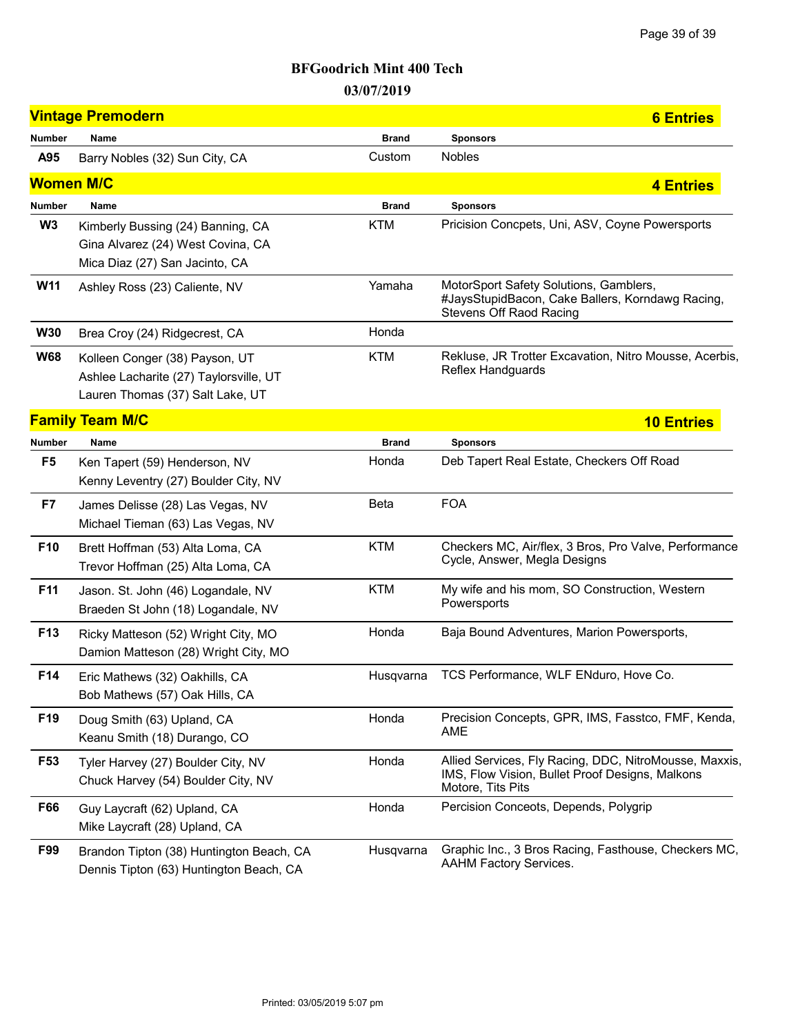# BFGoodrich Mint 400 Tech

## 03/07/2019

## Vintage Premodern — 6 Entries

| Number | Name | Brand | Sponsors |
|---|---|---|---|
| A95 | Barry Nobles (32) Sun City, CA | Custom | Nobles |

## Women M/C — 4 Entries

| Number | Name | Brand | Sponsors |
|---|---|---|---|
| W3 | Kimberly Bussing (24) Banning, CA<br>Gina Alvarez (24) West Covina, CA<br>Mica Diaz (27) San Jacinto, CA | KTM | Pricision Concpets, Uni, ASV, Coyne Powersports |
| W11 | Ashley Ross (23) Caliente, NV | Yamaha | MotorSport Safety Solutions, Gamblers, #JaysStupidBacon, Cake Ballers, Korndawg Racing, Stevens Off Raod Racing |
| W30 | Brea Croy (24) Ridgecrest, CA | Honda | |
| W68 | Kolleen Conger (38) Payson, UT<br>Ashlee Lacharite (27) Taylorsville, UT<br>Lauren Thomas (37) Salt Lake, UT | KTM | Rekluse, JR Trotter Excavation, Nitro Mousse, Acerbis, Reflex Handguards |

## Family Team M/C — 10 Entries

| Number | Name | Brand | Sponsors |
|---|---|---|---|
| F5 | Ken Tapert (59) Henderson, NV<br>Kenny Leventry (27) Boulder City, NV | Honda | Deb Tapert Real Estate, Checkers Off Road |
| F7 | James Delisse (28) Las Vegas, NV<br>Michael Tieman (63) Las Vegas, NV | Beta | FOA |
| F10 | Brett Hoffman (53) Alta Loma, CA<br>Trevor Hoffman (25) Alta Loma, CA | KTM | Checkers MC, Air/flex, 3 Bros, Pro Valve, Performance Cycle, Answer, Megla Designs |
| F11 | Jason. St. John (46) Logandale, NV<br>Braeden St John (18) Logandale, NV | KTM | My wife and his mom, SO Construction, Western Powersports |
| F13 | Ricky Matteson (52) Wright City, MO<br>Damion Matteson (28) Wright City, MO | Honda | Baja Bound Adventures, Marion Powersports, |
| F14 | Eric Mathews (32) Oakhills, CA<br>Bob Mathews (57) Oak Hills, CA | Husqvarna | TCS Performance, WLF ENduro, Hove Co. |
| F19 | Doug Smith (63) Upland, CA<br>Keanu Smith (18) Durango, CO | Honda | Precision Concepts, GPR, IMS, Fasstco, FMF, Kenda, AME |
| F53 | Tyler Harvey (27) Boulder City, NV<br>Chuck Harvey (54) Boulder City, NV | Honda | Allied Services, Fly Racing, DDC, NitroMousse, Maxxis, IMS, Flow Vision, Bullet Proof Designs, Malkons Motore, Tits Pits |
| F66 | Guy Laycraft (62) Upland, CA<br>Mike Laycraft (28) Upland, CA | Honda | Percision Conceots, Depends, Polygrip |
| F99 | Brandon Tipton (38) Huntington Beach, CA<br>Dennis Tipton (63) Huntington Beach, CA | Husqvarna | Graphic Inc., 3 Bros Racing, Fasthouse, Checkers MC, AAHM Factory Services. |

Printed: 03/05/2019 5:07 pm